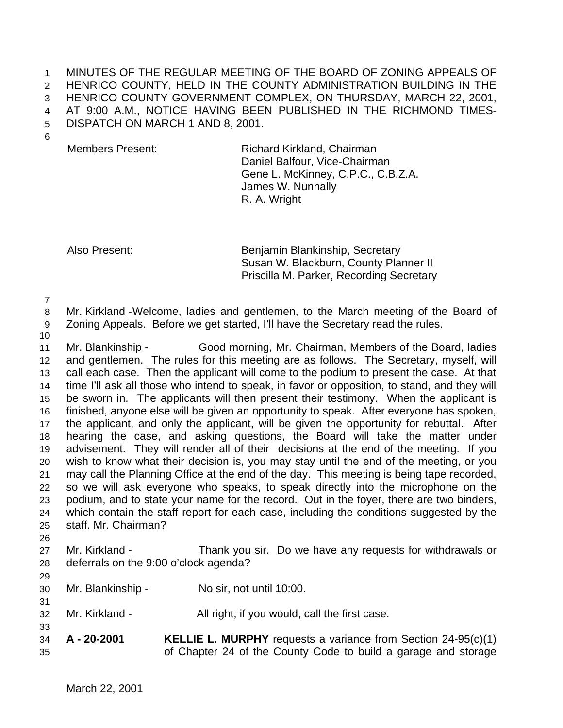MINUTES OF THE REGULAR MEETING OF THE BOARD OF ZONING APPEALS OF HENRICO COUNTY, HELD IN THE COUNTY ADMINISTRATION BUILDING IN THE HENRICO COUNTY GOVERNMENT COMPLEX, ON THURSDAY, MARCH 22, 2001, AT 9:00 A.M., NOTICE HAVING BEEN PUBLISHED IN THE RICHMOND TIMES-DISPATCH ON MARCH 1 AND 8, 2001.

| | |
|---|---|
| Members Present: | Richard Kirkland, Chairman<br>Daniel Balfour, Vice-Chairman<br>Gene L. McKinney, C.P.C., C.B.Z.A.<br>James W. Nunnally<br>R. A. Wright |
| Also Present: | Benjamin Blankinship, Secretary<br>Susan W. Blackburn, County Planner II<br>Priscilla M. Parker, Recording Secretary |

Mr. Kirkland -Welcome, ladies and gentlemen, to the March meeting of the Board of Zoning Appeals. Before we get started, I'll have the Secretary read the rules.

Mr. Blankinship - Good morning, Mr. Chairman, Members of the Board, ladies and gentlemen. The rules for this meeting are as follows. The Secretary, myself, will call each case. Then the applicant will come to the podium to present the case. At that time I'll ask all those who intend to speak, in favor or opposition, to stand, and they will be sworn in. The applicants will then present their testimony. When the applicant is finished, anyone else will be given an opportunity to speak. After everyone has spoken, the applicant, and only the applicant, will be given the opportunity for rebuttal. After hearing the case, and asking questions, the Board will take the matter under advisement. They will render all of their decisions at the end of the meeting. If you wish to know what their decision is, you may stay until the end of the meeting, or you may call the Planning Office at the end of the day. This meeting is being tape recorded, so we will ask everyone who speaks, to speak directly into the microphone on the podium, and to state your name for the record. Out in the foyer, there are two binders, which contain the staff report for each case, including the conditions suggested by the staff. Mr. Chairman?

Mr. Kirkland - Thank you sir. Do we have any requests for withdrawals or deferrals on the 9:00 o'clock agenda?

Mr. Blankinship - No sir, not until 10:00.

Mr. Kirkland - All right, if you would, call the first case.

**A - 20-2001** **KELLIE L. MURPHY** requests a variance from Section 24-95(c)(1) of Chapter 24 of the County Code to build a garage and storage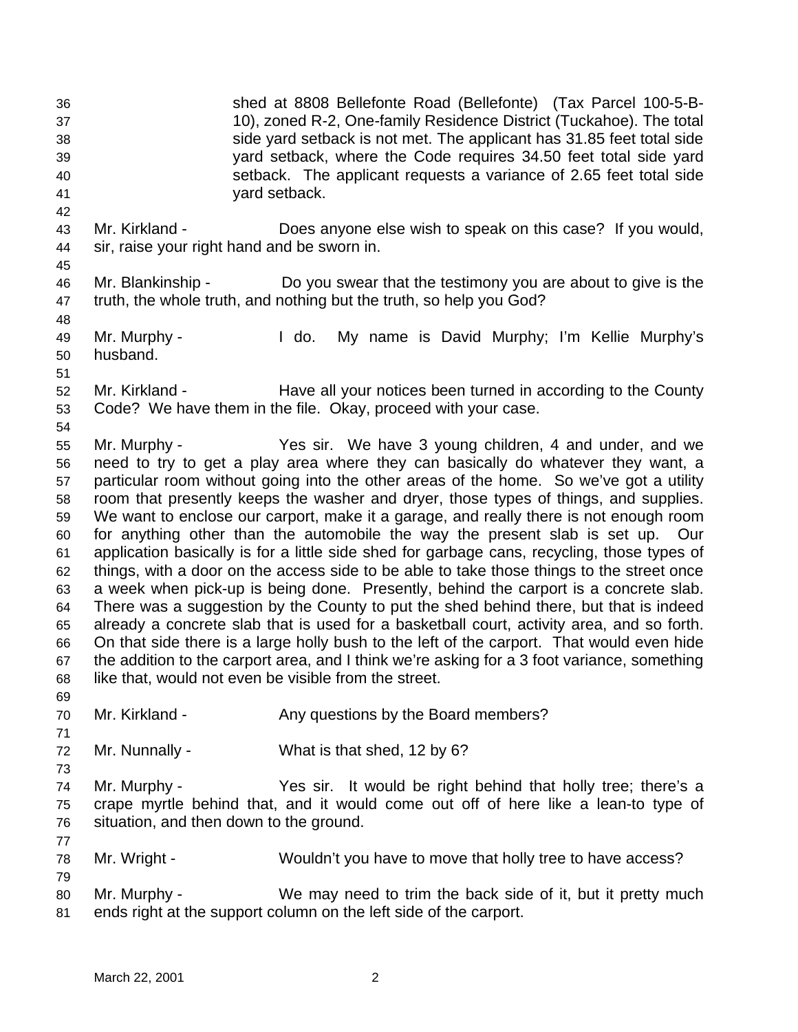shed at 8808 Bellefonte Road (Bellefonte) (Tax Parcel 100-5-B-10), zoned R-2, One-family Residence District (Tuckahoe). The total side yard setback is not met. The applicant has 31.85 feet total side yard setback, where the Code requires 34.50 feet total side yard setback. The applicant requests a variance of 2.65 feet total side yard setback.

Mr. Kirkland - Does anyone else wish to speak on this case? If you would, sir, raise your right hand and be sworn in.

Mr. Blankinship - Do you swear that the testimony you are about to give is the truth, the whole truth, and nothing but the truth, so help you God?

Mr. Murphy - I do. My name is David Murphy; I'm Kellie Murphy's husband.

Mr. Kirkland - Have all your notices been turned in according to the County Code? We have them in the file. Okay, proceed with your case.

Mr. Murphy - Yes sir. We have 3 young children, 4 and under, and we need to try to get a play area where they can basically do whatever they want, a particular room without going into the other areas of the home. So we've got a utility room that presently keeps the washer and dryer, those types of things, and supplies. We want to enclose our carport, make it a garage, and really there is not enough room for anything other than the automobile the way the present slab is set up. Our application basically is for a little side shed for garbage cans, recycling, those types of things, with a door on the access side to be able to take those things to the street once a week when pick-up is being done. Presently, behind the carport is a concrete slab. There was a suggestion by the County to put the shed behind there, but that is indeed already a concrete slab that is used for a basketball court, activity area, and so forth. On that side there is a large holly bush to the left of the carport. That would even hide the addition to the carport area, and I think we're asking for a 3 foot variance, something like that, would not even be visible from the street.

Mr. Kirkland - Any questions by the Board members?

Mr. Nunnally - What is that shed, 12 by 6?

Mr. Murphy - Yes sir. It would be right behind that holly tree; there's a crape myrtle behind that, and it would come out off of here like a lean-to type of situation, and then down to the ground.

Mr. Wright - Wouldn't you have to move that holly tree to have access?

Mr. Murphy - We may need to trim the back side of it, but it pretty much ends right at the support column on the left side of the carport.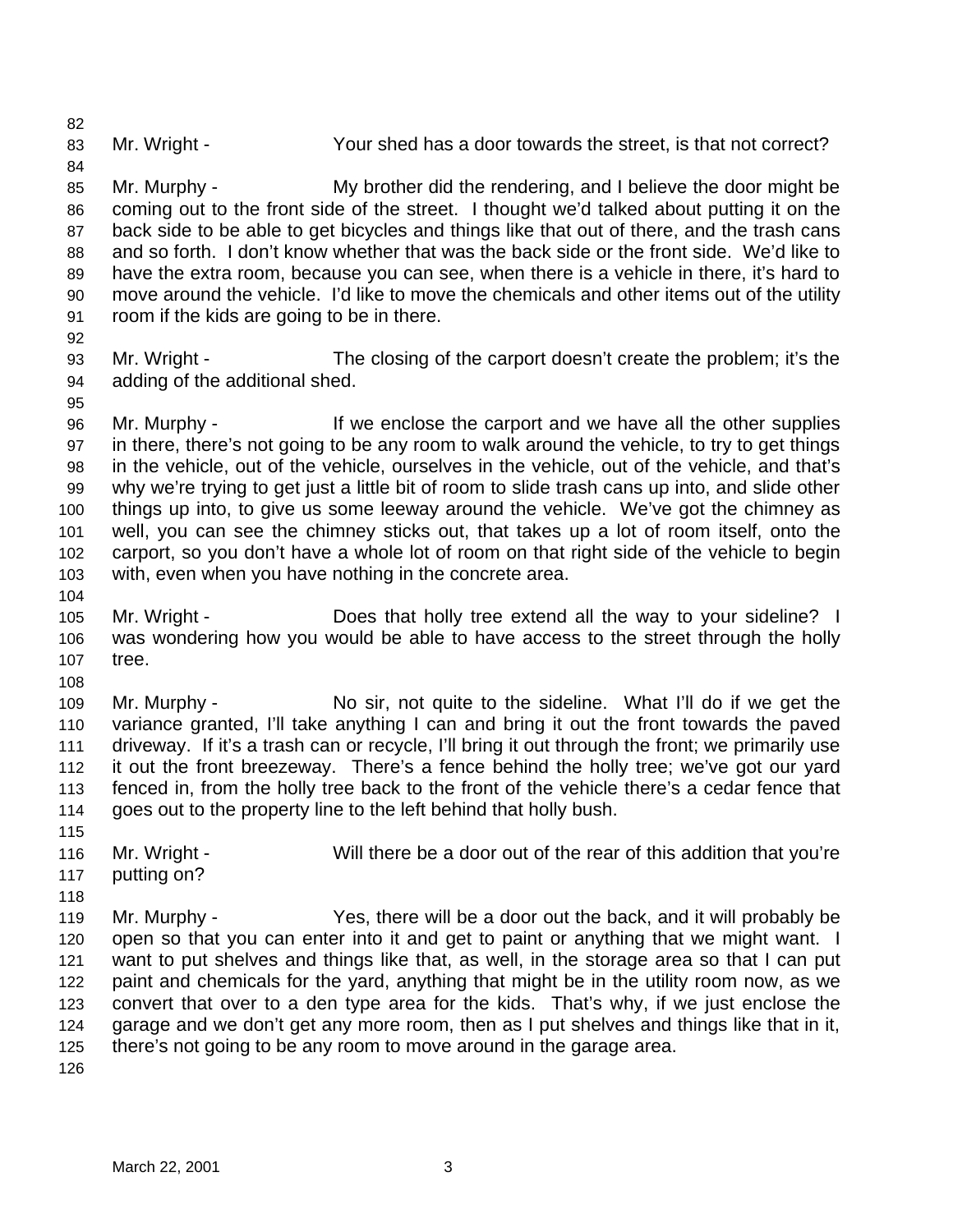Mr. Wright - Your shed has a door towards the street, is that not correct?

Mr. Murphy - My brother did the rendering, and I believe the door might be coming out to the front side of the street. I thought we'd talked about putting it on the back side to be able to get bicycles and things like that out of there, and the trash cans and so forth. I don't know whether that was the back side or the front side. We'd like to have the extra room, because you can see, when there is a vehicle in there, it's hard to move around the vehicle. I'd like to move the chemicals and other items out of the utility room if the kids are going to be in there.

Mr. Wright - The closing of the carport doesn't create the problem; it's the adding of the additional shed.

Mr. Murphy - If we enclose the carport and we have all the other supplies in there, there's not going to be any room to walk around the vehicle, to try to get things in the vehicle, out of the vehicle, ourselves in the vehicle, out of the vehicle, and that's why we're trying to get just a little bit of room to slide trash cans up into, and slide other things up into, to give us some leeway around the vehicle. We've got the chimney as well, you can see the chimney sticks out, that takes up a lot of room itself, onto the carport, so you don't have a whole lot of room on that right side of the vehicle to begin with, even when you have nothing in the concrete area.

Mr. Wright - Does that holly tree extend all the way to your sideline? I was wondering how you would be able to have access to the street through the holly tree.

Mr. Murphy - No sir, not quite to the sideline. What I'll do if we get the variance granted, I'll take anything I can and bring it out the front towards the paved driveway. If it's a trash can or recycle, I'll bring it out through the front; we primarily use it out the front breezeway. There's a fence behind the holly tree; we've got our yard fenced in, from the holly tree back to the front of the vehicle there's a cedar fence that goes out to the property line to the left behind that holly bush.

Mr. Wright - Will there be a door out of the rear of this addition that you're putting on?

Mr. Murphy - Yes, there will be a door out the back, and it will probably be open so that you can enter into it and get to paint or anything that we might want. I want to put shelves and things like that, as well, in the storage area so that I can put paint and chemicals for the yard, anything that might be in the utility room now, as we convert that over to a den type area for the kids. That's why, if we just enclose the garage and we don't get any more room, then as I put shelves and things like that in it, there's not going to be any room to move around in the garage area.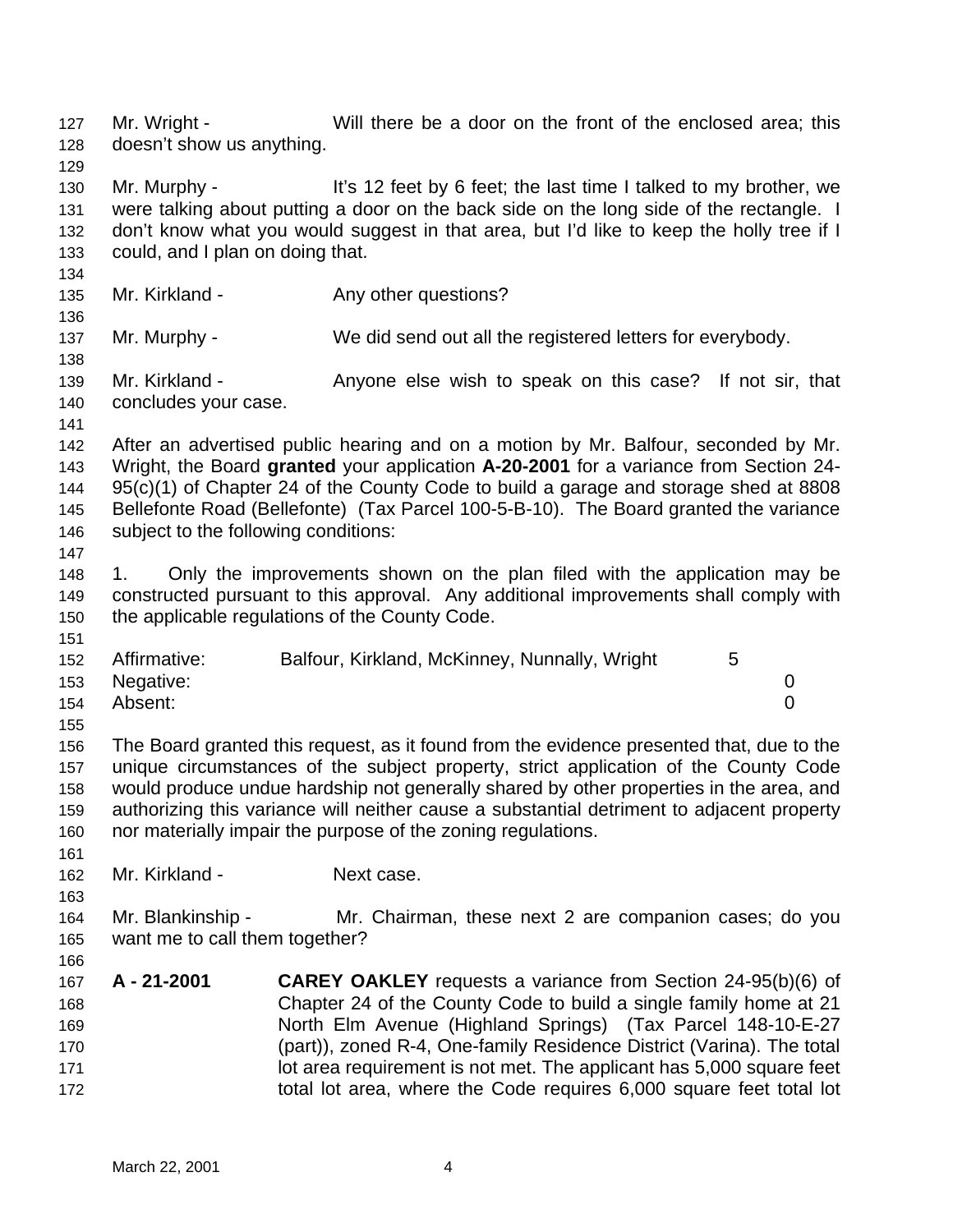Mr. Wright - Will there be a door on the front of the enclosed area; this doesn't show us anything.

Mr. Murphy - It's 12 feet by 6 feet; the last time I talked to my brother, we were talking about putting a door on the back side on the long side of the rectangle. I don't know what you would suggest in that area, but I'd like to keep the holly tree if I could, and I plan on doing that.

Mr. Kirkland - Any other questions?

Mr. Murphy - We did send out all the registered letters for everybody.

Mr. Kirkland - Anyone else wish to speak on this case? If not sir, that concludes your case.

After an advertised public hearing and on a motion by Mr. Balfour, seconded by Mr. Wright, the Board **granted** your application **A-20-2001** for a variance from Section 24-95(c)(1) of Chapter 24 of the County Code to build a garage and storage shed at 8808 Bellefonte Road (Bellefonte) (Tax Parcel 100-5-B-10). The Board granted the variance subject to the following conditions:

1. Only the improvements shown on the plan filed with the application may be constructed pursuant to this approval. Any additional improvements shall comply with the applicable regulations of the County Code.

| | | |
|---|---|---|
| Affirmative: | Balfour, Kirkland, McKinney, Nunnally, Wright | 5 |
| Negative: | | 0 |
| Absent: | | 0 |

The Board granted this request, as it found from the evidence presented that, due to the unique circumstances of the subject property, strict application of the County Code would produce undue hardship not generally shared by other properties in the area, and authorizing this variance will neither cause a substantial detriment to adjacent property nor materially impair the purpose of the zoning regulations.

Mr. Kirkland - Next case.

Mr. Blankinship - Mr. Chairman, these next 2 are companion cases; do you want me to call them together?

**A - 21-2001** **CAREY OAKLEY** requests a variance from Section 24-95(b)(6) of Chapter 24 of the County Code to build a single family home at 21 North Elm Avenue (Highland Springs) (Tax Parcel 148-10-E-27 (part)), zoned R-4, One-family Residence District (Varina). The total lot area requirement is not met. The applicant has 5,000 square feet total lot area, where the Code requires 6,000 square feet total lot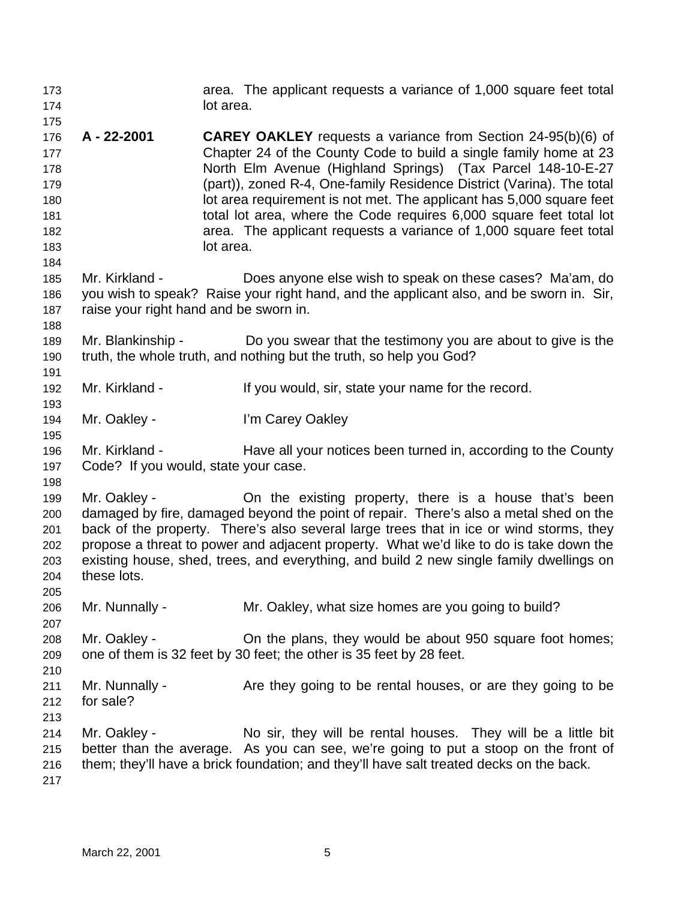area. The applicant requests a variance of 1,000 square feet total lot area.

**A - 22-2001** **CAREY OAKLEY** requests a variance from Section 24-95(b)(6) of Chapter 24 of the County Code to build a single family home at 23 North Elm Avenue (Highland Springs) (Tax Parcel 148-10-E-27 (part)), zoned R-4, One-family Residence District (Varina). The total lot area requirement is not met. The applicant has 5,000 square feet total lot area, where the Code requires 6,000 square feet total lot area. The applicant requests a variance of 1,000 square feet total lot area.

Mr. Kirkland - Does anyone else wish to speak on these cases? Ma'am, do you wish to speak? Raise your right hand, and the applicant also, and be sworn in. Sir, raise your right hand and be sworn in.

Mr. Blankinship - Do you swear that the testimony you are about to give is the truth, the whole truth, and nothing but the truth, so help you God?

Mr. Kirkland - If you would, sir, state your name for the record.

Mr. Oakley - I'm Carey Oakley

Mr. Kirkland - Have all your notices been turned in, according to the County Code? If you would, state your case.

Mr. Oakley - On the existing property, there is a house that's been damaged by fire, damaged beyond the point of repair. There's also a metal shed on the back of the property. There's also several large trees that in ice or wind storms, they propose a threat to power and adjacent property. What we'd like to do is take down the existing house, shed, trees, and everything, and build 2 new single family dwellings on these lots.

Mr. Nunnally - Mr. Oakley, what size homes are you going to build?

Mr. Oakley - On the plans, they would be about 950 square foot homes; one of them is 32 feet by 30 feet; the other is 35 feet by 28 feet.

Mr. Nunnally - Are they going to be rental houses, or are they going to be for sale?

Mr. Oakley - No sir, they will be rental houses. They will be a little bit better than the average. As you can see, we're going to put a stoop on the front of them; they'll have a brick foundation; and they'll have salt treated decks on the back.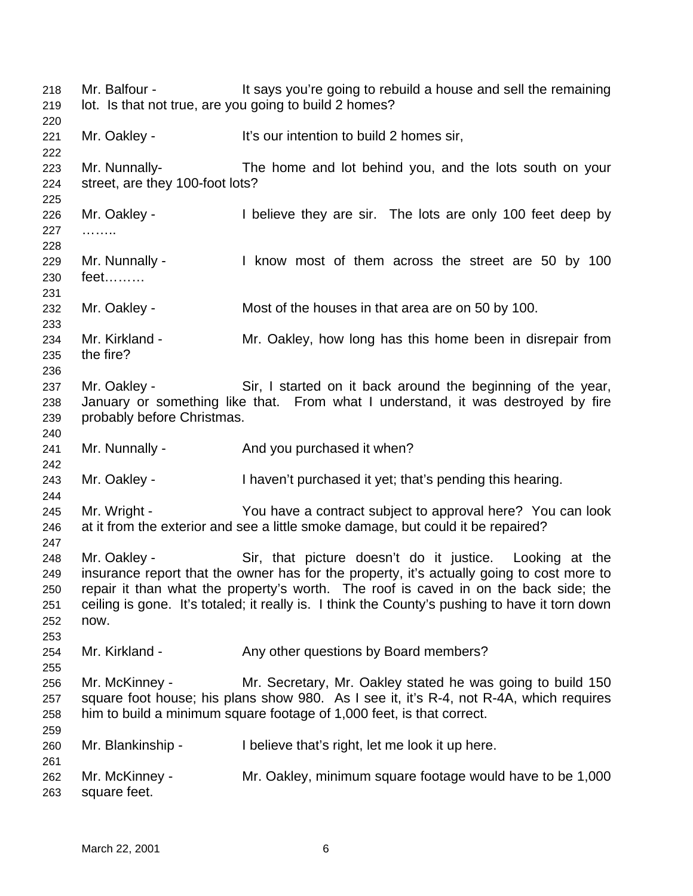Mr. Balfour - It says you're going to rebuild a house and sell the remaining lot. Is that not true, are you going to build 2 homes?

Mr. Oakley - It's our intention to build 2 homes sir,

Mr. Nunnally- The home and lot behind you, and the lots south on your street, are they 100-foot lots?

Mr. Oakley - I believe they are sir. The lots are only 100 feet deep by ……..

Mr. Nunnally - I know most of them across the street are 50 by 100 feet………

Mr. Oakley - Most of the houses in that area are on 50 by 100.

Mr. Kirkland - Mr. Oakley, how long has this home been in disrepair from the fire?

Mr. Oakley - Sir, I started on it back around the beginning of the year, January or something like that. From what I understand, it was destroyed by fire probably before Christmas.

Mr. Nunnally - And you purchased it when?

Mr. Oakley - I haven't purchased it yet; that's pending this hearing.

Mr. Wright - You have a contract subject to approval here? You can look at it from the exterior and see a little smoke damage, but could it be repaired?

Mr. Oakley - Sir, that picture doesn't do it justice. Looking at the insurance report that the owner has for the property, it's actually going to cost more to repair it than what the property's worth. The roof is caved in on the back side; the ceiling is gone. It's totaled; it really is. I think the County's pushing to have it torn down now.

Mr. Kirkland - Any other questions by Board members?

Mr. McKinney - Mr. Secretary, Mr. Oakley stated he was going to build 150 square foot house; his plans show 980. As I see it, it's R-4, not R-4A, which requires him to build a minimum square footage of 1,000 feet, is that correct.

Mr. Blankinship - I believe that's right, let me look it up here.

Mr. McKinney - Mr. Oakley, minimum square footage would have to be 1,000 square feet.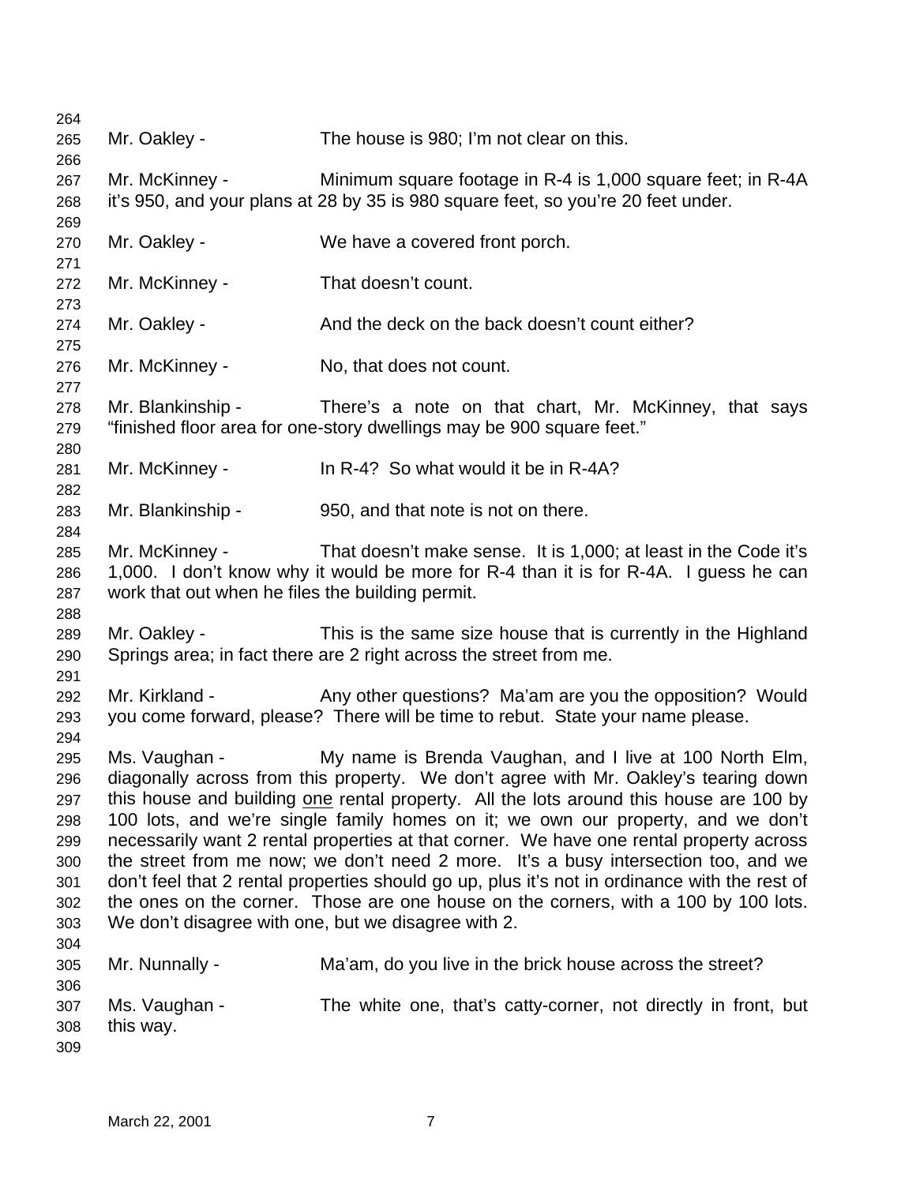Mr. Oakley - The house is 980; I'm not clear on this.

Mr. McKinney - Minimum square footage in R-4 is 1,000 square feet; in R-4A it's 950, and your plans at 28 by 35 is 980 square feet, so you're 20 feet under.

Mr. Oakley - We have a covered front porch.

Mr. McKinney - That doesn't count.

Mr. Oakley - And the deck on the back doesn't count either?

Mr. McKinney - No, that does not count.

Mr. Blankinship - There's a note on that chart, Mr. McKinney, that says "finished floor area for one-story dwellings may be 900 square feet."

Mr. McKinney - In R-4? So what would it be in R-4A?

Mr. Blankinship - 950, and that note is not on there.

Mr. McKinney - That doesn't make sense. It is 1,000; at least in the Code it's 1,000. I don't know why it would be more for R-4 than it is for R-4A. I guess he can work that out when he files the building permit.

Mr. Oakley - This is the same size house that is currently in the Highland Springs area; in fact there are 2 right across the street from me.

Mr. Kirkland - Any other questions? Ma'am are you the opposition? Would you come forward, please? There will be time to rebut. State your name please.

Ms. Vaughan - My name is Brenda Vaughan, and I live at 100 North Elm, diagonally across from this property. We don't agree with Mr. Oakley's tearing down this house and building one rental property. All the lots around this house are 100 by 100 lots, and we're single family homes on it; we own our property, and we don't necessarily want 2 rental properties at that corner. We have one rental property across the street from me now; we don't need 2 more. It's a busy intersection too, and we don't feel that 2 rental properties should go up, plus it's not in ordinance with the rest of the ones on the corner. Those are one house on the corners, with a 100 by 100 lots. We don't disagree with one, but we disagree with 2.

Mr. Nunnally - Ma'am, do you live in the brick house across the street?

Ms. Vaughan - The white one, that's catty-corner, not directly in front, but this way.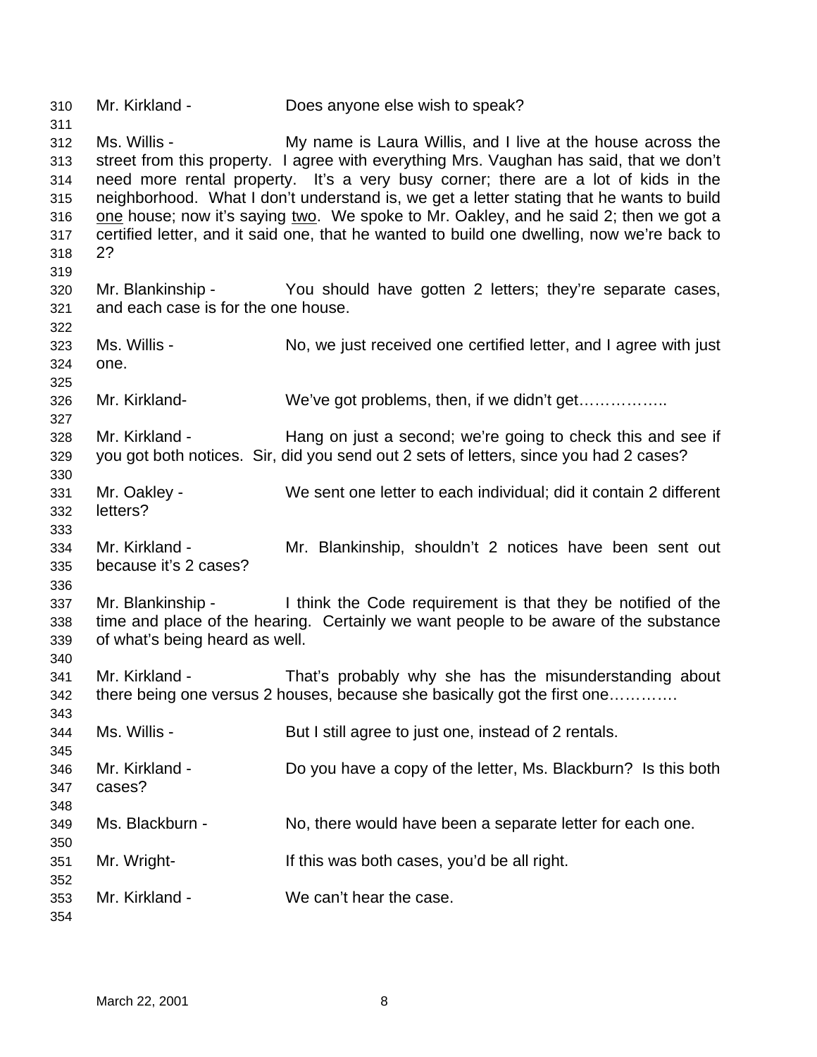Mr. Kirkland - Does anyone else wish to speak?

Ms. Willis - My name is Laura Willis, and I live at the house across the street from this property. I agree with everything Mrs. Vaughan has said, that we don't need more rental property. It's a very busy corner; there are a lot of kids in the neighborhood. What I don't understand is, we get a letter stating that he wants to build one house; now it's saying two. We spoke to Mr. Oakley, and he said 2; then we got a certified letter, and it said one, that he wanted to build one dwelling, now we're back to 2?

Mr. Blankinship - You should have gotten 2 letters; they're separate cases, and each case is for the one house.

Ms. Willis - No, we just received one certified letter, and I agree with just one.

Mr. Kirkland- We've got problems, then, if we didn't get……………..

Mr. Kirkland - Hang on just a second; we're going to check this and see if you got both notices. Sir, did you send out 2 sets of letters, since you had 2 cases?

Mr. Oakley - We sent one letter to each individual; did it contain 2 different letters?

Mr. Kirkland - Mr. Blankinship, shouldn't 2 notices have been sent out because it's 2 cases?

Mr. Blankinship - I think the Code requirement is that they be notified of the time and place of the hearing. Certainly we want people to be aware of the substance of what's being heard as well.

Mr. Kirkland - That's probably why she has the misunderstanding about there being one versus 2 houses, because she basically got the first one………….

Ms. Willis - But I still agree to just one, instead of 2 rentals.

Mr. Kirkland - Do you have a copy of the letter, Ms. Blackburn? Is this both cases?

Ms. Blackburn - No, there would have been a separate letter for each one.

Mr. Wright- If this was both cases, you'd be all right.

Mr. Kirkland - We can't hear the case.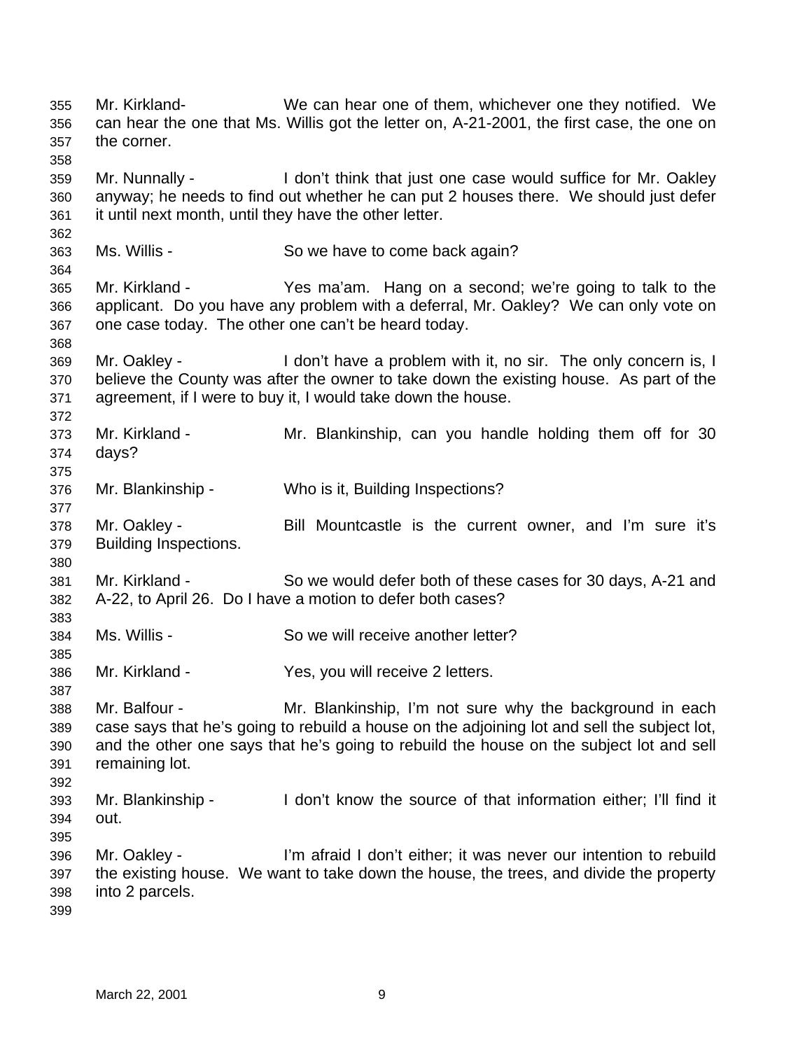Mr. Kirkland- We can hear one of them, whichever one they notified. We can hear the one that Ms. Willis got the letter on, A-21-2001, the first case, the one on the corner.

Mr. Nunnally - I don't think that just one case would suffice for Mr. Oakley anyway; he needs to find out whether he can put 2 houses there. We should just defer it until next month, until they have the other letter.

Ms. Willis - So we have to come back again?

Mr. Kirkland - Yes ma'am. Hang on a second; we're going to talk to the applicant. Do you have any problem with a deferral, Mr. Oakley? We can only vote on one case today. The other one can't be heard today.

Mr. Oakley - I don't have a problem with it, no sir. The only concern is, I believe the County was after the owner to take down the existing house. As part of the agreement, if I were to buy it, I would take down the house.

Mr. Kirkland - Mr. Blankinship, can you handle holding them off for 30 days?

Mr. Blankinship - Who is it, Building Inspections?

Mr. Oakley - Bill Mountcastle is the current owner, and I'm sure it's Building Inspections.

Mr. Kirkland - So we would defer both of these cases for 30 days, A-21 and A-22, to April 26. Do I have a motion to defer both cases?

Ms. Willis - So we will receive another letter?

Mr. Kirkland - Yes, you will receive 2 letters.

Mr. Balfour - Mr. Blankinship, I'm not sure why the background in each case says that he's going to rebuild a house on the adjoining lot and sell the subject lot, and the other one says that he's going to rebuild the house on the subject lot and sell remaining lot.

Mr. Blankinship - I don't know the source of that information either; I'll find it out.

Mr. Oakley - I'm afraid I don't either; it was never our intention to rebuild the existing house. We want to take down the house, the trees, and divide the property into 2 parcels.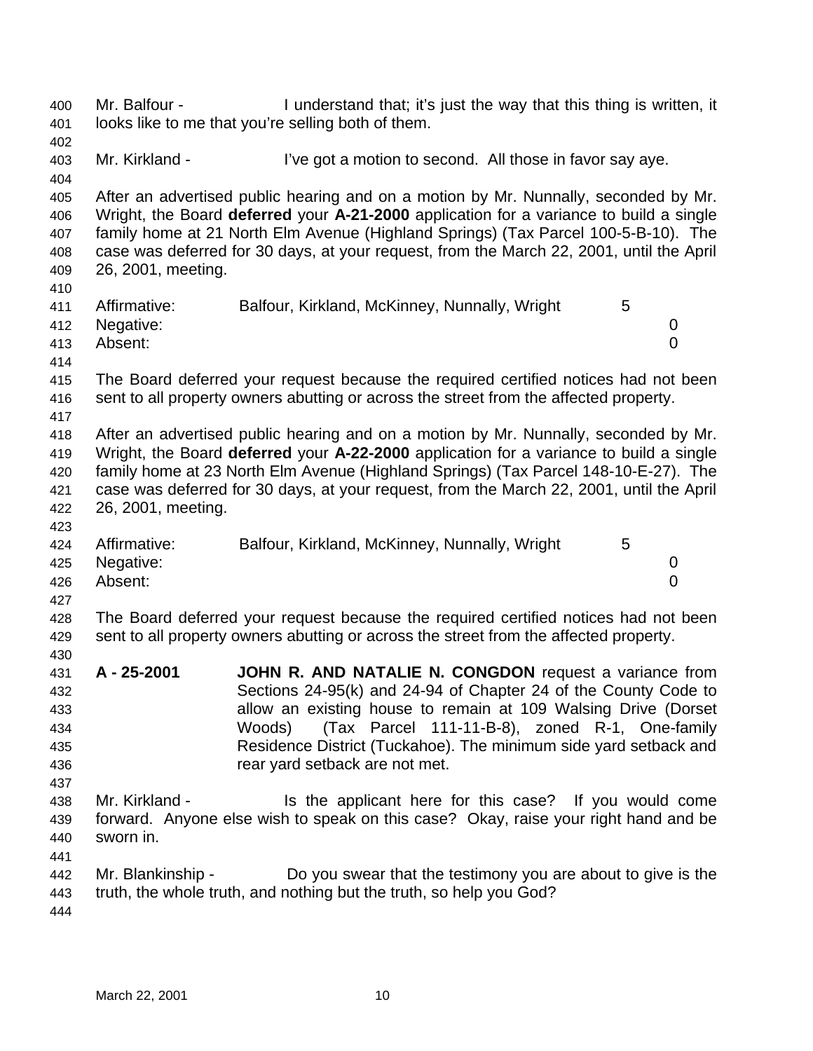Mr. Balfour - I understand that; it's just the way that this thing is written, it looks like to me that you're selling both of them.

Mr. Kirkland - I've got a motion to second. All those in favor say aye.

After an advertised public hearing and on a motion by Mr. Nunnally, seconded by Mr. Wright, the Board **deferred** your **A-21-2000** application for a variance to build a single family home at 21 North Elm Avenue (Highland Springs) (Tax Parcel 100-5-B-10). The case was deferred for 30 days, at your request, from the March 22, 2001, until the April 26, 2001, meeting.

| | | |
|---|---|---|
| Affirmative: | Balfour, Kirkland, McKinney, Nunnally, Wright | 5 |
| Negative: | | 0 |
| Absent: | | 0 |

The Board deferred your request because the required certified notices had not been sent to all property owners abutting or across the street from the affected property.

After an advertised public hearing and on a motion by Mr. Nunnally, seconded by Mr. Wright, the Board **deferred** your **A-22-2000** application for a variance to build a single family home at 23 North Elm Avenue (Highland Springs) (Tax Parcel 148-10-E-27). The case was deferred for 30 days, at your request, from the March 22, 2001, until the April 26, 2001, meeting.

| | | |
|---|---|---|
| Affirmative: | Balfour, Kirkland, McKinney, Nunnally, Wright | 5 |
| Negative: | | 0 |
| Absent: | | 0 |

The Board deferred your request because the required certified notices had not been sent to all property owners abutting or across the street from the affected property.

**A - 25-2001** **JOHN R. AND NATALIE N. CONGDON** request a variance from Sections 24-95(k) and 24-94 of Chapter 24 of the County Code to allow an existing house to remain at 109 Walsing Drive (Dorset Woods) (Tax Parcel 111-11-B-8), zoned R-1, One-family Residence District (Tuckahoe). The minimum side yard setback and rear yard setback are not met.

Mr. Kirkland - Is the applicant here for this case? If you would come forward. Anyone else wish to speak on this case? Okay, raise your right hand and be sworn in.

Mr. Blankinship - Do you swear that the testimony you are about to give is the truth, the whole truth, and nothing but the truth, so help you God?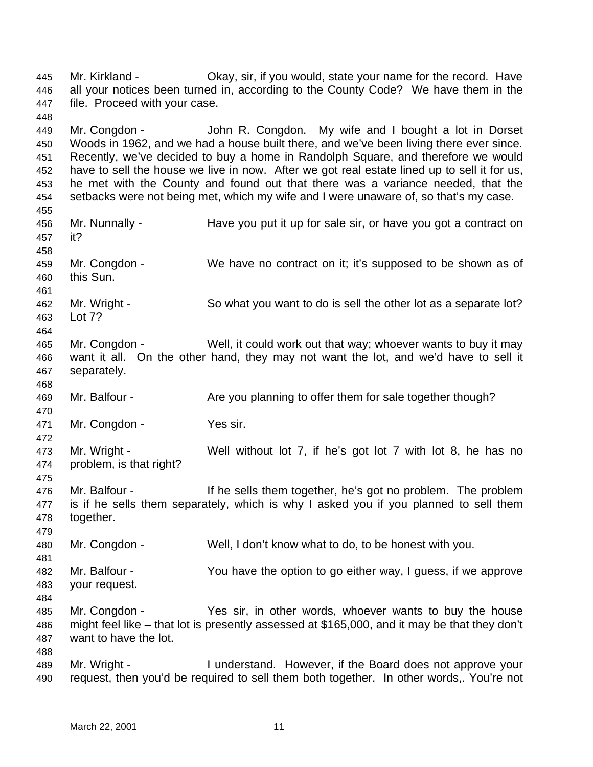Mr. Kirkland - Okay, sir, if you would, state your name for the record. Have all your notices been turned in, according to the County Code? We have them in the file. Proceed with your case.

Mr. Congdon - John R. Congdon. My wife and I bought a lot in Dorset Woods in 1962, and we had a house built there, and we've been living there ever since. Recently, we've decided to buy a home in Randolph Square, and therefore we would have to sell the house we live in now. After we got real estate lined up to sell it for us, he met with the County and found out that there was a variance needed, that the setbacks were not being met, which my wife and I were unaware of, so that's my case.

Mr. Nunnally - Have you put it up for sale sir, or have you got a contract on it?

Mr. Congdon - We have no contract on it; it's supposed to be shown as of this Sun.

Mr. Wright - So what you want to do is sell the other lot as a separate lot? Lot 7?

Mr. Congdon - Well, it could work out that way; whoever wants to buy it may want it all. On the other hand, they may not want the lot, and we'd have to sell it separately.

Mr. Balfour - Are you planning to offer them for sale together though?

Mr. Congdon - Yes sir.

Mr. Wright - Well without lot 7, if he's got lot 7 with lot 8, he has no problem, is that right?

Mr. Balfour - If he sells them together, he's got no problem. The problem is if he sells them separately, which is why I asked you if you planned to sell them together.

Mr. Congdon - Well, I don't know what to do, to be honest with you.

Mr. Balfour - You have the option to go either way, I guess, if we approve your request.

Mr. Congdon - Yes sir, in other words, whoever wants to buy the house might feel like – that lot is presently assessed at $165,000, and it may be that they don't want to have the lot.

Mr. Wright - I understand. However, if the Board does not approve your request, then you'd be required to sell them both together. In other words,. You're not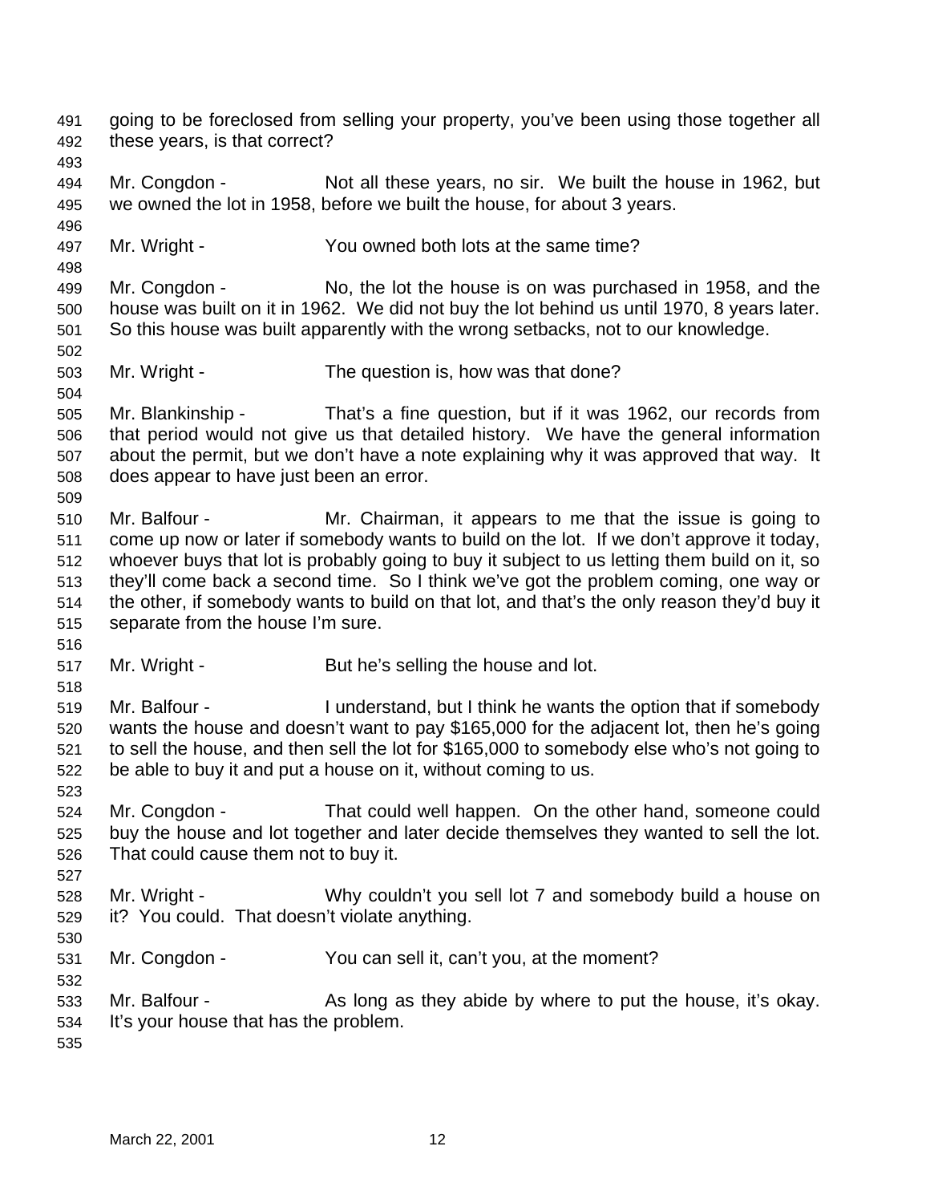going to be foreclosed from selling your property, you've been using those together all these years, is that correct?

Mr. Congdon - Not all these years, no sir. We built the house in 1962, but we owned the lot in 1958, before we built the house, for about 3 years.

Mr. Wright - You owned both lots at the same time?

Mr. Congdon - No, the lot the house is on was purchased in 1958, and the house was built on it in 1962. We did not buy the lot behind us until 1970, 8 years later. So this house was built apparently with the wrong setbacks, not to our knowledge.

Mr. Wright - The question is, how was that done?

Mr. Blankinship - That's a fine question, but if it was 1962, our records from that period would not give us that detailed history. We have the general information about the permit, but we don't have a note explaining why it was approved that way. It does appear to have just been an error.

Mr. Balfour - Mr. Chairman, it appears to me that the issue is going to come up now or later if somebody wants to build on the lot. If we don't approve it today, whoever buys that lot is probably going to buy it subject to us letting them build on it, so they'll come back a second time. So I think we've got the problem coming, one way or the other, if somebody wants to build on that lot, and that's the only reason they'd buy it separate from the house I'm sure.

Mr. Wright - But he's selling the house and lot.

Mr. Balfour - I understand, but I think he wants the option that if somebody wants the house and doesn't want to pay $165,000 for the adjacent lot, then he's going to sell the house, and then sell the lot for $165,000 to somebody else who's not going to be able to buy it and put a house on it, without coming to us.

Mr. Congdon - That could well happen. On the other hand, someone could buy the house and lot together and later decide themselves they wanted to sell the lot. That could cause them not to buy it.

Mr. Wright - Why couldn't you sell lot 7 and somebody build a house on it? You could. That doesn't violate anything.

Mr. Congdon - You can sell it, can't you, at the moment?

Mr. Balfour - As long as they abide by where to put the house, it's okay. It's your house that has the problem.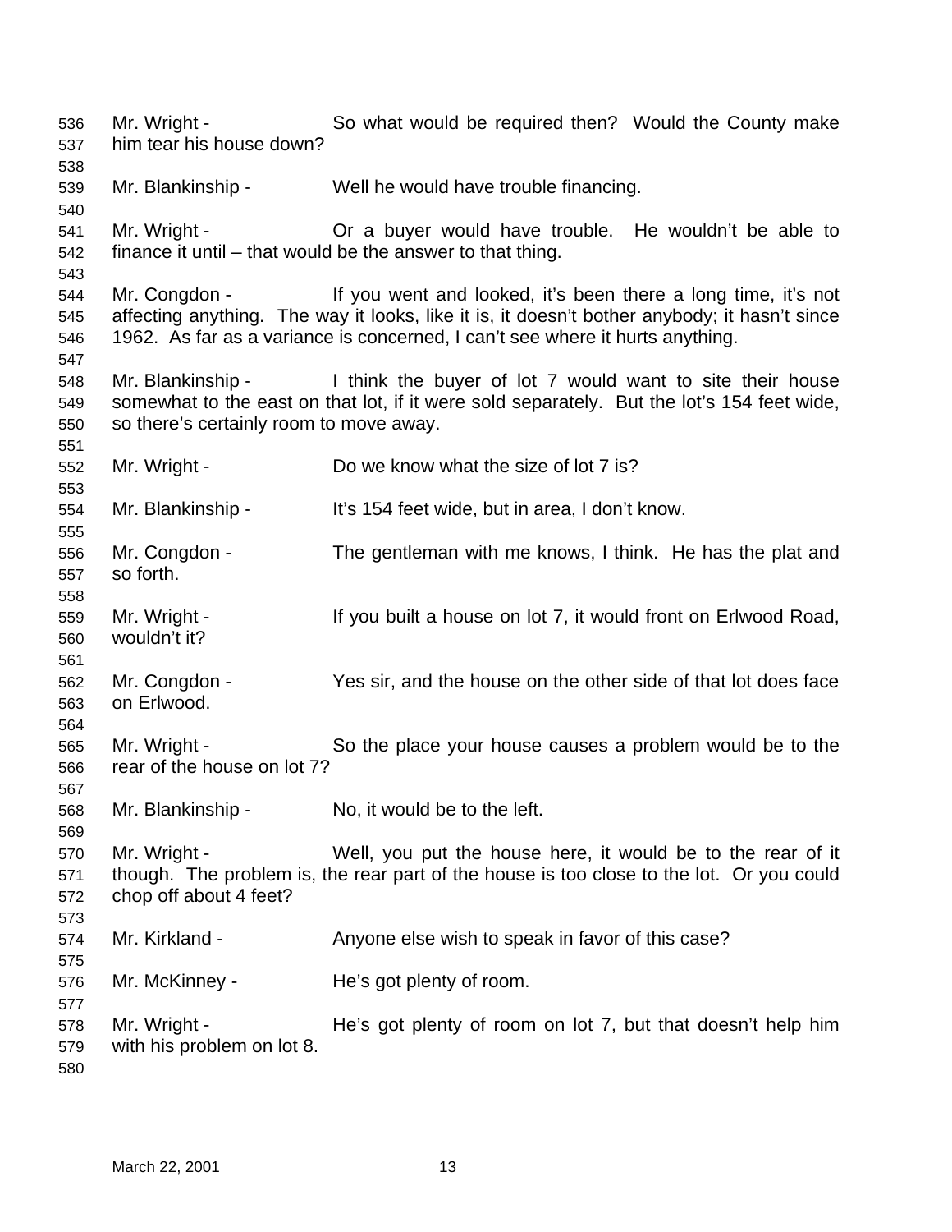Mr. Wright - So what would be required then? Would the County make him tear his house down?

Mr. Blankinship - Well he would have trouble financing.

Mr. Wright - Or a buyer would have trouble. He wouldn't be able to finance it until – that would be the answer to that thing.

Mr. Congdon - If you went and looked, it's been there a long time, it's not affecting anything. The way it looks, like it is, it doesn't bother anybody; it hasn't since 1962. As far as a variance is concerned, I can't see where it hurts anything.

Mr. Blankinship - I think the buyer of lot 7 would want to site their house somewhat to the east on that lot, if it were sold separately. But the lot's 154 feet wide, so there's certainly room to move away.

Mr. Wright - Do we know what the size of lot 7 is?

Mr. Blankinship - It's 154 feet wide, but in area, I don't know.

Mr. Congdon - The gentleman with me knows, I think. He has the plat and so forth.

Mr. Wright - If you built a house on lot 7, it would front on Erlwood Road, wouldn't it?

Mr. Congdon - Yes sir, and the house on the other side of that lot does face on Erlwood.

Mr. Wright - So the place your house causes a problem would be to the rear of the house on lot 7?

Mr. Blankinship - No, it would be to the left.

Mr. Wright - Well, you put the house here, it would be to the rear of it though. The problem is, the rear part of the house is too close to the lot. Or you could chop off about 4 feet?

Mr. Kirkland - Anyone else wish to speak in favor of this case?

Mr. McKinney - He's got plenty of room.

Mr. Wright - He's got plenty of room on lot 7, but that doesn't help him with his problem on lot 8.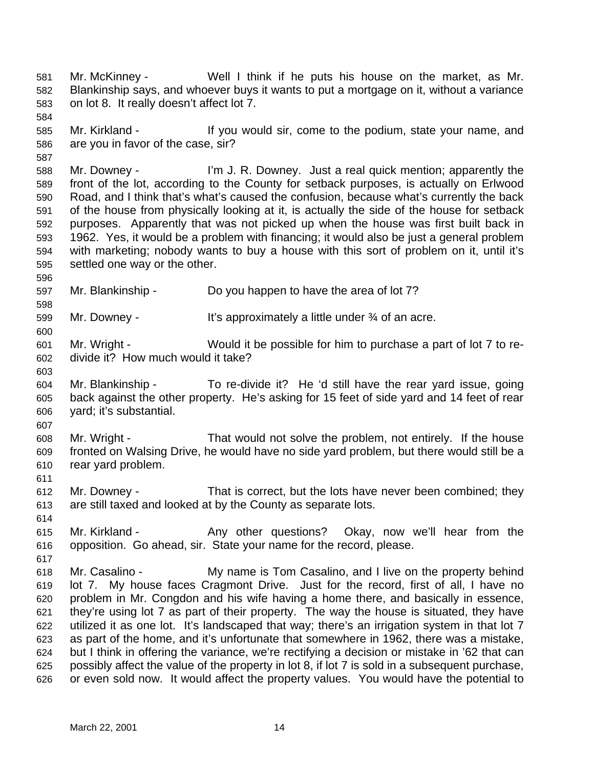Mr. McKinney - Well I think if he puts his house on the market, as Mr. Blankinship says, and whoever buys it wants to put a mortgage on it, without a variance on lot 8. It really doesn't affect lot 7.

Mr. Kirkland - If you would sir, come to the podium, state your name, and are you in favor of the case, sir?

Mr. Downey - I'm J. R. Downey. Just a real quick mention; apparently the front of the lot, according to the County for setback purposes, is actually on Erlwood Road, and I think that's what's caused the confusion, because what's currently the back of the house from physically looking at it, is actually the side of the house for setback purposes. Apparently that was not picked up when the house was first built back in 1962. Yes, it would be a problem with financing; it would also be just a general problem with marketing; nobody wants to buy a house with this sort of problem on it, until it's settled one way or the other.

Mr. Blankinship - Do you happen to have the area of lot 7?

Mr. Downey - It's approximately a little under ¾ of an acre.

Mr. Wright - Would it be possible for him to purchase a part of lot 7 to re-divide it? How much would it take?

Mr. Blankinship - To re-divide it? He 'd still have the rear yard issue, going back against the other property. He's asking for 15 feet of side yard and 14 feet of rear yard; it's substantial.

Mr. Wright - That would not solve the problem, not entirely. If the house fronted on Walsing Drive, he would have no side yard problem, but there would still be a rear yard problem.

Mr. Downey - That is correct, but the lots have never been combined; they are still taxed and looked at by the County as separate lots.

Mr. Kirkland - Any other questions? Okay, now we'll hear from the opposition. Go ahead, sir. State your name for the record, please.

Mr. Casalino - My name is Tom Casalino, and I live on the property behind lot 7. My house faces Cragmont Drive. Just for the record, first of all, I have no problem in Mr. Congdon and his wife having a home there, and basically in essence, they're using lot 7 as part of their property. The way the house is situated, they have utilized it as one lot. It's landscaped that way; there's an irrigation system in that lot 7 as part of the home, and it's unfortunate that somewhere in 1962, there was a mistake, but I think in offering the variance, we're rectifying a decision or mistake in '62 that can possibly affect the value of the property in lot 8, if lot 7 is sold in a subsequent purchase, or even sold now. It would affect the property values. You would have the potential to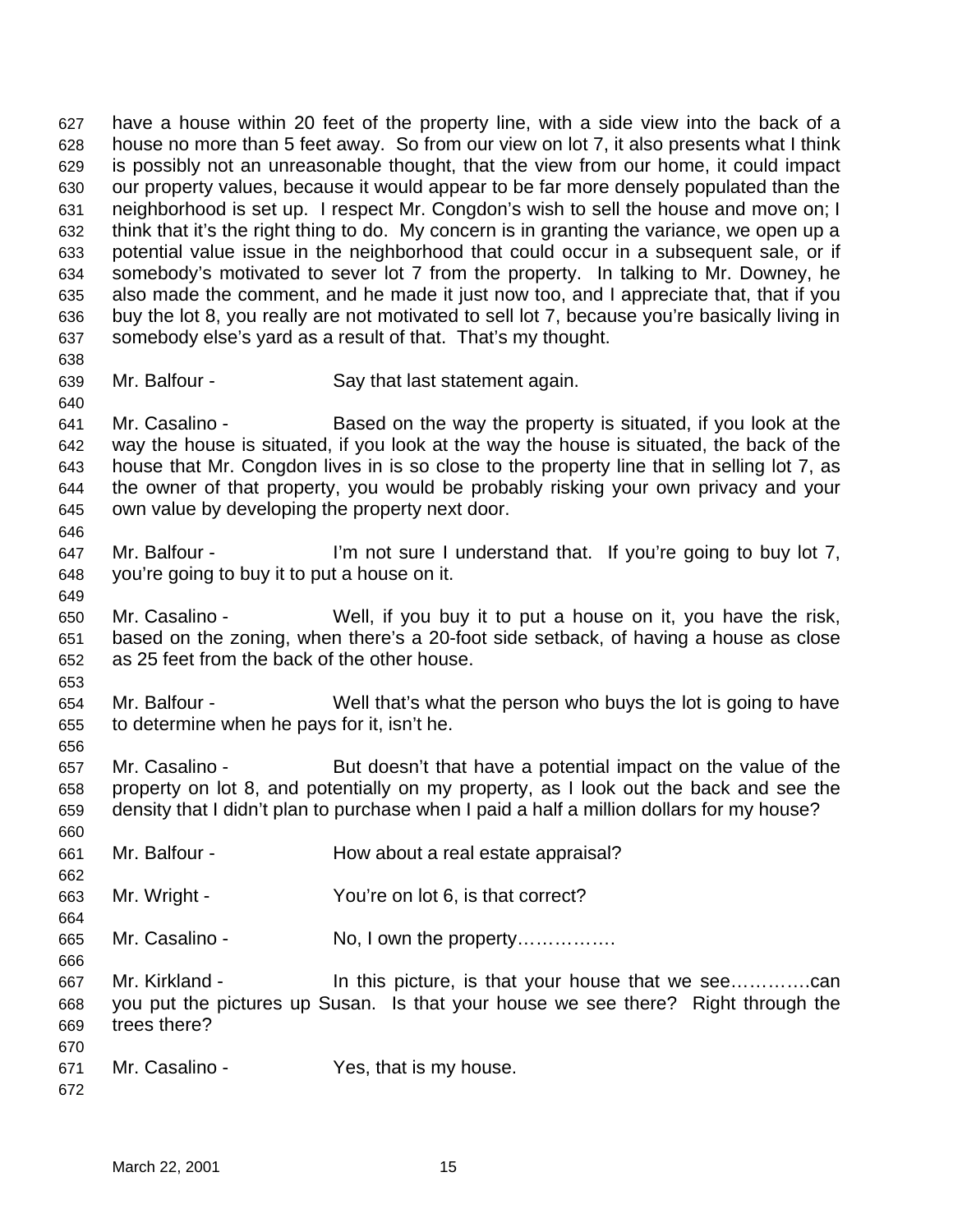have a house within 20 feet of the property line, with a side view into the back of a house no more than 5 feet away. So from our view on lot 7, it also presents what I think is possibly not an unreasonable thought, that the view from our home, it could impact our property values, because it would appear to be far more densely populated than the neighborhood is set up. I respect Mr. Congdon's wish to sell the house and move on; I think that it's the right thing to do. My concern is in granting the variance, we open up a potential value issue in the neighborhood that could occur in a subsequent sale, or if somebody's motivated to sever lot 7 from the property. In talking to Mr. Downey, he also made the comment, and he made it just now too, and I appreciate that, that if you buy the lot 8, you really are not motivated to sell lot 7, because you're basically living in somebody else's yard as a result of that. That's my thought.

Mr. Balfour - Say that last statement again.

Mr. Casalino - Based on the way the property is situated, if you look at the way the house is situated, if you look at the way the house is situated, the back of the house that Mr. Congdon lives in is so close to the property line that in selling lot 7, as the owner of that property, you would be probably risking your own privacy and your own value by developing the property next door.

Mr. Balfour - I'm not sure I understand that. If you're going to buy lot 7, you're going to buy it to put a house on it.

Mr. Casalino - Well, if you buy it to put a house on it, you have the risk, based on the zoning, when there's a 20-foot side setback, of having a house as close as 25 feet from the back of the other house.

Mr. Balfour - Well that's what the person who buys the lot is going to have to determine when he pays for it, isn't he.

Mr. Casalino - But doesn't that have a potential impact on the value of the property on lot 8, and potentially on my property, as I look out the back and see the density that I didn't plan to purchase when I paid a half million dollars for my house?

Mr. Balfour - How about a real estate appraisal?

Mr. Wright - You're on lot 6, is that correct?

Mr. Casalino - No, I own the property…………….

Mr. Kirkland - In this picture, is that your house that we see………….can you put the pictures up Susan. Is that your house we see there? Right through the trees there?

Mr. Casalino - Yes, that is my house.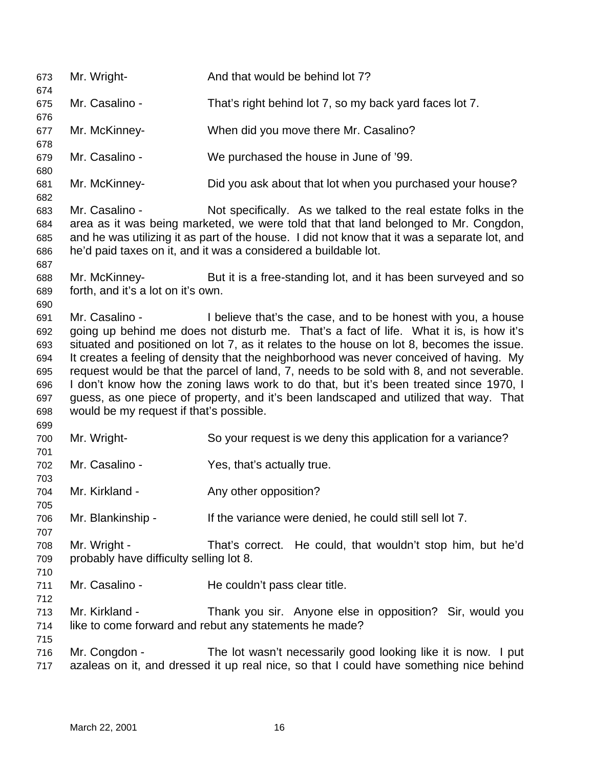Mr. Wright- And that would be behind lot 7?

Mr. Casalino - That's right behind lot 7, so my back yard faces lot 7.

Mr. McKinney- When did you move there Mr. Casalino?

Mr. Casalino - We purchased the house in June of '99.

Mr. McKinney- Did you ask about that lot when you purchased your house?

Mr. Casalino - Not specifically. As we talked to the real estate folks in the area as it was being marketed, we were told that that land belonged to Mr. Congdon, and he was utilizing it as part of the house. I did not know that it was a separate lot, and he'd paid taxes on it, and it was a considered a buildable lot.

Mr. McKinney- But it is a free-standing lot, and it has been surveyed and so forth, and it's a lot on it's own.

Mr. Casalino - I believe that's the case, and to be honest with you, a house going up behind me does not disturb me. That's a fact of life. What it is, is how it's situated and positioned on lot 7, as it relates to the house on lot 8, becomes the issue. It creates a feeling of density that the neighborhood was never conceived of having. My request would be that the parcel of land, 7, needs to be sold with 8, and not severable. I don't know how the zoning laws work to do that, but it's been treated since 1970, I guess, as one piece of property, and it's been landscaped and utilized that way. That would be my request if that's possible.

Mr. Wright- So your request is we deny this application for a variance?

Mr. Casalino - Yes, that's actually true.

Mr. Kirkland - Any other opposition?

Mr. Blankinship - If the variance were denied, he could still sell lot 7.

Mr. Wright - That's correct. He could, that wouldn't stop him, but he'd probably have difficulty selling lot 8.

Mr. Casalino - He couldn't pass clear title.

Mr. Kirkland - Thank you sir. Anyone else in opposition? Sir, would you like to come forward and rebut any statements he made?

Mr. Congdon - The lot wasn't necessarily good looking like it is now. I put azaleas on it, and dressed it up real nice, so that I could have something nice behind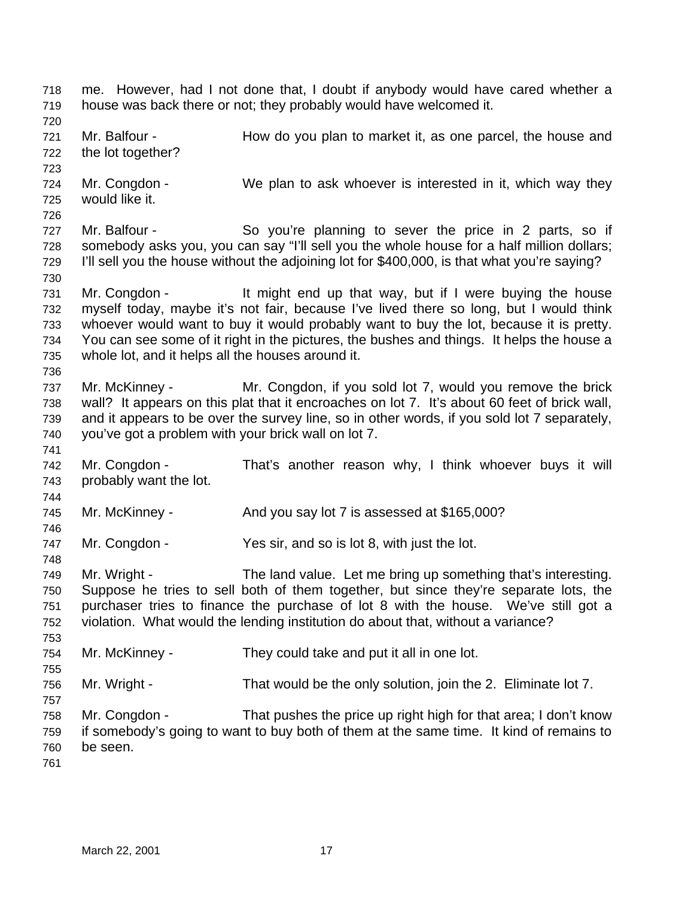me. However, had I not done that, I doubt if anybody would have cared whether a house was back there or not; they probably would have welcomed it.

Mr. Balfour - How do you plan to market it, as one parcel, the house and the lot together?

Mr. Congdon - We plan to ask whoever is interested in it, which way they would like it.

Mr. Balfour - So you're planning to sever the price in 2 parts, so if somebody asks you, you can say "I'll sell you the whole house for a half million dollars; I'll sell you the house without the adjoining lot for $400,000, is that what you're saying?

Mr. Congdon - It might end up that way, but if I were buying the house myself today, maybe it's not fair, because I've lived there so long, but I would think whoever would want to buy it would probably want to buy the lot, because it is pretty. You can see some of it right in the pictures, the bushes and things. It helps the house a whole lot, and it helps all the houses around it.

Mr. McKinney - Mr. Congdon, if you sold lot 7, would you remove the brick wall? It appears on this plat that it encroaches on lot 7. It's about 60 feet of brick wall, and it appears to be over the survey line, so in other words, if you sold lot 7 separately, you've got a problem with your brick wall on lot 7.

Mr. Congdon - That's another reason why, I think whoever buys it will probably want the lot.

Mr. McKinney - And you say lot 7 is assessed at $165,000?

Mr. Congdon - Yes sir, and so is lot 8, with just the lot.

Mr. Wright - The land value. Let me bring up something that's interesting. Suppose he tries to sell both of them together, but since they're separate lots, the purchaser tries to finance the purchase of lot 8 with the house. We've still got a violation. What would the lending institution do about that, without a variance?

Mr. McKinney - They could take and put it all in one lot.

Mr. Wright - That would be the only solution, join the 2. Eliminate lot 7.

Mr. Congdon - That pushes the price up right high for that area; I don't know if somebody's going to want to buy both of them at the same time. It kind of remains to be seen.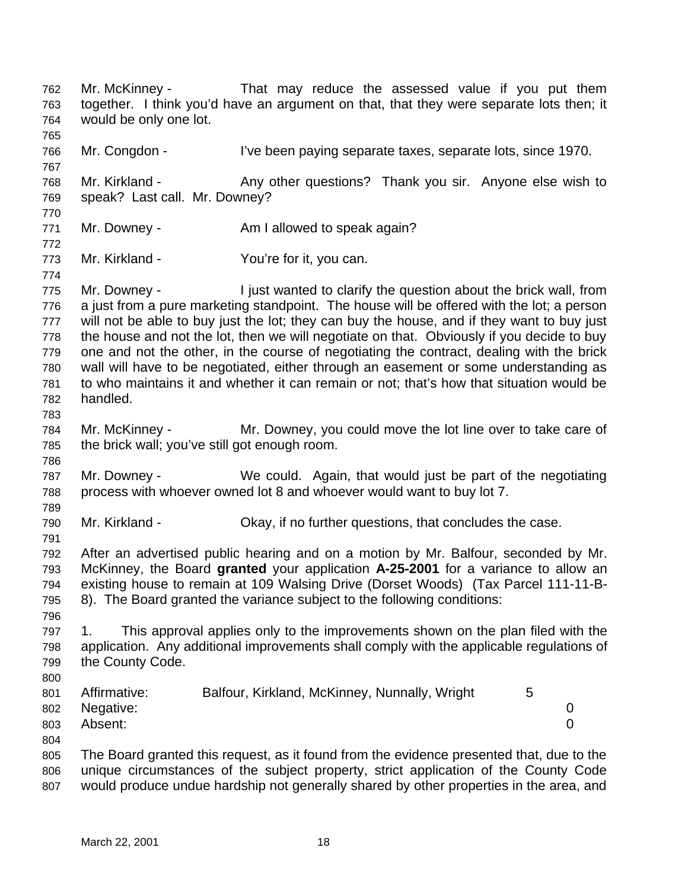Mr. McKinney - That may reduce the assessed value if you put them together. I think you'd have an argument on that, that they were separate lots then; it would be only one lot.

Mr. Congdon - I've been paying separate taxes, separate lots, since 1970.

Mr. Kirkland - Any other questions? Thank you sir. Anyone else wish to speak? Last call. Mr. Downey?

Mr. Downey - Am I allowed to speak again?

Mr. Kirkland - You're for it, you can.

Mr. Downey - I just wanted to clarify the question about the brick wall, from a just from a pure marketing standpoint. The house will be offered with the lot; a person will not be able to buy just the lot; they can buy the house, and if they want to buy just the house and not the lot, then we will negotiate on that. Obviously if you decide to buy one and not the other, in the course of negotiating the contract, dealing with the brick wall will have to be negotiated, either through an easement or some understanding as to who maintains it and whether it can remain or not; that's how that situation would be handled.

Mr. McKinney - Mr. Downey, you could move the lot line over to take care of the brick wall; you've still got enough room.

Mr. Downey - We could. Again, that would just be part of the negotiating process with whoever owned lot 8 and whoever would want to buy lot 7.

Mr. Kirkland - Okay, if no further questions, that concludes the case.

After an advertised public hearing and on a motion by Mr. Balfour, seconded by Mr. McKinney, the Board **granted** your application **A-25-2001** for a variance to allow an existing house to remain at 109 Walsing Drive (Dorset Woods) (Tax Parcel 111-11-B-8). The Board granted the variance subject to the following conditions:

1. This approval applies only to the improvements shown on the plan filed with the application. Any additional improvements shall comply with the applicable regulations of the County Code.

| | | |
|---|---|---|
| Affirmative: | Balfour, Kirkland, McKinney, Nunnally, Wright | 5 |
| Negative: | | 0 |
| Absent: | | 0 |

The Board granted this request, as it found from the evidence presented that, due to the unique circumstances of the subject property, strict application of the County Code would produce undue hardship not generally shared by other properties in the area, and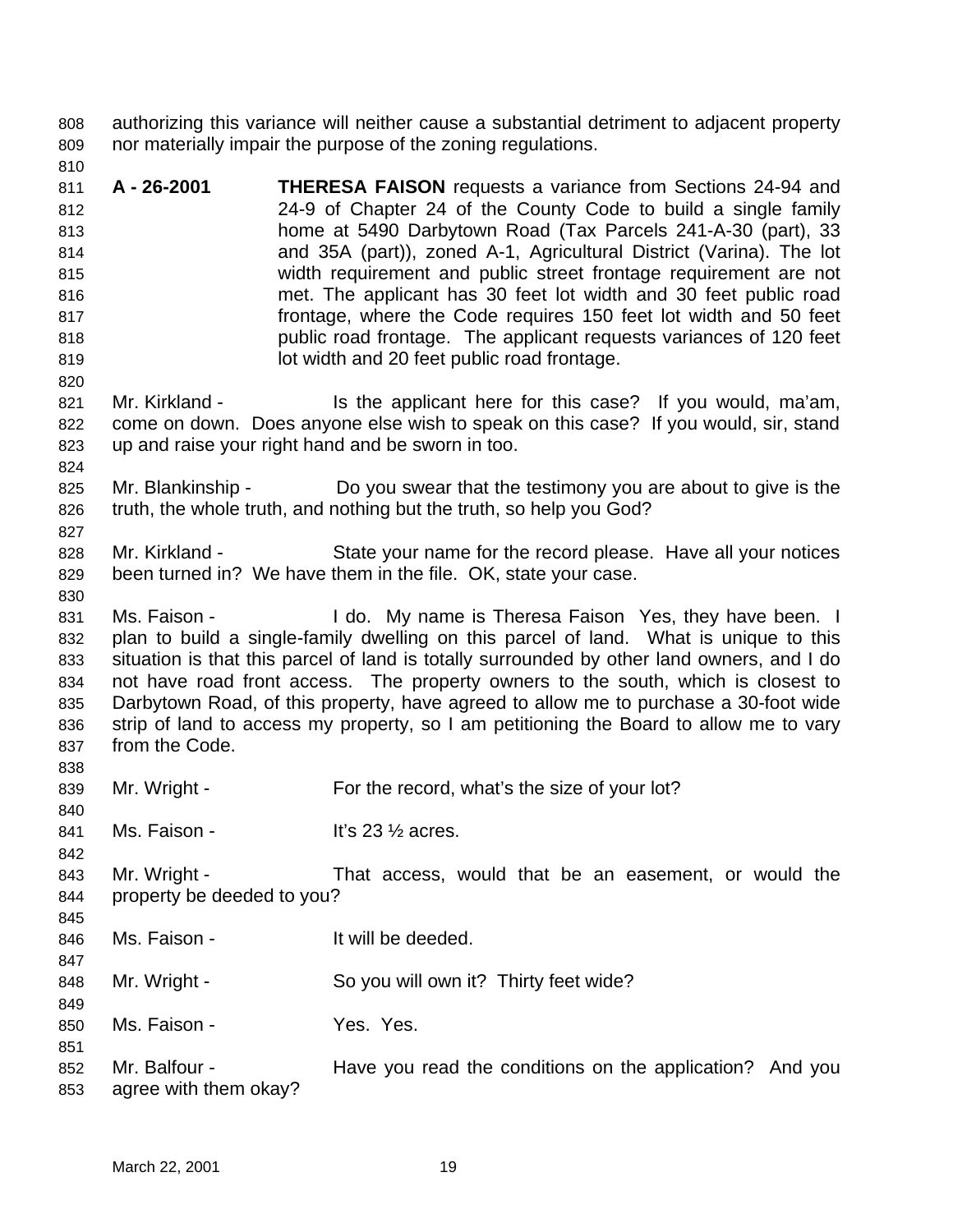authorizing this variance will neither cause a substantial detriment to adjacent property nor materially impair the purpose of the zoning regulations.

**A - 26-2001** **THERESA FAISON** requests a variance from Sections 24-94 and 24-9 of Chapter 24 of the County Code to build a single family home at 5490 Darbytown Road (Tax Parcels 241-A-30 (part), 33 and 35A (part)), zoned A-1, Agricultural District (Varina). The lot width requirement and public street frontage requirement are not met. The applicant has 30 feet lot width and 30 feet public road frontage, where the Code requires 150 feet lot width and 50 feet public road frontage. The applicant requests variances of 120 feet lot width and 20 feet public road frontage.

Mr. Kirkland - Is the applicant here for this case? If you would, ma'am, come on down. Does anyone else wish to speak on this case? If you would, sir, stand up and raise your right hand and be sworn in too.

Mr. Blankinship - Do you swear that the testimony you are about to give is the truth, the whole truth, and nothing but the truth, so help you God?

Mr. Kirkland - State your name for the record please. Have all your notices been turned in? We have them in the file. OK, state your case.

Ms. Faison - I do. My name is Theresa Faison Yes, they have been. I plan to build a single-family dwelling on this parcel of land. What is unique to this situation is that this parcel of land is totally surrounded by other land owners, and I do not have road front access. The property owners to the south, which is closest to Darbytown Road, of this property, have agreed to allow me to purchase a 30-foot wide strip of land to access my property, so I am petitioning the Board to allow me to vary from the Code.

Mr. Wright - For the record, what's the size of your lot?

Ms. Faison - It's 23 ½ acres.

Mr. Wright - That access, would that be an easement, or would the property be deeded to you?

Ms. Faison - It will be deeded.

Mr. Wright - So you will own it? Thirty feet wide?

Ms. Faison - Yes. Yes.

Mr. Balfour - Have you read the conditions on the application? And you agree with them okay?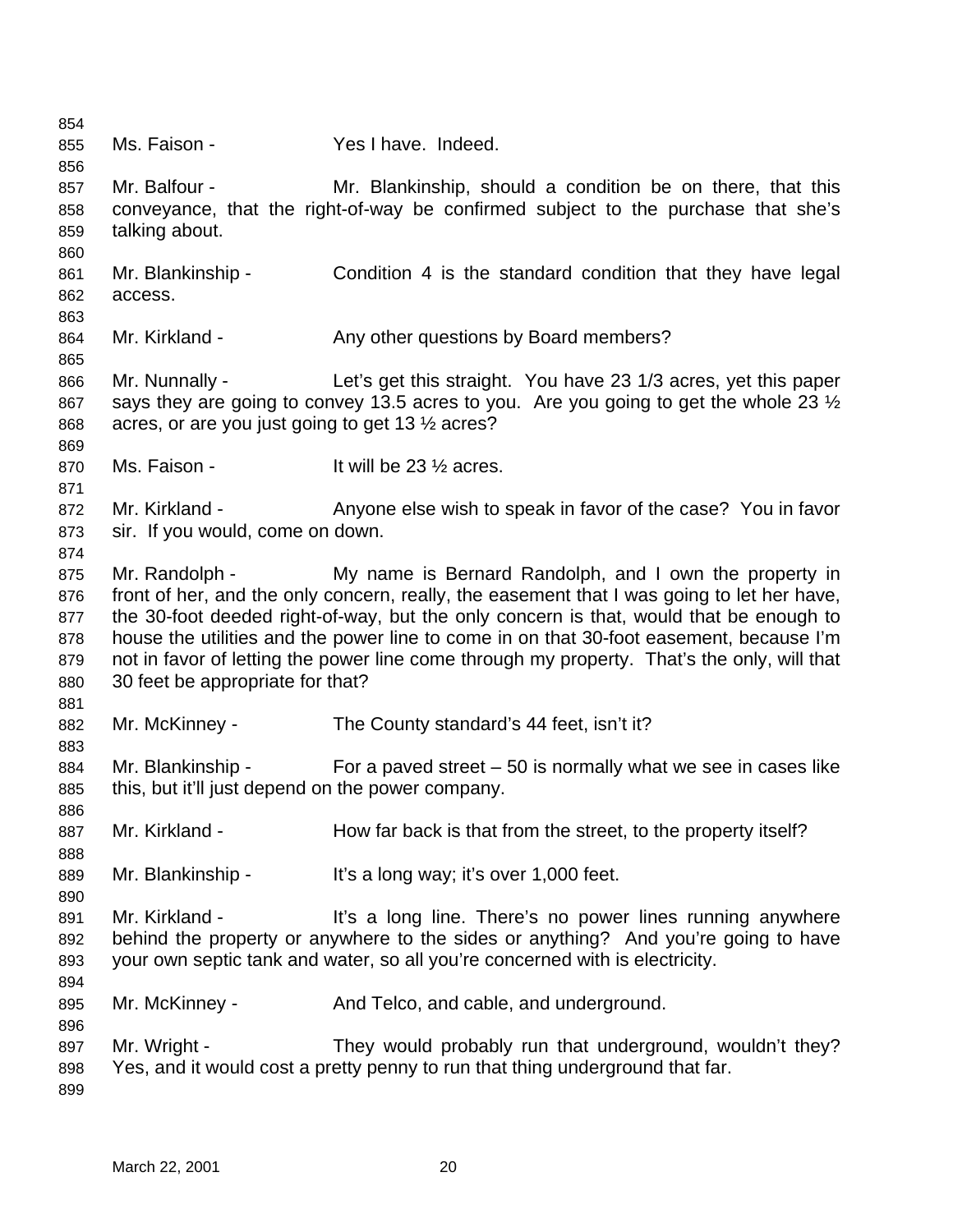Ms. Faison - Yes I have. Indeed.

Mr. Balfour - Mr. Blankinship, should a condition be on there, that this conveyance, that the right-of-way be confirmed subject to the purchase that she's talking about.

Mr. Blankinship - Condition 4 is the standard condition that they have legal access.

Mr. Kirkland - Any other questions by Board members?

Mr. Nunnally - Let's get this straight. You have 23 1/3 acres, yet this paper says they are going to convey 13.5 acres to you. Are you going to get the whole 23 ½ acres, or are you just going to get 13 ½ acres?

Ms. Faison - It will be 23 ½ acres.

Mr. Kirkland - Anyone else wish to speak in favor of the case? You in favor sir. If you would, come on down.

Mr. Randolph - My name is Bernard Randolph, and I own the property in front of her, and the only concern, really, the easement that I was going to let her have, the 30-foot deeded right-of-way, but the only concern is that, would that be enough to house the utilities and the power line to come in on that 30-foot easement, because I'm not in favor of letting the power line come through my property. That's the only, will that 30 feet be appropriate for that?

Mr. McKinney - The County standard's 44 feet, isn't it?

Mr. Blankinship - For a paved street – 50 is normally what we see in cases like this, but it'll just depend on the power company.

Mr. Kirkland - How far back is that from the street, to the property itself?

Mr. Blankinship - It's a long way; it's over 1,000 feet.

Mr. Kirkland - It's a long line. There's no power lines running anywhere behind the property or anywhere to the sides or anything? And you're going to have your own septic tank and water, so all you're concerned with is electricity.

Mr. McKinney - And Telco, and cable, and underground.

Mr. Wright - They would probably run that underground, wouldn't they? Yes, and it would cost a pretty penny to run that thing underground that far.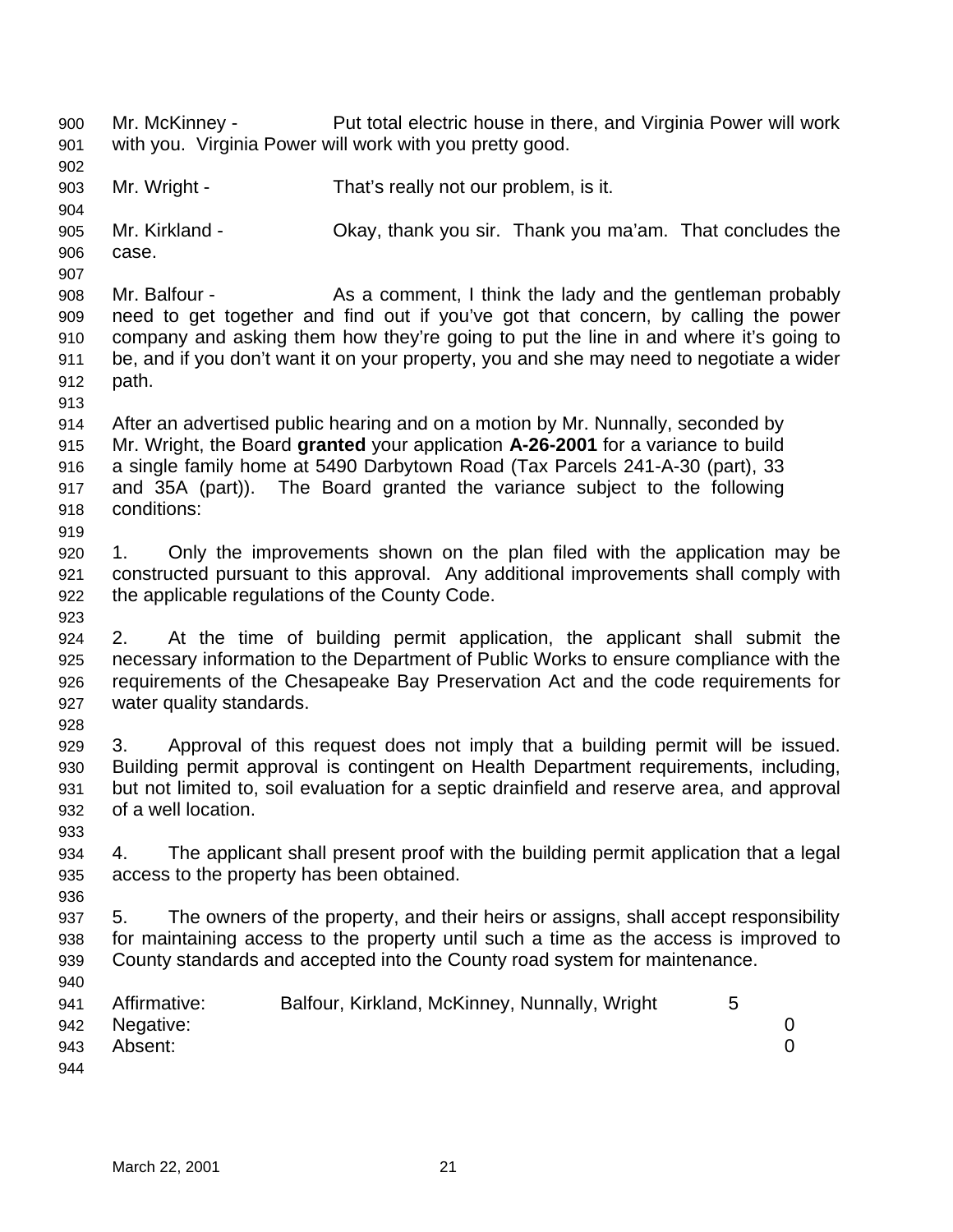Mr. McKinney - Put total electric house in there, and Virginia Power will work with you. Virginia Power will work with you pretty good.

Mr. Wright - That's really not our problem, is it.

Mr. Kirkland - Okay, thank you sir. Thank you ma'am. That concludes the case.

Mr. Balfour - As a comment, I think the lady and the gentleman probably need to get together and find out if you've got that concern, by calling the power company and asking them how they're going to put the line in and where it's going to be, and if you don't want it on your property, you and she may need to negotiate a wider path.

After an advertised public hearing and on a motion by Mr. Nunnally, seconded by Mr. Wright, the Board **granted** your application **A-26-2001** for a variance to build a single family home at 5490 Darbytown Road (Tax Parcels 241-A-30 (part), 33 and 35A (part)). The Board granted the variance subject to the following conditions:

1. Only the improvements shown on the plan filed with the application may be constructed pursuant to this approval. Any additional improvements shall comply with the applicable regulations of the County Code.

2. At the time of building permit application, the applicant shall submit the necessary information to the Department of Public Works to ensure compliance with the requirements of the Chesapeake Bay Preservation Act and the code requirements for water quality standards.

3. Approval of this request does not imply that a building permit will be issued. Building permit approval is contingent on Health Department requirements, including, but not limited to, soil evaluation for a septic drainfield and reserve area, and approval of a well location.

4. The applicant shall present proof with the building permit application that a legal access to the property has been obtained.

5. The owners of the property, and their heirs or assigns, shall accept responsibility for maintaining access to the property until such a time as the access is improved to County standards and accepted into the County road system for maintenance.

| | | |
|---|---|---|
| Affirmative: | Balfour, Kirkland, McKinney, Nunnally, Wright | 5 |
| Negative: | | 0 |
| Absent: | | 0 |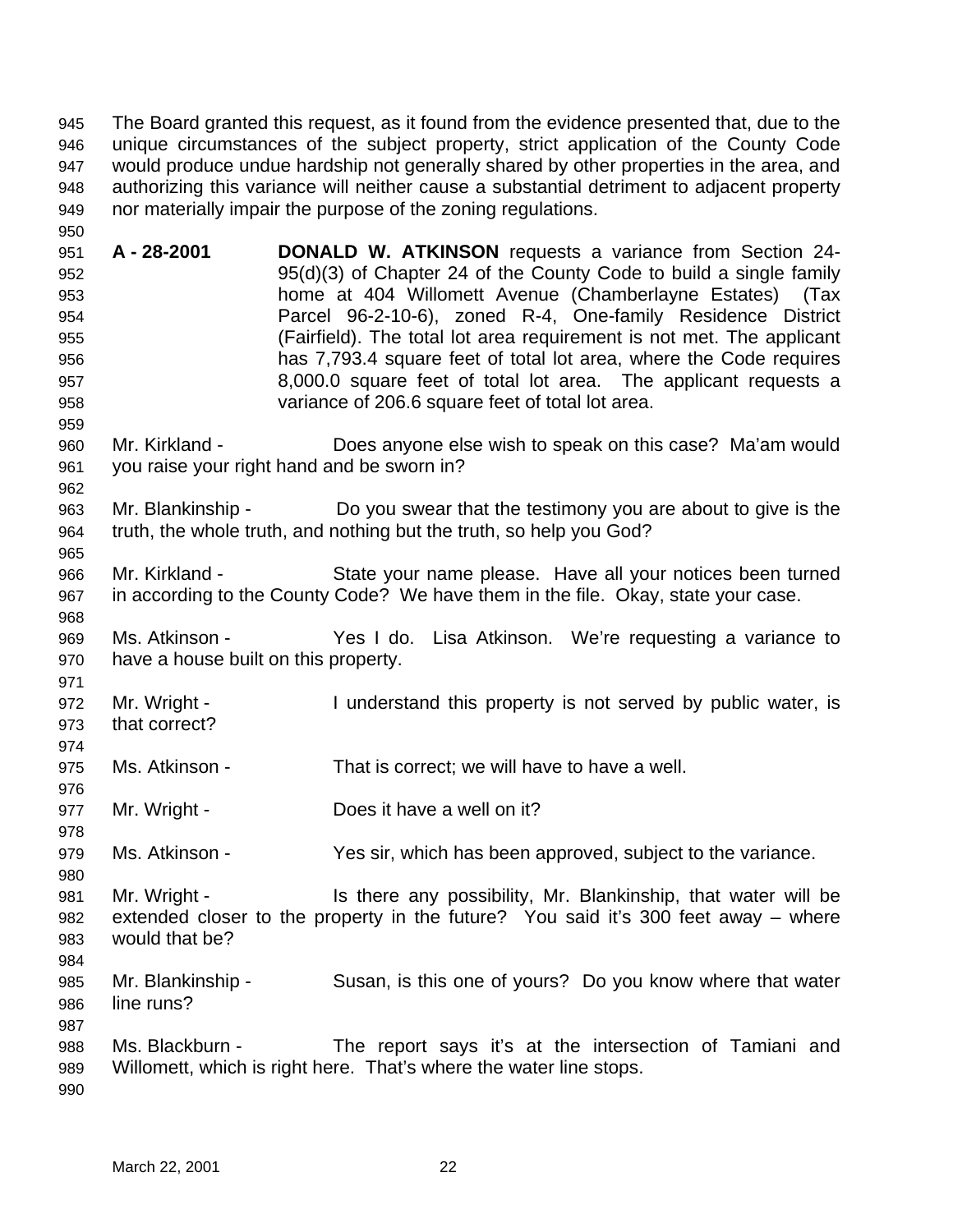The Board granted this request, as it found from the evidence presented that, due to the unique circumstances of the subject property, strict application of the County Code would produce undue hardship not generally shared by other properties in the area, and authorizing this variance will neither cause a substantial detriment to adjacent property nor materially impair the purpose of the zoning regulations.

**A - 28-2001** **DONALD W. ATKINSON** requests a variance from Section 24-95(d)(3) of Chapter 24 of the County Code to build a single family home at 404 Willomett Avenue (Chamberlayne Estates) (Tax Parcel 96-2-10-6), zoned R-4, One-family Residence District (Fairfield). The total lot area requirement is not met. The applicant has 7,793.4 square feet of total lot area, where the Code requires 8,000.0 square feet of total lot area. The applicant requests a variance of 206.6 square feet of total lot area.

Mr. Kirkland - Does anyone else wish to speak on this case? Ma'am would you raise your right hand and be sworn in?

Mr. Blankinship - Do you swear that the testimony you are about to give is the truth, the whole truth, and nothing but the truth, so help you God?

Mr. Kirkland - State your name please. Have all your notices been turned in according to the County Code? We have them in the file. Okay, state your case.

Ms. Atkinson - Yes I do. Lisa Atkinson. We're requesting a variance to have a house built on this property.

Mr. Wright - I understand this property is not served by public water, is that correct?

Ms. Atkinson - That is correct; we will have to have a well.

Mr. Wright - Does it have a well on it?

Ms. Atkinson - Yes sir, which has been approved, subject to the variance.

Mr. Wright - Is there any possibility, Mr. Blankinship, that water will be extended closer to the property in the future? You said it's 300 feet away – where would that be?

Mr. Blankinship - Susan, is this one of yours? Do you know where that water line runs?

Ms. Blackburn - The report says it's at the intersection of Tamiani and Willomett, which is right here. That's where the water line stops.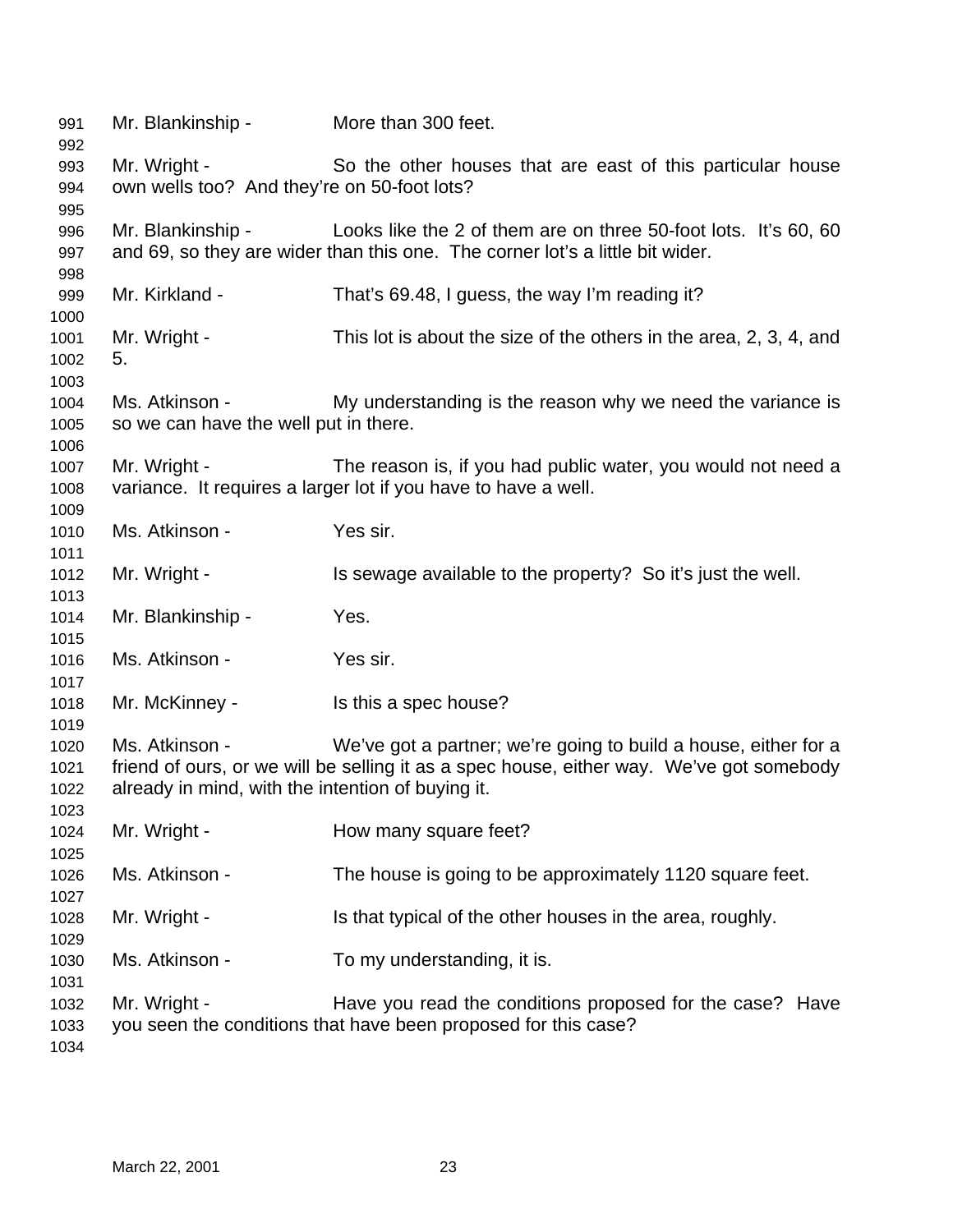Mr. Blankinship - More than 300 feet.

Mr. Wright - So the other houses that are east of this particular house own wells too? And they're on 50-foot lots?

Mr. Blankinship - Looks like the 2 of them are on three 50-foot lots. It's 60, 60 and 69, so they are wider than this one. The corner lot's a little bit wider.

Mr. Kirkland - That's 69.48, I guess, the way I'm reading it?

Mr. Wright - This lot is about the size of the others in the area, 2, 3, 4, and 5.

Ms. Atkinson - My understanding is the reason why we need the variance is so we can have the well put in there.

Mr. Wright - The reason is, if you had public water, you would not need a variance. It requires a larger lot if you have to have a well.

Ms. Atkinson - Yes sir.

Mr. Wright - Is sewage available to the property? So it's just the well.

Mr. Blankinship - Yes.

Ms. Atkinson - Yes sir.

Mr. McKinney - Is this a spec house?

Ms. Atkinson - We've got a partner; we're going to build a house, either for a friend of ours, or we will be selling it as a spec house, either way. We've got somebody already in mind, with the intention of buying it.

Mr. Wright - How many square feet?

Ms. Atkinson - The house is going to be approximately 1120 square feet.

Mr. Wright - Is that typical of the other houses in the area, roughly.

Ms. Atkinson - To my understanding, it is.

Mr. Wright - Have you read the conditions proposed for the case? Have you seen the conditions that have been proposed for this case?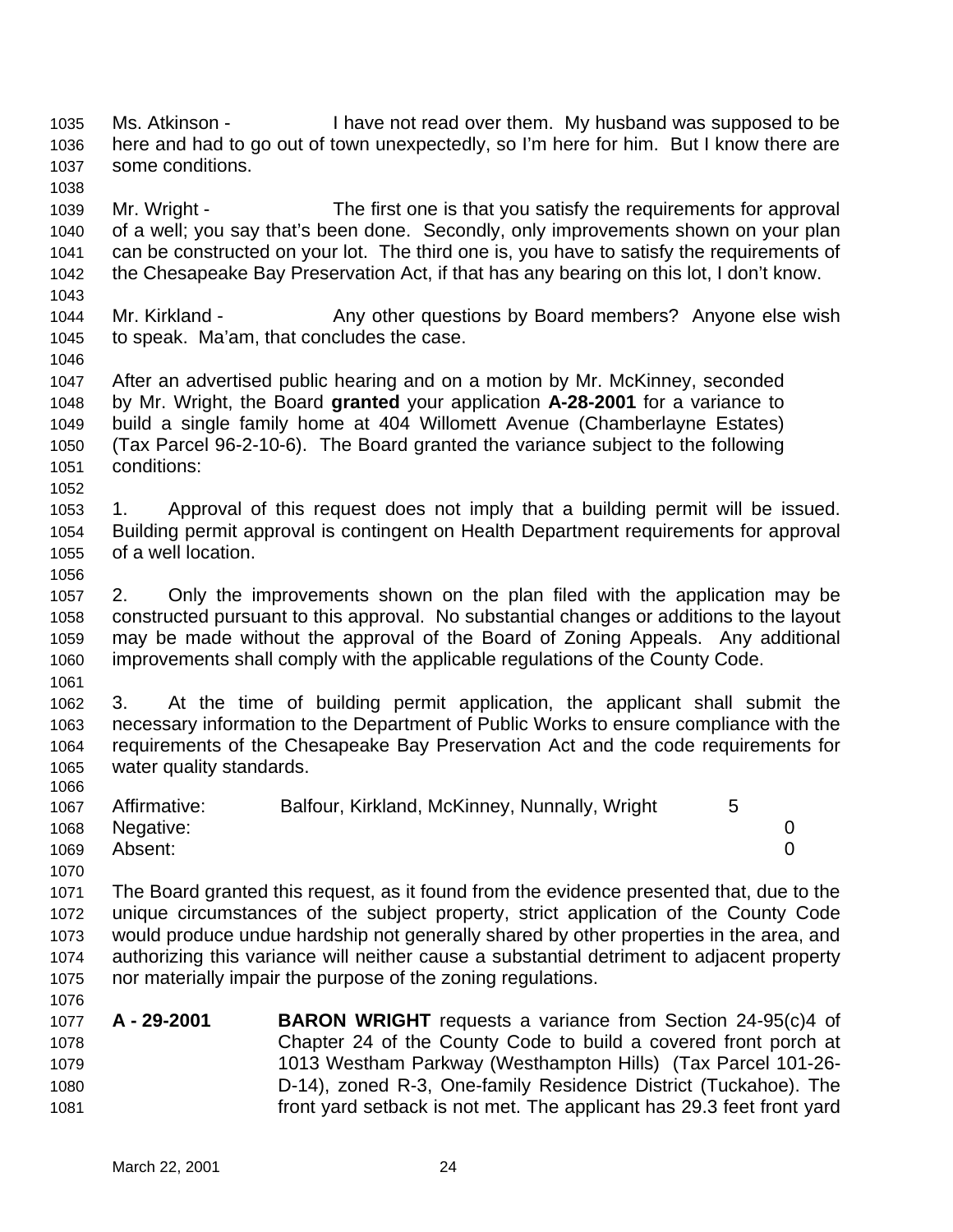Ms. Atkinson - I have not read over them. My husband was supposed to be here and had to go out of town unexpectedly, so I'm here for him. But I know there are some conditions.

Mr. Wright - The first one is that you satisfy the requirements for approval of a well; you say that's been done. Secondly, only improvements shown on your plan can be constructed on your lot. The third one is, you have to satisfy the requirements of the Chesapeake Bay Preservation Act, if that has any bearing on this lot, I don't know.

Mr. Kirkland - Any other questions by Board members? Anyone else wish to speak. Ma'am, that concludes the case.

After an advertised public hearing and on a motion by Mr. McKinney, seconded by Mr. Wright, the Board **granted** your application **A-28-2001** for a variance to build a single family home at 404 Willomett Avenue (Chamberlayne Estates) (Tax Parcel 96-2-10-6). The Board granted the variance subject to the following conditions:

1. Approval of this request does not imply that a building permit will be issued. Building permit approval is contingent on Health Department requirements for approval of a well location.

2. Only the improvements shown on the plan filed with the application may be constructed pursuant to this approval. No substantial changes or additions to the layout may be made without the approval of the Board of Zoning Appeals. Any additional improvements shall comply with the applicable regulations of the County Code.

3. At the time of building permit application, the applicant shall submit the necessary information to the Department of Public Works to ensure compliance with the requirements of the Chesapeake Bay Preservation Act and the code requirements for water quality standards.

| | | |
|---|---|---|
| Affirmative: | Balfour, Kirkland, McKinney, Nunnally, Wright | 5 |
| Negative: | | 0 |
| Absent: | | 0 |

The Board granted this request, as it found from the evidence presented that, due to the unique circumstances of the subject property, strict application of the County Code would produce undue hardship not generally shared by other properties in the area, and authorizing this variance will neither cause a substantial detriment to adjacent property nor materially impair the purpose of the zoning regulations.

**A - 29-2001** **BARON WRIGHT** requests a variance from Section 24-95(c)4 of Chapter 24 of the County Code to build a covered front porch at 1013 Westham Parkway (Westhampton Hills) (Tax Parcel 101-26-D-14), zoned R-3, One-family Residence District (Tuckahoe). The front yard setback is not met. The applicant has 29.3 feet front yard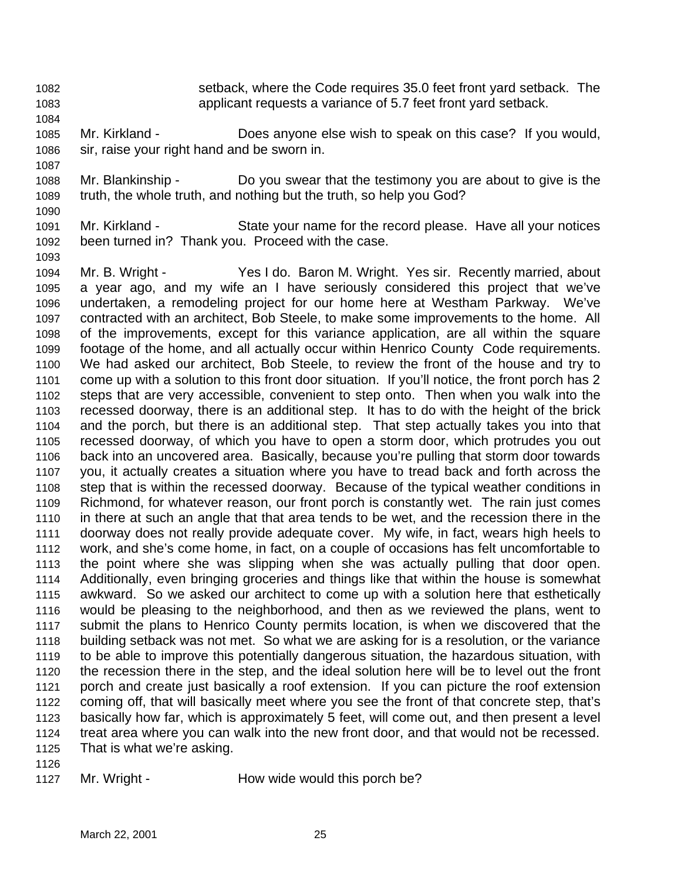setback, where the Code requires 35.0 feet front yard setback. The applicant requests a variance of 5.7 feet front yard setback.

Mr. Kirkland - Does anyone else wish to speak on this case? If you would, sir, raise your right hand and be sworn in.

Mr. Blankinship - Do you swear that the testimony you are about to give is the truth, the whole truth, and nothing but the truth, so help you God?

Mr. Kirkland - State your name for the record please. Have all your notices been turned in? Thank you. Proceed with the case.

Mr. B. Wright - Yes I do. Baron M. Wright. Yes sir. Recently married, about a year ago, and my wife an I have seriously considered this project that we've undertaken, a remodeling project for our home here at Westham Parkway. We've contracted with an architect, Bob Steele, to make some improvements to the home. All of the improvements, except for this variance application, are all within the square footage of the home, and all actually occur within Henrico County Code requirements. We had asked our architect, Bob Steele, to review the front of the house and try to come up with a solution to this front door situation. If you'll notice, the front porch has 2 steps that are very accessible, convenient to step onto. Then when you walk into the recessed doorway, there is an additional step. It has to do with the height of the brick and the porch, but there is an additional step. That step actually takes you into that recessed doorway, of which you have to open a storm door, which protrudes you out back into an uncovered area. Basically, because you're pulling that storm door towards you, it actually creates a situation where you have to tread back and forth across the step that is within the recessed doorway. Because of the typical weather conditions in Richmond, for whatever reason, our front porch is constantly wet. The rain just comes in there at such an angle that that area tends to be wet, and the recession there in the doorway does not really provide adequate cover. My wife, in fact, wears high heels to work, and she's come home, in fact, on a couple of occasions has felt uncomfortable to the point where she was slipping when she was actually pulling that door open. Additionally, even bringing groceries and things like that within the house is somewhat awkward. So we asked our architect to come up with a solution here that esthetically would be pleasing to the neighborhood, and then as we reviewed the plans, went to submit the plans to Henrico County permits location, is when we discovered that the building setback was not met. So what we are asking for is a resolution, or the variance to be able to improve this potentially dangerous situation, the hazardous situation, with the recession there in the step, and the ideal solution here will be to level out the front porch and create just basically a roof extension. If you can picture the roof extension coming off, that will basically meet where you see the front of that concrete step, that's basically how far, which is approximately 5 feet, will come out, and then present a level treat area where you can walk into the new front door, and that would not be recessed. That is what we're asking.

Mr. Wright - How wide would this porch be?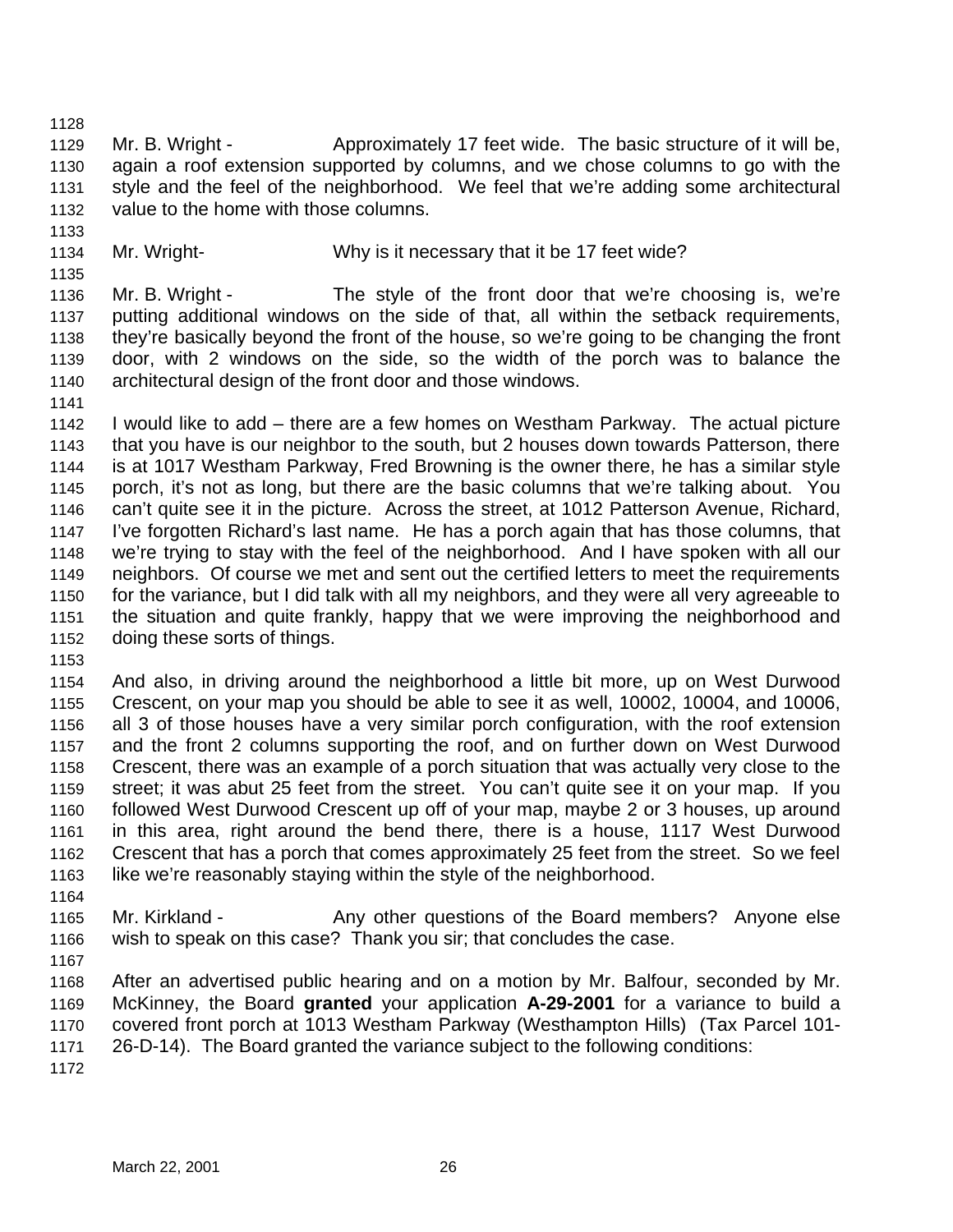Mr. B. Wright - Approximately 17 feet wide. The basic structure of it will be, again a roof extension supported by columns, and we chose columns to go with the style and the feel of the neighborhood. We feel that we're adding some architectural value to the home with those columns.

Mr. Wright- Why is it necessary that it be 17 feet wide?

Mr. B. Wright - The style of the front door that we're choosing is, we're putting additional windows on the side of that, all within the setback requirements, they're basically beyond the front of the house, so we're going to be changing the front door, with 2 windows on the side, so the width of the porch was to balance the architectural design of the front door and those windows.

I would like to add – there are a few homes on Westham Parkway. The actual picture that you have is our neighbor to the south, but 2 houses down towards Patterson, there is at 1017 Westham Parkway, Fred Browning is the owner there, he has a similar style porch, it's not as long, but there are the basic columns that we're talking about. You can't quite see it in the picture. Across the street, at 1012 Patterson Avenue, Richard, I've forgotten Richard's last name. He has a porch again that has those columns, that we're trying to stay with the feel of the neighborhood. And I have spoken with all our neighbors. Of course we met and sent out the certified letters to meet the requirements for the variance, but I did talk with all my neighbors, and they were all very agreeable to the situation and quite frankly, happy that we were improving the neighborhood and doing these sorts of things.

And also, in driving around the neighborhood a little bit more, up on West Durwood Crescent, on your map you should be able to see it as well, 10002, 10004, and 10006, all 3 of those houses have a very similar porch configuration, with the roof extension and the front 2 columns supporting the roof, and on further down on West Durwood Crescent, there was an example of a porch situation that was actually very close to the street; it was abut 25 feet from the street. You can't quite see it on your map. If you followed West Durwood Crescent up off of your map, maybe 2 or 3 houses, up around in this area, right around the bend there, there is a house, 1117 West Durwood Crescent that has a porch that comes approximately 25 feet from the street. So we feel like we're reasonably staying within the style of the neighborhood.

Mr. Kirkland - Any other questions of the Board members? Anyone else wish to speak on this case? Thank you sir; that concludes the case.

After an advertised public hearing and on a motion by Mr. Balfour, seconded by Mr. McKinney, the Board **granted** your application **A-29-2001** for a variance to build a covered front porch at 1013 Westham Parkway (Westhampton Hills) (Tax Parcel 101-26-D-14). The Board granted the variance subject to the following conditions: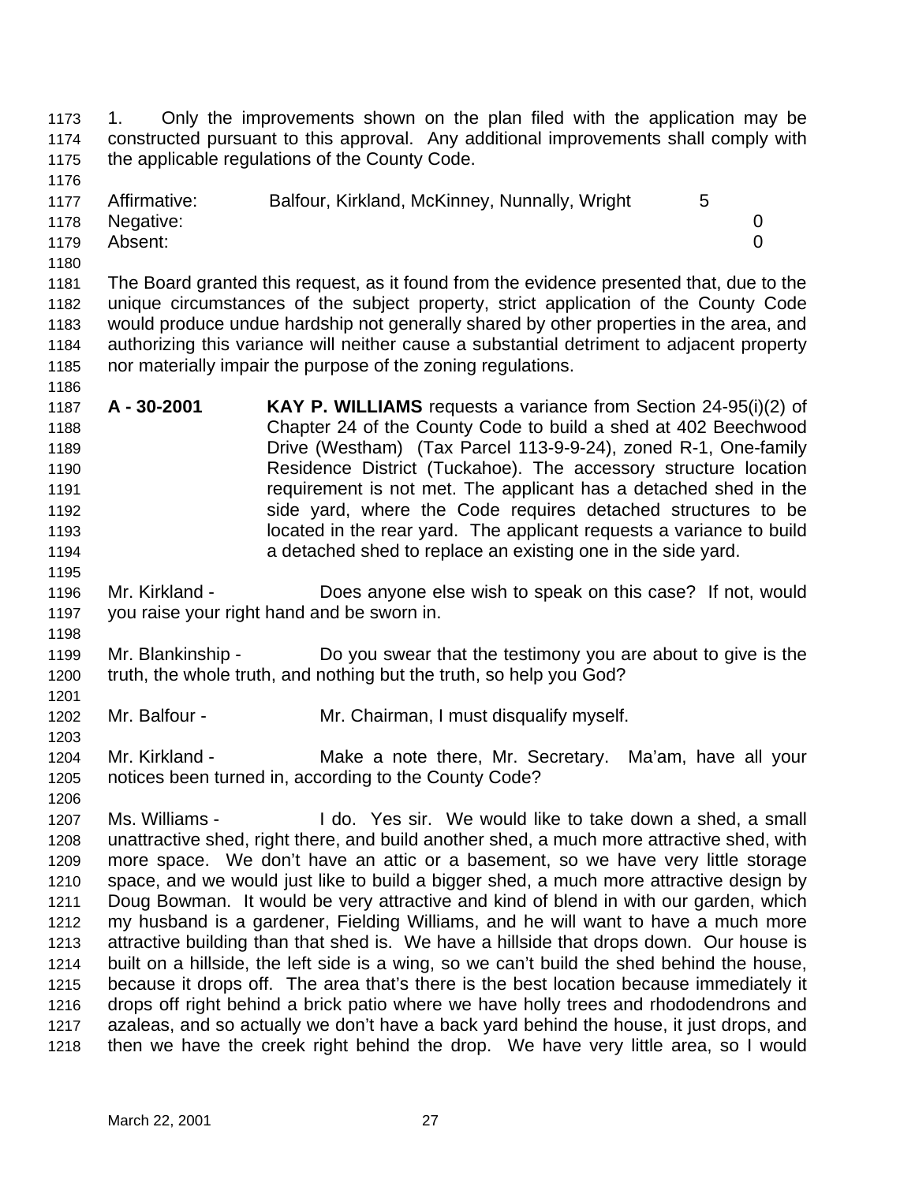1. Only the improvements shown on the plan filed with the application may be constructed pursuant to this approval. Any additional improvements shall comply with the applicable regulations of the County Code.

| | | |
|---|---|---|
| Affirmative: | Balfour, Kirkland, McKinney, Nunnally, Wright | 5 |
| Negative: | | 0 |
| Absent: | | 0 |

The Board granted this request, as it found from the evidence presented that, due to the unique circumstances of the subject property, strict application of the County Code would produce undue hardship not generally shared by other properties in the area, and authorizing this variance will neither cause a substantial detriment to adjacent property nor materially impair the purpose of the zoning regulations.

**A - 30-2001** **KAY P. WILLIAMS** requests a variance from Section 24-95(i)(2) of Chapter 24 of the County Code to build a shed at 402 Beechwood Drive (Westham) (Tax Parcel 113-9-9-24), zoned R-1, One-family Residence District (Tuckahoe). The accessory structure location requirement is not met. The applicant has a detached shed in the side yard, where the Code requires detached structures to be located in the rear yard. The applicant requests a variance to build a detached shed to replace an existing one in the side yard.

Mr. Kirkland - Does anyone else wish to speak on this case? If not, would you raise your right hand and be sworn in.

Mr. Blankinship - Do you swear that the testimony you are about to give is the truth, the whole truth, and nothing but the truth, so help you God?

Mr. Balfour - Mr. Chairman, I must disqualify myself.

Mr. Kirkland - Make a note there, Mr. Secretary. Ma'am, have all your notices been turned in, according to the County Code?

Ms. Williams - I do. Yes sir. We would like to take down a shed, a small unattractive shed, right there, and build another shed, a much more attractive shed, with more space. We don't have an attic or a basement, so we have very little storage space, and we would just like to build a bigger shed, a much more attractive design by Doug Bowman. It would be very attractive and kind of blend in with our garden, which my husband is a gardener, Fielding Williams, and he will want to have a much more attractive building than that shed is. We have a hillside that drops down. Our house is built on a hillside, the left side is a wing, so we can't build the shed behind the house, because it drops off. The area that's there is the best location because immediately it drops off right behind a brick patio where we have holly trees and rhododendrons and azaleas, and so actually we don't have a back yard behind the house, it just drops, and then we have the creek right behind the drop. We have very little area, so I would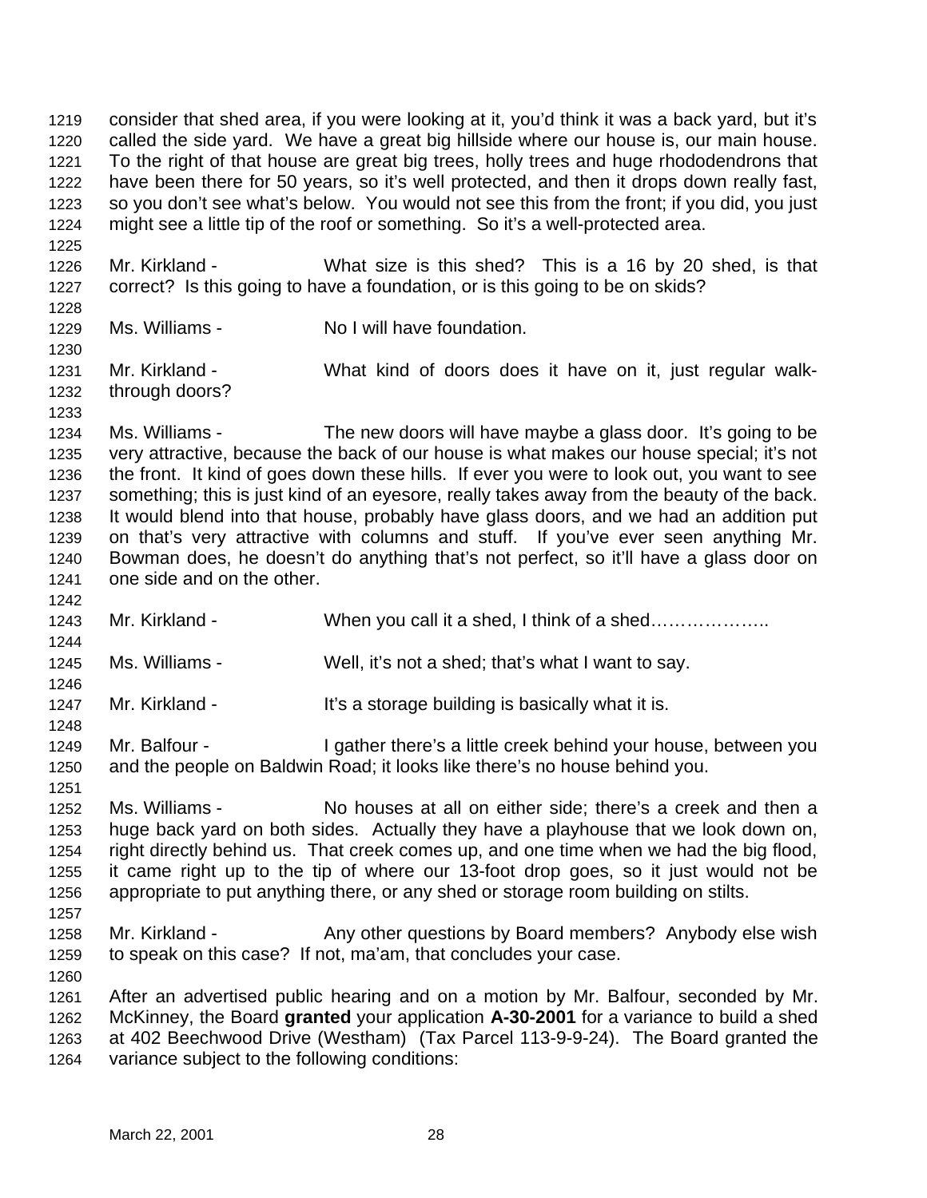consider that shed area, if you were looking at it, you'd think it was a back yard, but it's called the side yard. We have a great big hillside where our house is, our main house. To the right of that house are great big trees, holly trees and huge rhododendrons that have been there for 50 years, so it's well protected, and then it drops down really fast, so you don't see what's below. You would not see this from the front; if you did, you just might see a little tip of the roof or something. So it's a well-protected area.

Mr. Kirkland - What size is this shed? This is a 16 by 20 shed, is that correct? Is this going to have a foundation, or is this going to be on skids?

Ms. Williams - No I will have foundation.

Mr. Kirkland - What kind of doors does it have on it, just regular walk-through doors?

Ms. Williams - The new doors will have maybe a glass door. It's going to be very attractive, because the back of our house is what makes our house special; it's not the front. It kind of goes down these hills. If ever you were to look out, you want to see something; this is just kind of an eyesore, really takes away from the beauty of the back. It would blend into that house, probably have glass doors, and we had an addition put on that's very attractive with columns and stuff. If you've ever seen anything Mr. Bowman does, he doesn't do anything that's not perfect, so it'll have a glass door on one side and on the other.

Mr. Kirkland - When you call it a shed, I think of a shed………………..

Ms. Williams - Well, it's not a shed; that's what I want to say.

Mr. Kirkland - It's a storage building is basically what it is.

Mr. Balfour - I gather there's a little creek behind your house, between you and the people on Baldwin Road; it looks like there's no house behind you.

Ms. Williams - No houses at all on either side; there's a creek and then a huge back yard on both sides. Actually they have a playhouse that we look down on, right directly behind us. That creek comes up, and one time when we had the big flood, it came right up to the tip of where our 13-foot drop goes, so it just would not be appropriate to put anything there, or any shed or storage room building on stilts.

Mr. Kirkland - Any other questions by Board members? Anybody else wish to speak on this case? If not, ma'am, that concludes your case.

After an advertised public hearing and on a motion by Mr. Balfour, seconded by Mr. McKinney, the Board **granted** your application **A-30-2001** for a variance to build a shed at 402 Beechwood Drive (Westham) (Tax Parcel 113-9-9-24). The Board granted the variance subject to the following conditions: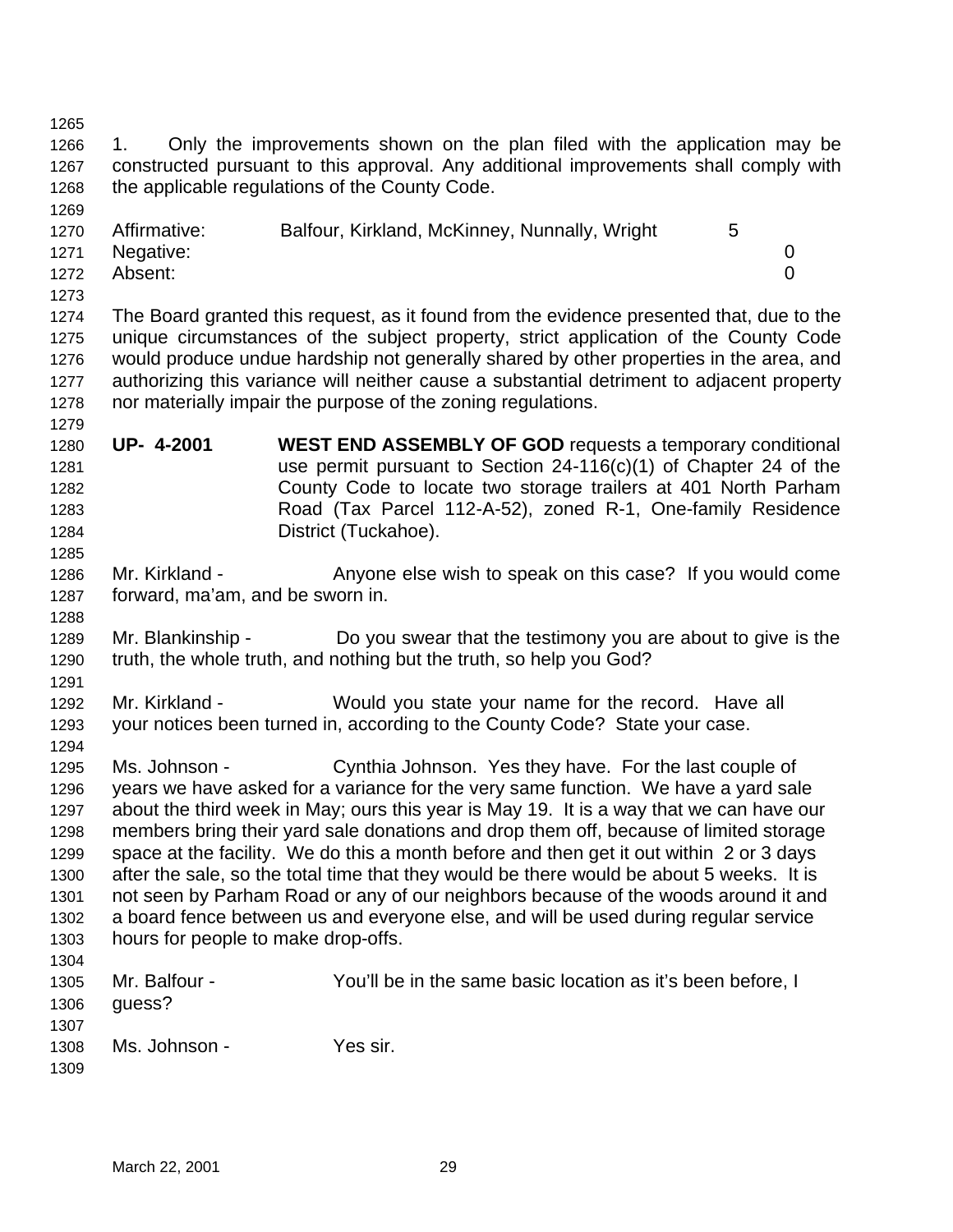1. Only the improvements shown on the plan filed with the application may be constructed pursuant to this approval. Any additional improvements shall comply with the applicable regulations of the County Code.

| | | |
|---|---|---|
| Affirmative: | Balfour, Kirkland, McKinney, Nunnally, Wright | 5 |
| Negative: | | 0 |
| Absent: | | 0 |

The Board granted this request, as it found from the evidence presented that, due to the unique circumstances of the subject property, strict application of the County Code would produce undue hardship not generally shared by other properties in the area, and authorizing this variance will neither cause a substantial detriment to adjacent property nor materially impair the purpose of the zoning regulations.

**UP- 4-2001** **WEST END ASSEMBLY OF GOD** requests a temporary conditional use permit pursuant to Section 24-116(c)(1) of Chapter 24 of the County Code to locate two storage trailers at 401 North Parham Road (Tax Parcel 112-A-52), zoned R-1, One-family Residence District (Tuckahoe).

Mr. Kirkland - Anyone else wish to speak on this case? If you would come forward, ma'am, and be sworn in.

Mr. Blankinship - Do you swear that the testimony you are about to give is the truth, the whole truth, and nothing but the truth, so help you God?

Mr. Kirkland - Would you state your name for the record. Have all your notices been turned in, according to the County Code? State your case.

Ms. Johnson - Cynthia Johnson. Yes they have. For the last couple of years we have asked for a variance for the very same function. We have a yard sale about the third week in May; ours this year is May 19. It is a way that we can have our members bring their yard sale donations and drop them off, because of limited storage space at the facility. We do this a month before and then get it out within 2 or 3 days after the sale, so the total time that they would be there would be about 5 weeks. It is not seen by Parham Road or any of our neighbors because of the woods around it and a board fence between us and everyone else, and will be used during regular service hours for people to make drop-offs.

Mr. Balfour - You'll be in the same basic location as it's been before, I guess?

Ms. Johnson - Yes sir.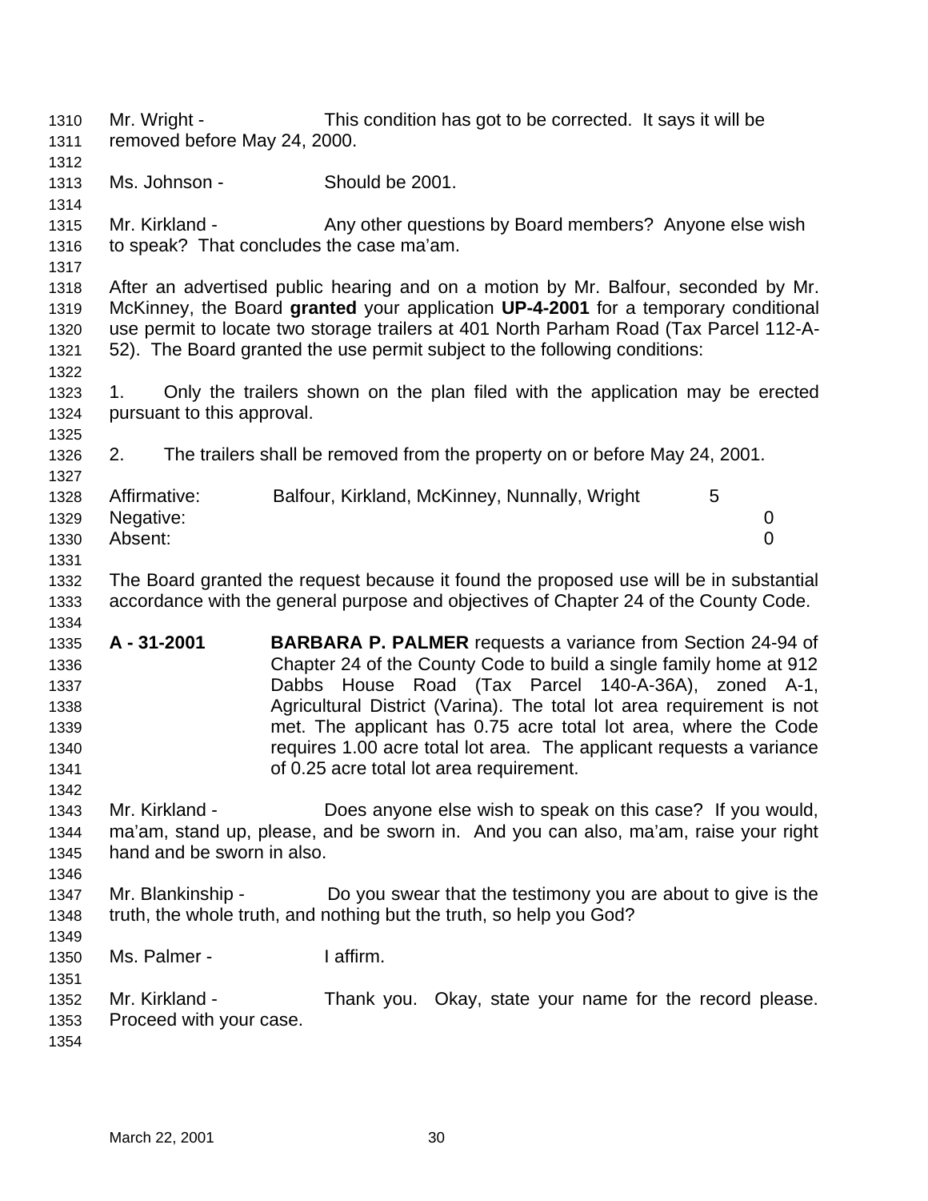Mr. Wright - This condition has got to be corrected. It says it will be removed before May 24, 2000.

Ms. Johnson - Should be 2001.

Mr. Kirkland - Any other questions by Board members? Anyone else wish to speak? That concludes the case ma'am.

After an advertised public hearing and on a motion by Mr. Balfour, seconded by Mr. McKinney, the Board **granted** your application **UP-4-2001** for a temporary conditional use permit to locate two storage trailers at 401 North Parham Road (Tax Parcel 112-A-52). The Board granted the use permit subject to the following conditions:

1. Only the trailers shown on the plan filed with the application may be erected pursuant to this approval.

2. The trailers shall be removed from the property on or before May 24, 2001.

| | | |
|---|---|---|
| Affirmative: | Balfour, Kirkland, McKinney, Nunnally, Wright | 5 |
| Negative: | | 0 |
| Absent: | | 0 |

The Board granted the request because it found the proposed use will be in substantial accordance with the general purpose and objectives of Chapter 24 of the County Code.

**A - 31-2001** **BARBARA P. PALMER** requests a variance from Section 24-94 of Chapter 24 of the County Code to build a single family home at 912 Dabbs House Road (Tax Parcel 140-A-36A), zoned A-1, Agricultural District (Varina). The total lot area requirement is not met. The applicant has 0.75 acre total lot area, where the Code requires 1.00 acre total lot area. The applicant requests a variance of 0.25 acre total lot area requirement.

Mr. Kirkland - Does anyone else wish to speak on this case? If you would, ma'am, stand up, please, and be sworn in. And you can also, ma'am, raise your right hand and be sworn in also.

Mr. Blankinship - Do you swear that the testimony you are about to give is the truth, the whole truth, and nothing but the truth, so help you God?

Ms. Palmer - I affirm.

Mr. Kirkland - Thank you. Okay, state your name for the record please. Proceed with your case.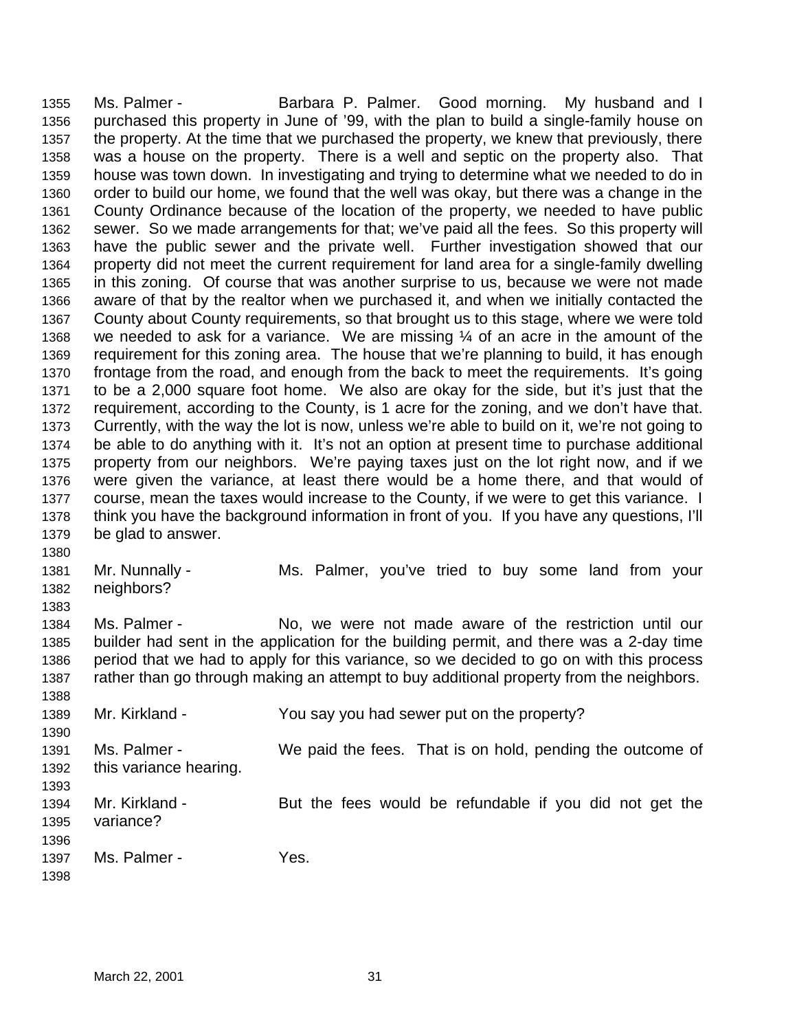1355 Ms. Palmer - Barbara P. Palmer. Good morning. My husband and I
1356 purchased this property in June of '99, with the plan to build a single-family house on
1357 the property. At the time that we purchased the property, we knew that previously, there
1358 was a house on the property. There is a well and septic on the property also. That
1359 house was town down. In investigating and trying to determine what we needed to do in
1360 order to build our home, we found that the well was okay, but there was a change in the
1361 County Ordinance because of the location of the property, we needed to have public
1362 sewer. So we made arrangements for that; we've paid all the fees. So this property will
1363 have the public sewer and the private well. Further investigation showed that our
1364 property did not meet the current requirement for land area for a single-family dwelling
1365 in this zoning. Of course that was another surprise to us, because we were not made
1366 aware of that by the realtor when we purchased it, and when we initially contacted the
1367 County about County requirements, so that brought us to this stage, where we were told
1368 we needed to ask for a variance. We are missing ¼ of an acre in the amount of the
1369 requirement for this zoning area. The house that we're planning to build, it has enough
1370 frontage from the road, and enough from the back to meet the requirements. It's going
1371 to be a 2,000 square foot home. We also are okay for the side, but it's just that the
1372 requirement, according to the County, is 1 acre for the zoning, and we don't have that.
1373 Currently, with the way the lot is now, unless we're able to build on it, we're not going to
1374 be able to do anything with it. It's not an option at present time to purchase additional
1375 property from our neighbors. We're paying taxes just on the lot right now, and if we
1376 were given the variance, at least there would be a home there, and that would of
1377 course, mean the taxes would increase to the County, if we were to get this variance. I
1378 think you have the background information in front of you. If you have any questions, I'll
1379 be glad to answer.
1380
1381 Mr. Nunnally - Ms. Palmer, you've tried to buy some land from your
1382 neighbors?
1383
1384 Ms. Palmer - No, we were not made aware of the restriction until our
1385 builder had sent in the application for the building permit, and there was a 2-day time
1386 period that we had to apply for this variance, so we decided to go on with this process
1387 rather than go through making an attempt to buy additional property from the neighbors.
1388
1389 Mr. Kirkland - You say you had sewer put on the property?
1390
1391 Ms. Palmer - We paid the fees. That is on hold, pending the outcome of
1392 this variance hearing.
1393
1394 Mr. Kirkland - But the fees would be refundable if you did not get the
1395 variance?
1396
1397 Ms. Palmer - Yes.
1398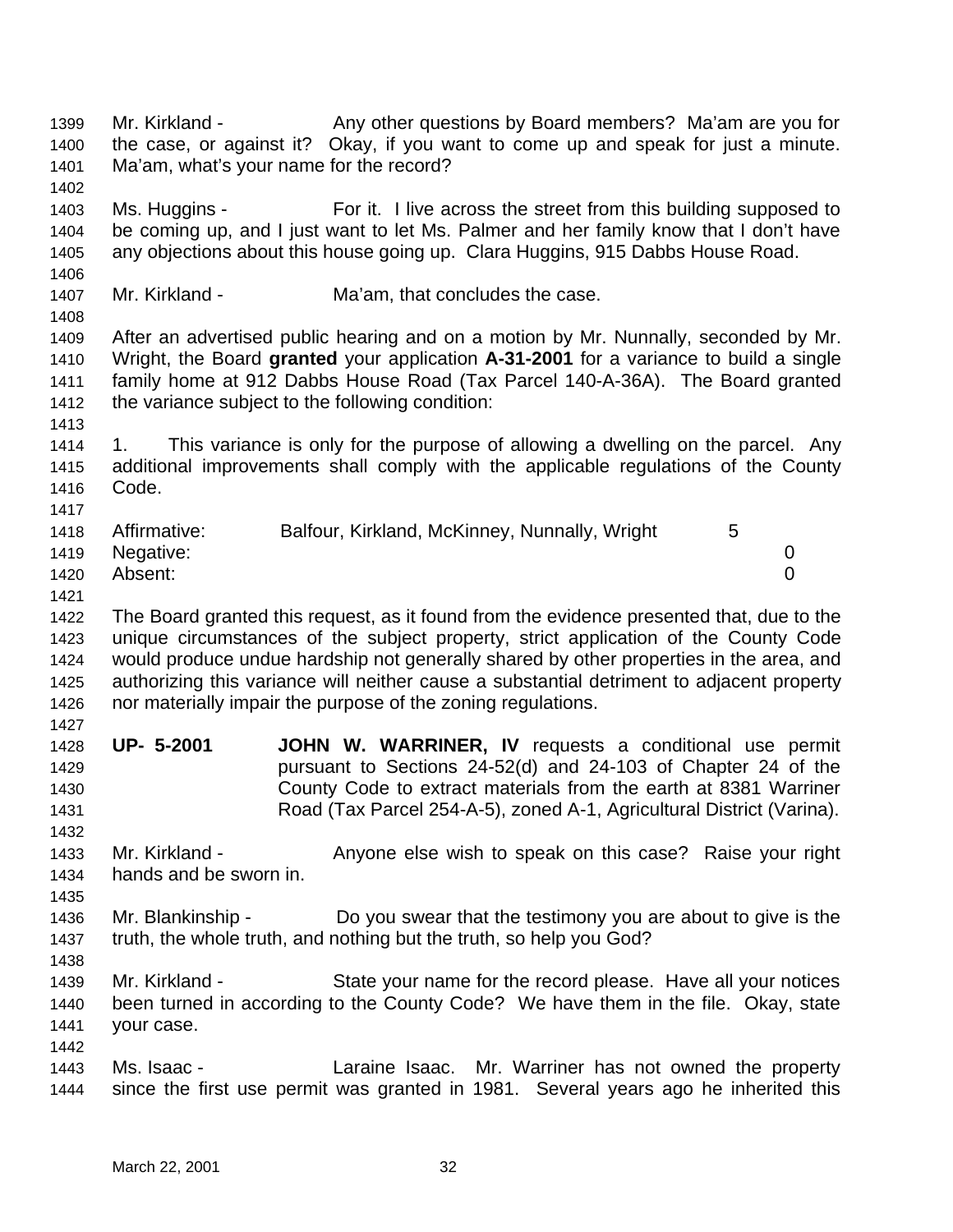Mr. Kirkland - Any other questions by Board members? Ma'am are you for the case, or against it? Okay, if you want to come up and speak for just a minute. Ma'am, what's your name for the record?

Ms. Huggins - For it. I live across the street from this building supposed to be coming up, and I just want to let Ms. Palmer and her family know that I don't have any objections about this house going up. Clara Huggins, 915 Dabbs House Road.

Mr. Kirkland - Ma'am, that concludes the case.

After an advertised public hearing and on a motion by Mr. Nunnally, seconded by Mr. Wright, the Board **granted** your application **A-31-2001** for a variance to build a single family home at 912 Dabbs House Road (Tax Parcel 140-A-36A). The Board granted the variance subject to the following condition:

1. This variance is only for the purpose of allowing a dwelling on the parcel. Any additional improvements shall comply with the applicable regulations of the County Code.

| | | |
|---|---|---|
| Affirmative: | Balfour, Kirkland, McKinney, Nunnally, Wright | 5 |
| Negative: | | 0 |
| Absent: | | 0 |

The Board granted this request, as it found from the evidence presented that, due to the unique circumstances of the subject property, strict application of the County Code would produce undue hardship not generally shared by other properties in the area, and authorizing this variance will neither cause a substantial detriment to adjacent property nor materially impair the purpose of the zoning regulations.

**UP- 5-2001** **JOHN W. WARRINER, IV** requests a conditional use permit pursuant to Sections 24-52(d) and 24-103 of Chapter 24 of the County Code to extract materials from the earth at 8381 Warriner Road (Tax Parcel 254-A-5), zoned A-1, Agricultural District (Varina).

Mr. Kirkland - Anyone else wish to speak on this case? Raise your right hands and be sworn in.

Mr. Blankinship - Do you swear that the testimony you are about to give is the truth, the whole truth, and nothing but the truth, so help you God?

Mr. Kirkland - State your name for the record please. Have all your notices been turned in according to the County Code? We have them in the file. Okay, state your case.

Ms. Isaac - Laraine Isaac. Mr. Warriner has not owned the property since the first use permit was granted in 1981. Several years ago he inherited this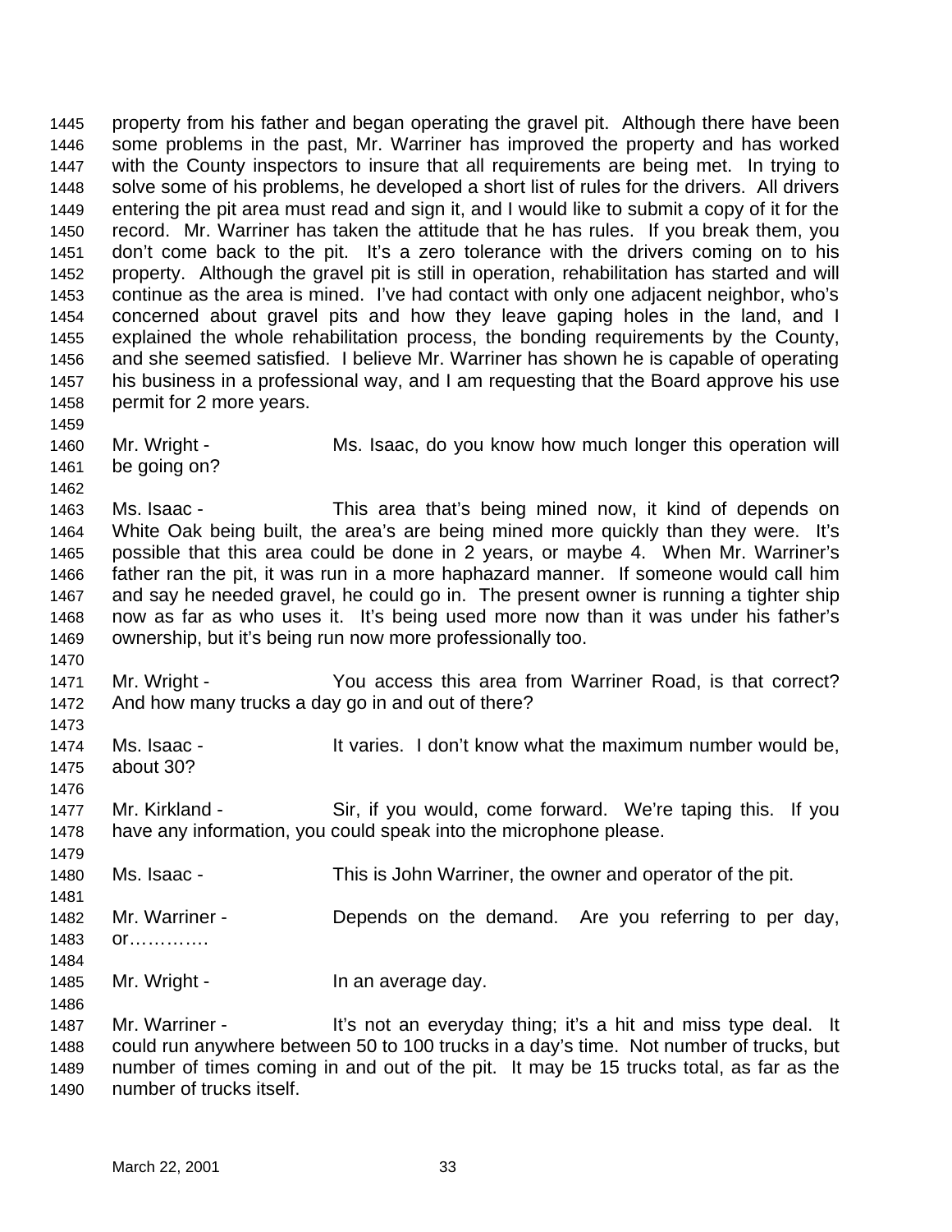property from his father and began operating the gravel pit. Although there have been some problems in the past, Mr. Warriner has improved the property and has worked with the County inspectors to insure that all requirements are being met. In trying to solve some of his problems, he developed a short list of rules for the drivers. All drivers entering the pit area must read and sign it, and I would like to submit a copy of it for the record. Mr. Warriner has taken the attitude that he has rules. If you break them, you don't come back to the pit. It's a zero tolerance with the drivers coming on to his property. Although the gravel pit is still in operation, rehabilitation has started and will continue as the area is mined. I've had contact with only one adjacent neighbor, who's concerned about gravel pits and how they leave gaping holes in the land, and I explained the whole rehabilitation process, the bonding requirements by the County, and she seemed satisfied. I believe Mr. Warriner has shown he is capable of operating his business in a professional way, and I am requesting that the Board approve his use permit for 2 more years.

Mr. Wright - Ms. Isaac, do you know how much longer this operation will be going on?

Ms. Isaac - This area that's being mined now, it kind of depends on White Oak being built, the area's are being mined more quickly than they were. It's possible that this area could be done in 2 years, or maybe 4. When Mr. Warriner's father ran the pit, it was run in a more haphazard manner. If someone would call him and say he needed gravel, he could go in. The present owner is running a tighter ship now as far as who uses it. It's being used more now than it was under his father's ownership, but it's being run now more professionally too.

Mr. Wright - You access this area from Warriner Road, is that correct? And how many trucks a day go in and out of there?

Ms. Isaac - It varies. I don't know what the maximum number would be, about 30?

Mr. Kirkland - Sir, if you would, come forward. We're taping this. If you have any information, you could speak into the microphone please.

Ms. Isaac - This is John Warriner, the owner and operator of the pit.

Mr. Warriner - Depends on the demand. Are you referring to per day, or………….

Mr. Wright - In an average day.

Mr. Warriner - It's not an everyday thing; it's a hit and miss type deal. It could run anywhere between 50 to 100 trucks in a day's time. Not number of trucks, but number of times coming in and out of the pit. It may be 15 trucks total, as far as the number of trucks itself.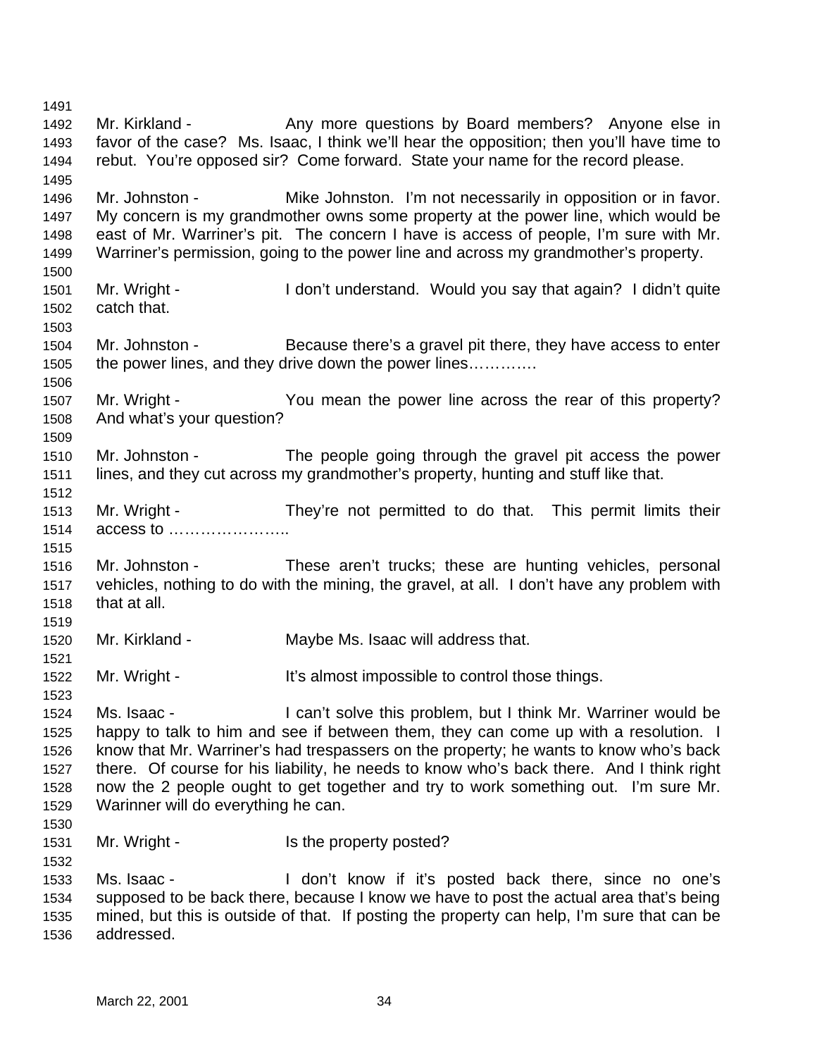Mr. Kirkland - Any more questions by Board members? Anyone else in favor of the case? Ms. Isaac, I think we'll hear the opposition; then you'll have time to rebut. You're opposed sir? Come forward. State your name for the record please.

Mr. Johnston - Mike Johnston. I'm not necessarily in opposition or in favor. My concern is my grandmother owns some property at the power line, which would be east of Mr. Warriner's pit. The concern I have is access of people, I'm sure with Mr. Warriner's permission, going to the power line and across my grandmother's property.

Mr. Wright - I don't understand. Would you say that again? I didn't quite catch that.

Mr. Johnston - Because there's a gravel pit there, they have access to enter the power lines, and they drive down the power lines…………

Mr. Wright - You mean the power line across the rear of this property? And what's your question?

Mr. Johnston - The people going through the gravel pit access the power lines, and they cut across my grandmother's property, hunting and stuff like that.

Mr. Wright - They're not permitted to do that. This permit limits their access to …………………..

Mr. Johnston - These aren't trucks; these are hunting vehicles, personal vehicles, nothing to do with the mining, the gravel, at all. I don't have any problem with that at all.

Mr. Kirkland - Maybe Ms. Isaac will address that.

Mr. Wright - It's almost impossible to control those things.

Ms. Isaac - I can't solve this problem, but I think Mr. Warriner would be happy to talk to him and see if between them, they can come up with a resolution. I know that Mr. Warriner's had trespassers on the property; he wants to know who's back there. Of course for his liability, he needs to know who's back there. And I think right now the 2 people ought to get together and try to work something out. I'm sure Mr. Warinner will do everything he can.

Mr. Wright - Is the property posted?

Ms. Isaac - I don't know if it's posted back there, since no one's supposed to be back there, because I know we have to post the actual area that's being mined, but this is outside of that. If posting the property can help, I'm sure that can be addressed.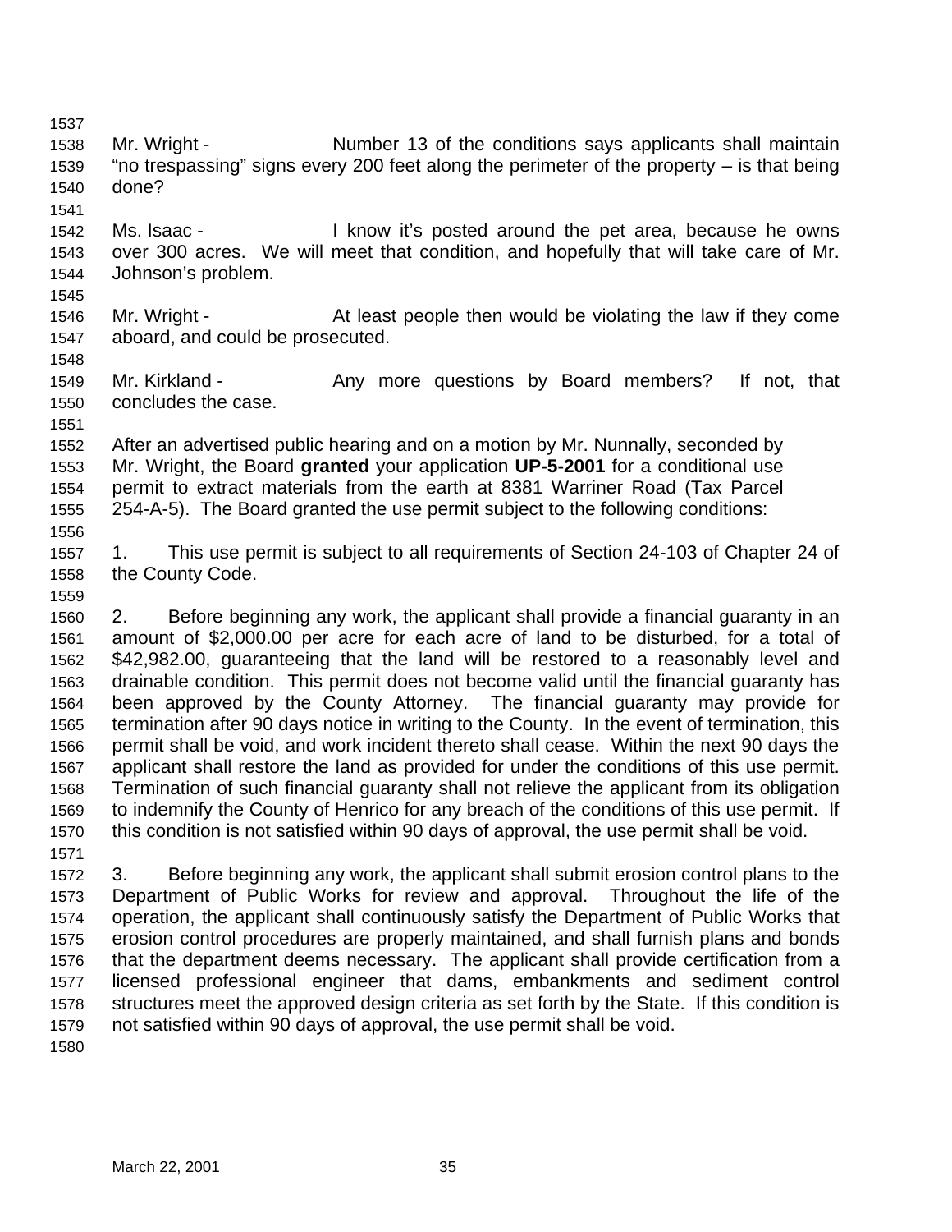Mr. Wright - Number 13 of the conditions says applicants shall maintain "no trespassing" signs every 200 feet along the perimeter of the property – is that being done?

Ms. Isaac - I know it's posted around the pet area, because he owns over 300 acres. We will meet that condition, and hopefully that will take care of Mr. Johnson's problem.

Mr. Wright - At least people then would be violating the law if they come aboard, and could be prosecuted.

Mr. Kirkland - Any more questions by Board members? If not, that concludes the case.

After an advertised public hearing and on a motion by Mr. Nunnally, seconded by Mr. Wright, the Board **granted** your application **UP-5-2001** for a conditional use permit to extract materials from the earth at 8381 Warriner Road (Tax Parcel 254-A-5). The Board granted the use permit subject to the following conditions:

1. This use permit is subject to all requirements of Section 24-103 of Chapter 24 of the County Code.

2. Before beginning any work, the applicant shall provide a financial guaranty in an amount of $2,000.00 per acre for each acre of land to be disturbed, for a total of $42,982.00, guaranteeing that the land will be restored to a reasonably level and drainable condition. This permit does not become valid until the financial guaranty has been approved by the County Attorney. The financial guaranty may provide for termination after 90 days notice in writing to the County. In the event of termination, this permit shall be void, and work incident thereto shall cease. Within the next 90 days the applicant shall restore the land as provided for under the conditions of this use permit. Termination of such financial guaranty shall not relieve the applicant from its obligation to indemnify the County of Henrico for any breach of the conditions of this use permit. If this condition is not satisfied within 90 days of approval, the use permit shall be void.

3. Before beginning any work, the applicant shall submit erosion control plans to the Department of Public Works for review and approval. Throughout the life of the operation, the applicant shall continuously satisfy the Department of Public Works that erosion control procedures are properly maintained, and shall furnish plans and bonds that the department deems necessary. The applicant shall provide certification from a licensed professional engineer that dams, embankments and sediment control structures meet the approved design criteria as set forth by the State. If this condition is not satisfied within 90 days of approval, the use permit shall be void.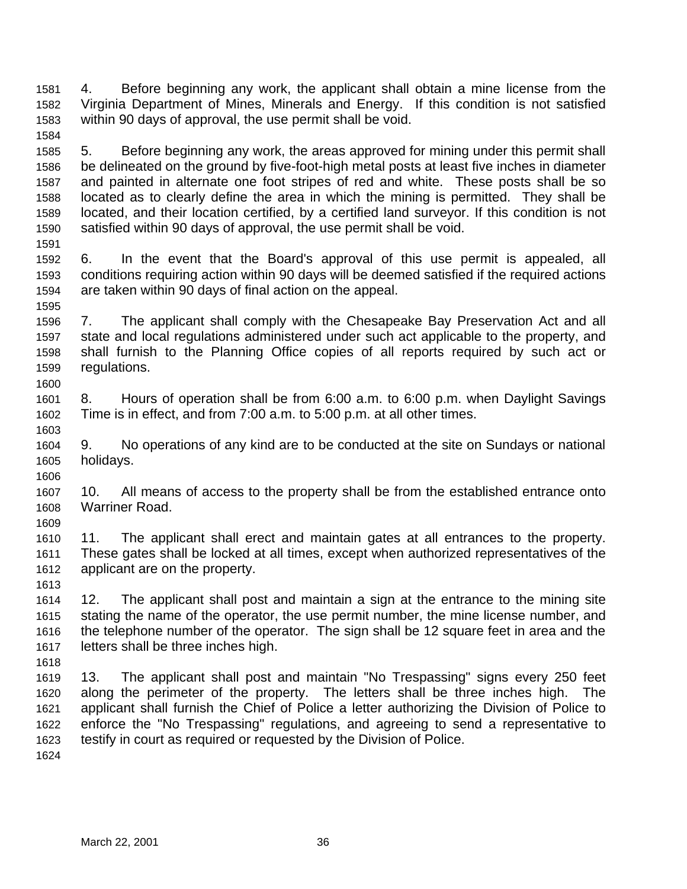4. Before beginning any work, the applicant shall obtain a mine license from the Virginia Department of Mines, Minerals and Energy. If this condition is not satisfied within 90 days of approval, the use permit shall be void.

5. Before beginning any work, the areas approved for mining under this permit shall be delineated on the ground by five-foot-high metal posts at least five inches in diameter and painted in alternate one foot stripes of red and white. These posts shall be so located as to clearly define the area in which the mining is permitted. They shall be located, and their location certified, by a certified land surveyor. If this condition is not satisfied within 90 days of approval, the use permit shall be void.

6. In the event that the Board's approval of this use permit is appealed, all conditions requiring action within 90 days will be deemed satisfied if the required actions are taken within 90 days of final action on the appeal.

7. The applicant shall comply with the Chesapeake Bay Preservation Act and all state and local regulations administered under such act applicable to the property, and shall furnish to the Planning Office copies of all reports required by such act or regulations.

8. Hours of operation shall be from 6:00 a.m. to 6:00 p.m. when Daylight Savings Time is in effect, and from 7:00 a.m. to 5:00 p.m. at all other times.

9. No operations of any kind are to be conducted at the site on Sundays or national holidays.

10. All means of access to the property shall be from the established entrance onto Warriner Road.

11. The applicant shall erect and maintain gates at all entrances to the property. These gates shall be locked at all times, except when authorized representatives of the applicant are on the property.

12. The applicant shall post and maintain a sign at the entrance to the mining site stating the name of the operator, the use permit number, the mine license number, and the telephone number of the operator. The sign shall be 12 square feet in area and the letters shall be three inches high.

13. The applicant shall post and maintain "No Trespassing" signs every 250 feet along the perimeter of the property. The letters shall be three inches high. The applicant shall furnish the Chief of Police a letter authorizing the Division of Police to enforce the "No Trespassing" regulations, and agreeing to send a representative to testify in court as required or requested by the Division of Police.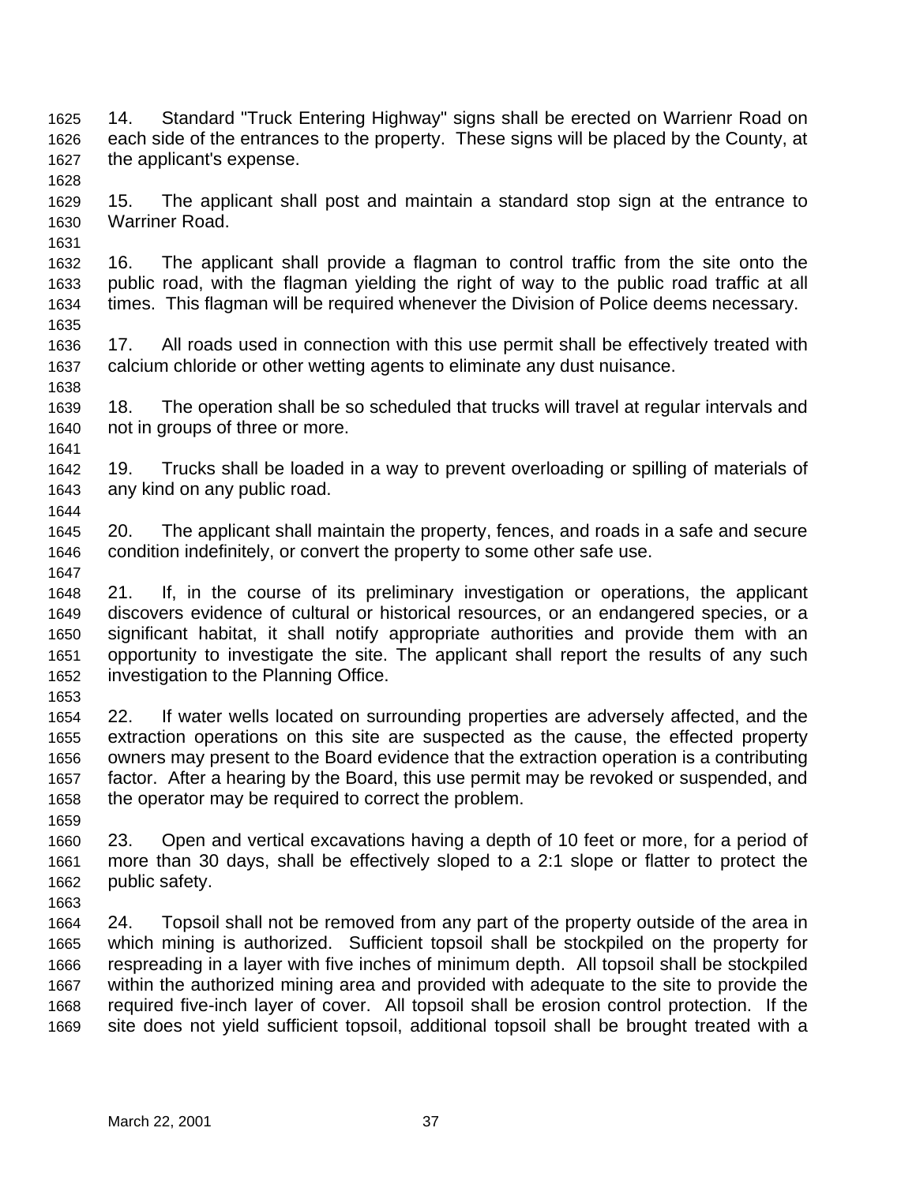14. Standard "Truck Entering Highway" signs shall be erected on Warrienr Road on each side of the entrances to the property. These signs will be placed by the County, at the applicant's expense.

15. The applicant shall post and maintain a standard stop sign at the entrance to Warriner Road.

16. The applicant shall provide a flagman to control traffic from the site onto the public road, with the flagman yielding the right of way to the public road traffic at all times. This flagman will be required whenever the Division of Police deems necessary.

17. All roads used in connection with this use permit shall be effectively treated with calcium chloride or other wetting agents to eliminate any dust nuisance.

18. The operation shall be so scheduled that trucks will travel at regular intervals and not in groups of three or more.

19. Trucks shall be loaded in a way to prevent overloading or spilling of materials of any kind on any public road.

20. The applicant shall maintain the property, fences, and roads in a safe and secure condition indefinitely, or convert the property to some other safe use.

21. If, in the course of its preliminary investigation or operations, the applicant discovers evidence of cultural or historical resources, or an endangered species, or a significant habitat, it shall notify appropriate authorities and provide them with an opportunity to investigate the site. The applicant shall report the results of any such investigation to the Planning Office.

22. If water wells located on surrounding properties are adversely affected, and the extraction operations on this site are suspected as the cause, the effected property owners may present to the Board evidence that the extraction operation is a contributing factor. After a hearing by the Board, this use permit may be revoked or suspended, and the operator may be required to correct the problem.

23. Open and vertical excavations having a depth of 10 feet or more, for a period of more than 30 days, shall be effectively sloped to a 2:1 slope or flatter to protect the public safety.

24. Topsoil shall not be removed from any part of the property outside of the area in which mining is authorized. Sufficient topsoil shall be stockpiled on the property for respreading in a layer with five inches of minimum depth. All topsoil shall be stockpiled within the authorized mining area and provided with adequate to the site to provide the required five-inch layer of cover. All topsoil shall be erosion control protection. If the site does not yield sufficient topsoil, additional topsoil shall be brought treated with a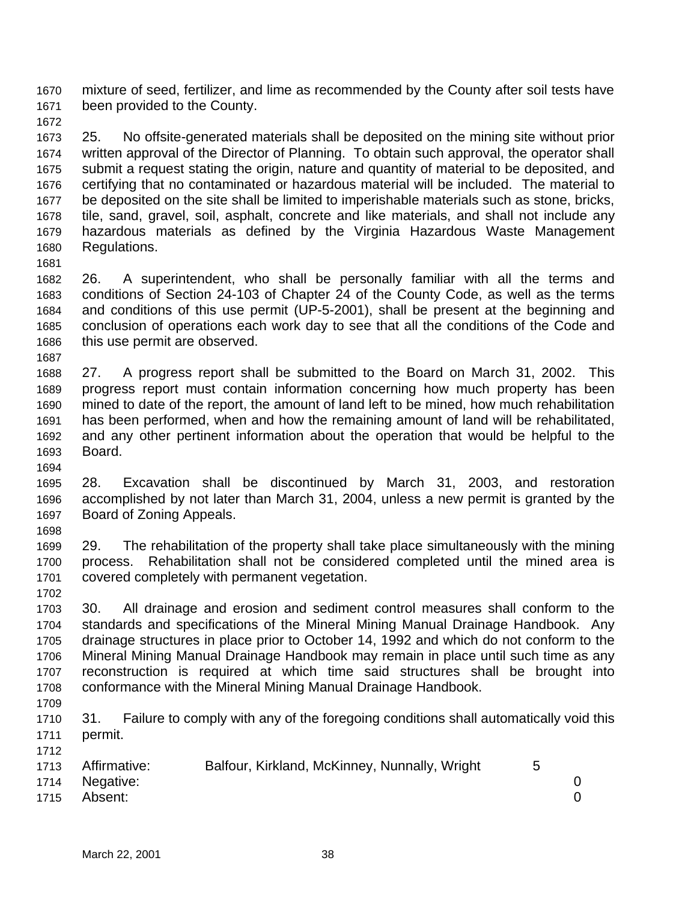mixture of seed, fertilizer, and lime as recommended by the County after soil tests have been provided to the County.

25. No offsite-generated materials shall be deposited on the mining site without prior written approval of the Director of Planning. To obtain such approval, the operator shall submit a request stating the origin, nature and quantity of material to be deposited, and certifying that no contaminated or hazardous material will be included. The material to be deposited on the site shall be limited to imperishable materials such as stone, bricks, tile, sand, gravel, soil, asphalt, concrete and like materials, and shall not include any hazardous materials as defined by the Virginia Hazardous Waste Management Regulations.

26. A superintendent, who shall be personally familiar with all the terms and conditions of Section 24-103 of Chapter 24 of the County Code, as well as the terms and conditions of this use permit (UP-5-2001), shall be present at the beginning and conclusion of operations each work day to see that all the conditions of the Code and this use permit are observed.

27. A progress report shall be submitted to the Board on March 31, 2002. This progress report must contain information concerning how much property has been mined to date of the report, the amount of land left to be mined, how much rehabilitation has been performed, when and how the remaining amount of land will be rehabilitated, and any other pertinent information about the operation that would be helpful to the Board.

28. Excavation shall be discontinued by March 31, 2003, and restoration accomplished by not later than March 31, 2004, unless a new permit is granted by the Board of Zoning Appeals.

29. The rehabilitation of the property shall take place simultaneously with the mining process. Rehabilitation shall not be considered completed until the mined area is covered completely with permanent vegetation.

30. All drainage and erosion and sediment control measures shall conform to the standards and specifications of the Mineral Mining Manual Drainage Handbook. Any drainage structures in place prior to October 14, 1992 and which do not conform to the Mineral Mining Manual Drainage Handbook may remain in place until such time as any reconstruction is required at which time said structures shall be brought into conformance with the Mineral Mining Manual Drainage Handbook.

31. Failure to comply with any of the foregoing conditions shall automatically void this permit.

Affirmative: Balfour, Kirkland, McKinney, Nunnally, Wright 5
Negative: 0
Absent: 0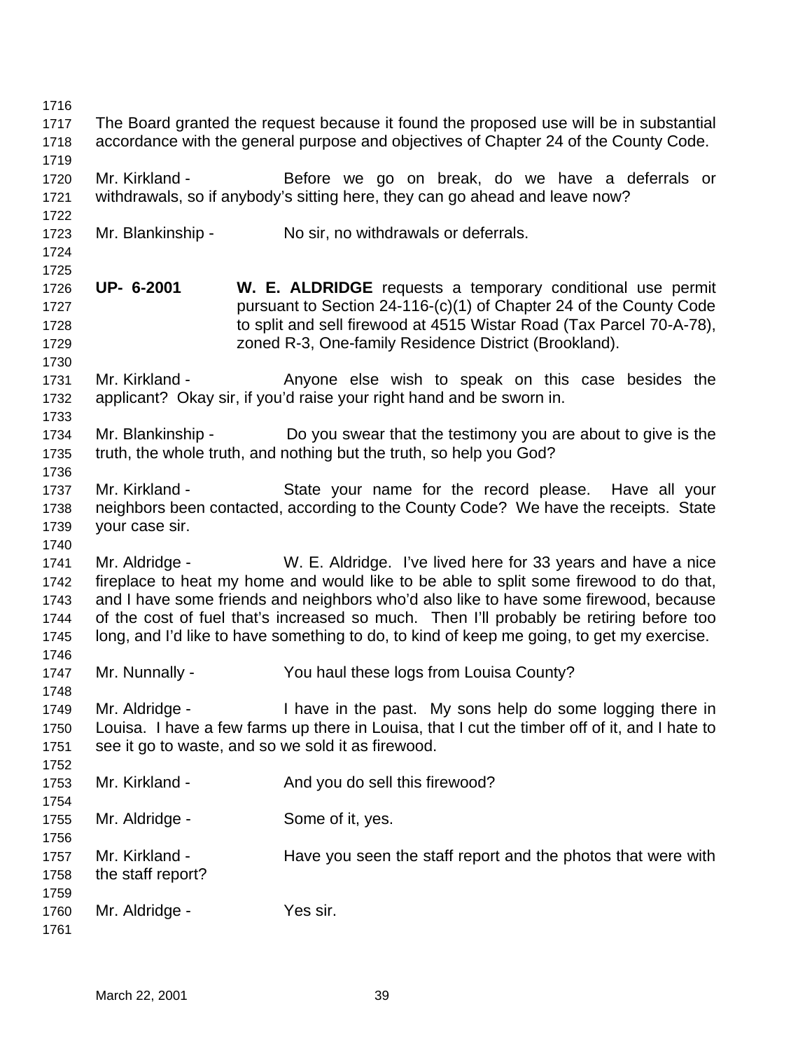The Board granted the request because it found the proposed use will be in substantial accordance with the general purpose and objectives of Chapter 24 of the County Code.

Mr. Kirkland - Before we go on break, do we have a deferrals or withdrawals, so if anybody's sitting here, they can go ahead and leave now?

Mr. Blankinship - No sir, no withdrawals or deferrals.

**UP- 6-2001** **W. E. ALDRIDGE** requests a temporary conditional use permit pursuant to Section 24-116-(c)(1) of Chapter 24 of the County Code to split and sell firewood at 4515 Wistar Road (Tax Parcel 70-A-78), zoned R-3, One-family Residence District (Brookland).

Mr. Kirkland - Anyone else wish to speak on this case besides the applicant? Okay sir, if you'd raise your right hand and be sworn in.

Mr. Blankinship - Do you swear that the testimony you are about to give is the truth, the whole truth, and nothing but the truth, so help you God?

Mr. Kirkland - State your name for the record please. Have all your neighbors been contacted, according to the County Code? We have the receipts. State your case sir.

Mr. Aldridge - W. E. Aldridge. I've lived here for 33 years and have a nice fireplace to heat my home and would like to be able to split some firewood to do that, and I have some friends and neighbors who'd also like to have some firewood, because of the cost of fuel that's increased so much. Then I'll probably be retiring before too long, and I'd like to have something to do, to kind of keep me going, to get my exercise.

Mr. Nunnally - You haul these logs from Louisa County?

Mr. Aldridge - I have in the past. My sons help do some logging there in Louisa. I have a few farms up there in Louisa, that I cut the timber off of it, and I hate to see it go to waste, and so we sold it as firewood.

Mr. Kirkland - And you do sell this firewood?

Mr. Aldridge - Some of it, yes.

Mr. Kirkland - Have you seen the staff report and the photos that were with the staff report?

Mr. Aldridge - Yes sir.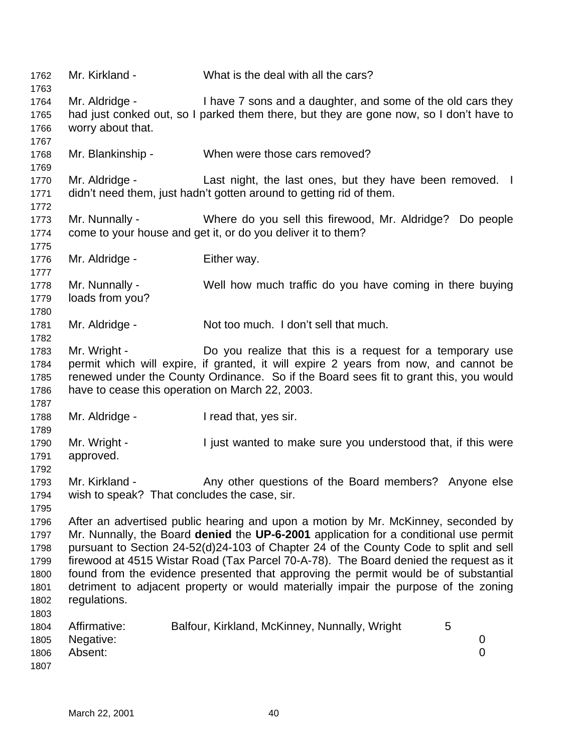Mr. Kirkland - What is the deal with all the cars?

Mr. Aldridge - I have 7 sons and a daughter, and some of the old cars they had just conked out, so I parked them there, but they are gone now, so I don't have to worry about that.

Mr. Blankinship - When were those cars removed?

Mr. Aldridge - Last night, the last ones, but they have been removed. I didn't need them, just hadn't gotten around to getting rid of them.

Mr. Nunnally - Where do you sell this firewood, Mr. Aldridge? Do people come to your house and get it, or do you deliver it to them?

Mr. Aldridge - Either way.

Mr. Nunnally - Well how much traffic do you have coming in there buying loads from you?

Mr. Aldridge - Not too much. I don't sell that much.

Mr. Wright - Do you realize that this is a request for a temporary use permit which will expire, if granted, it will expire 2 years from now, and cannot be renewed under the County Ordinance. So if the Board sees fit to grant this, you would have to cease this operation on March 22, 2003.

Mr. Aldridge - I read that, yes sir.

Mr. Wright - I just wanted to make sure you understood that, if this were approved.

Mr. Kirkland - Any other questions of the Board members? Anyone else wish to speak? That concludes the case, sir.

After an advertised public hearing and upon a motion by Mr. McKinney, seconded by Mr. Nunnally, the Board **denied** the **UP-6-2001** application for a conditional use permit pursuant to Section 24-52(d)24-103 of Chapter 24 of the County Code to split and sell firewood at 4515 Wistar Road (Tax Parcel 70-A-78). The Board denied the request as it found from the evidence presented that approving the permit would be of substantial detriment to adjacent property or would materially impair the purpose of the zoning regulations.

| | | |
|---|---|---|
| Affirmative: | Balfour, Kirkland, McKinney, Nunnally, Wright | 5 |
| Negative: | | 0 |
| Absent: | | 0 |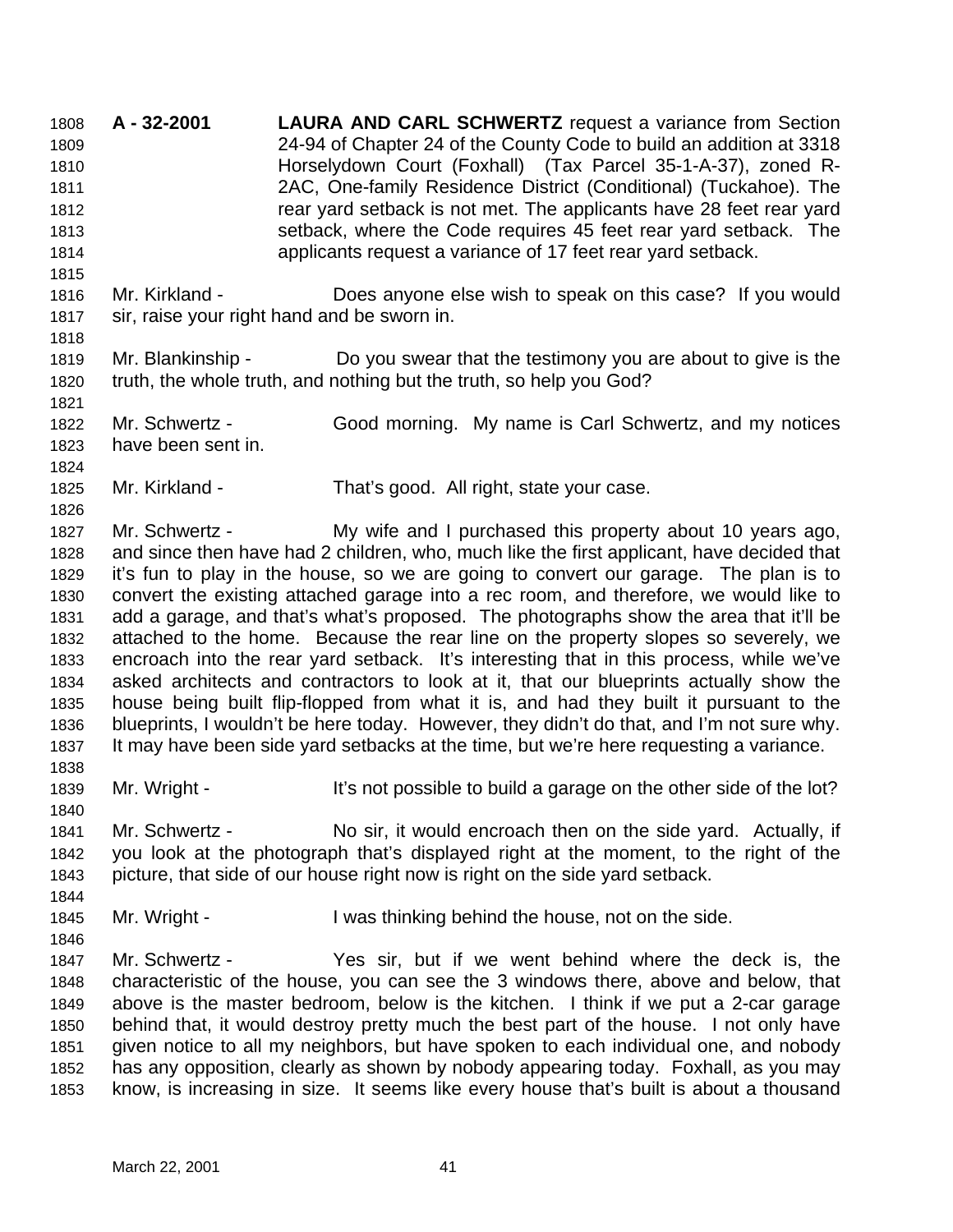**A - 32-2001** **LAURA AND CARL SCHWERTZ** request a variance from Section 24-94 of Chapter 24 of the County Code to build an addition at 3318 Horselydown Court (Foxhall) (Tax Parcel 35-1-A-37), zoned R-2AC, One-family Residence District (Conditional) (Tuckahoe). The rear yard setback is not met. The applicants have 28 feet rear yard setback, where the Code requires 45 feet rear yard setback. The applicants request a variance of 17 feet rear yard setback.

Mr. Kirkland - Does anyone else wish to speak on this case? If you would sir, raise your right hand and be sworn in.

Mr. Blankinship - Do you swear that the testimony you are about to give is the truth, the whole truth, and nothing but the truth, so help you God?

Mr. Schwertz - Good morning. My name is Carl Schwertz, and my notices have been sent in.

Mr. Kirkland - That's good. All right, state your case.

Mr. Schwertz - My wife and I purchased this property about 10 years ago, and since then have had 2 children, who, much like the first applicant, have decided that it's fun to play in the house, so we are going to convert our garage. The plan is to convert the existing attached garage into a rec room, and therefore, we would like to add a garage, and that's what's proposed. The photographs show the area that it'll be attached to the home. Because the rear line on the property slopes so severely, we encroach into the rear yard setback. It's interesting that in this process, while we've asked architects and contractors to look at it, that our blueprints actually show the house being built flip-flopped from what it is, and had they built it pursuant to the blueprints, I wouldn't be here today. However, they didn't do that, and I'm not sure why. It may have been side yard setbacks at the time, but we're here requesting a variance.

Mr. Wright - It's not possible to build a garage on the other side of the lot?

Mr. Schwertz - No sir, it would encroach then on the side yard. Actually, if you look at the photograph that's displayed right at the moment, to the right of the picture, that side of our house right now is right on the side yard setback.

Mr. Wright - I was thinking behind the house, not on the side.

Mr. Schwertz - Yes sir, but if we went behind where the deck is, the characteristic of the house, you can see the 3 windows there, above and below, that above is the master bedroom, below is the kitchen. I think if we put a 2-car garage behind that, it would destroy pretty much the best part of the house. I not only have given notice to all my neighbors, but have spoken to each individual one, and nobody has any opposition, clearly as shown by nobody appearing today. Foxhall, as you may know, is increasing in size. It seems like every house that's built is about a thousand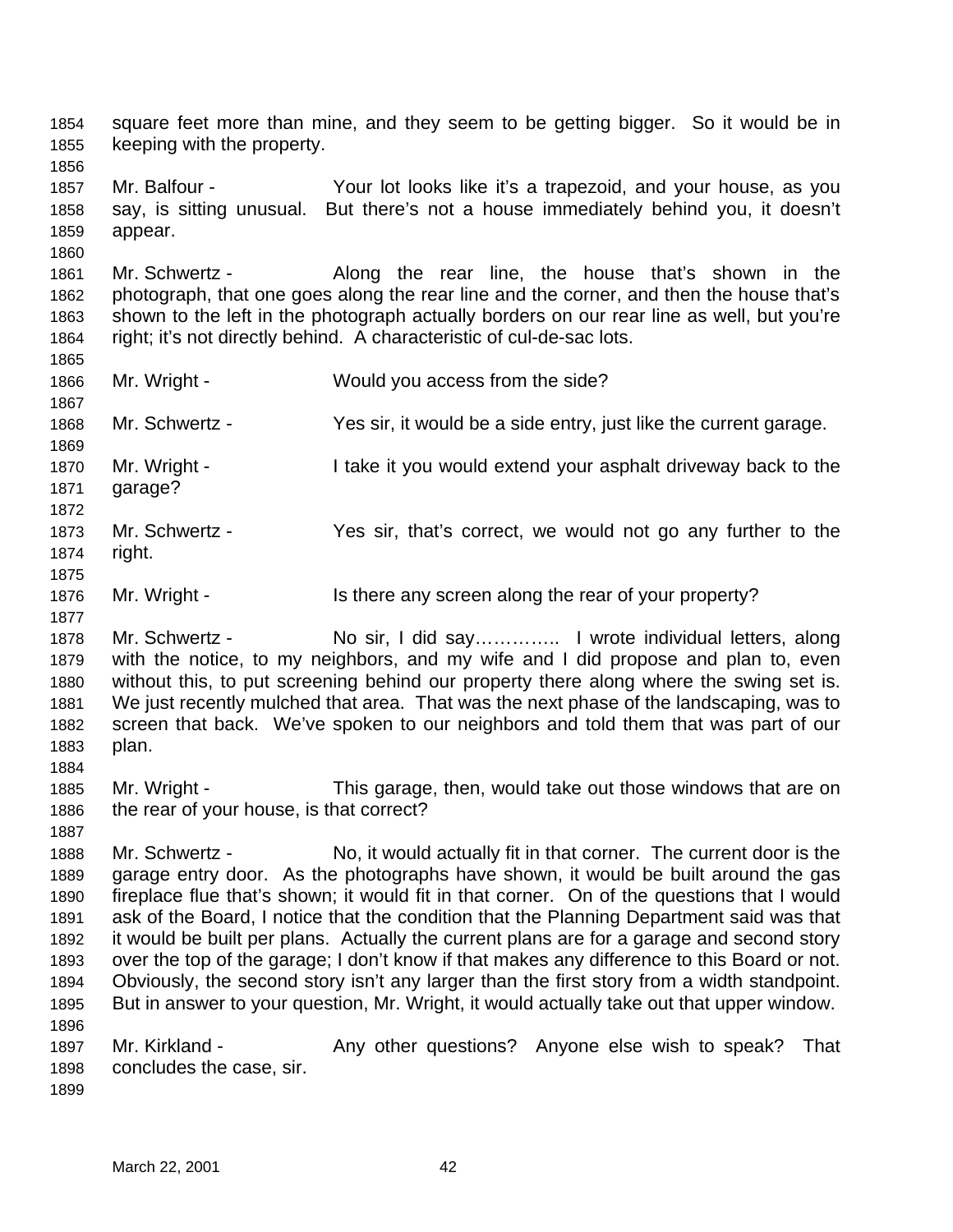square feet more than mine, and they seem to be getting bigger. So it would be in keeping with the property.

Mr. Balfour - Your lot looks like it's a trapezoid, and your house, as you say, is sitting unusual. But there's not a house immediately behind you, it doesn't appear.

Mr. Schwertz - Along the rear line, the house that's shown in the photograph, that one goes along the rear line and the corner, and then the house that's shown to the left in the photograph actually borders on our rear line as well, but you're right; it's not directly behind. A characteristic of cul-de-sac lots.

Mr. Wright - Would you access from the side?

Mr. Schwertz - Yes sir, it would be a side entry, just like the current garage.

Mr. Wright - I take it you would extend your asphalt driveway back to the garage?

Mr. Schwertz - Yes sir, that's correct, we would not go any further to the right.

Mr. Wright - Is there any screen along the rear of your property?

Mr. Schwertz - No sir, I did say………….. I wrote individual letters, along with the notice, to my neighbors, and my wife and I did propose and plan to, even without this, to put screening behind our property there along where the swing set is. We just recently mulched that area. That was the next phase of the landscaping, was to screen that back. We've spoken to our neighbors and told them that was part of our plan.

Mr. Wright - This garage, then, would take out those windows that are on the rear of your house, is that correct?

Mr. Schwertz - No, it would actually fit in that corner. The current door is the garage entry door. As the photographs have shown, it would be built around the gas fireplace flue that's shown; it would fit in that corner. On of the questions that I would ask of the Board, I notice that the condition that the Planning Department said was that it would be built per plans. Actually the current plans are for a garage and second story over the top of the garage; I don't know if that makes any difference to this Board or not. Obviously, the second story isn't any larger than the first story from a width standpoint. But in answer to your question, Mr. Wright, it would actually take out that upper window.

Mr. Kirkland - Any other questions? Anyone else wish to speak? That concludes the case, sir.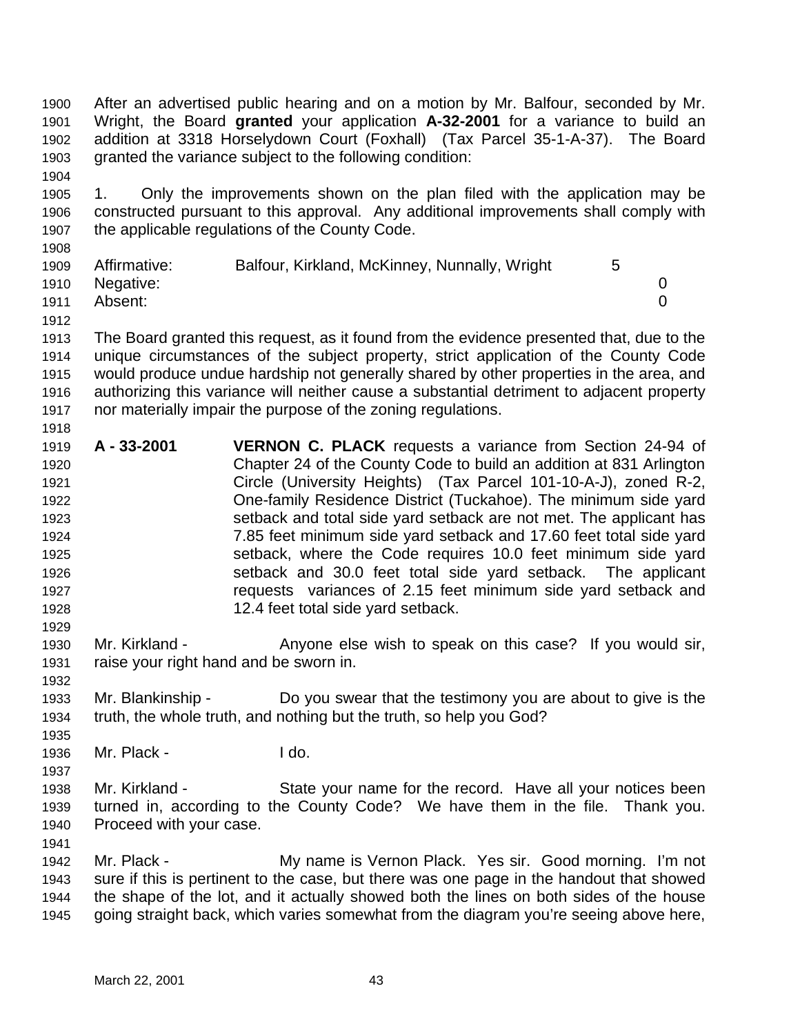After an advertised public hearing and on a motion by Mr. Balfour, seconded by Mr. Wright, the Board **granted** your application **A-32-2001** for a variance to build an addition at 3318 Horselydown Court (Foxhall) (Tax Parcel 35-1-A-37). The Board granted the variance subject to the following condition:

1. Only the improvements shown on the plan filed with the application may be constructed pursuant to this approval. Any additional improvements shall comply with the applicable regulations of the County Code.

| | | |
|---|---|---|
| Affirmative: | Balfour, Kirkland, McKinney, Nunnally, Wright | 5 |
| Negative: | | 0 |
| Absent: | | 0 |

The Board granted this request, as it found from the evidence presented that, due to the unique circumstances of the subject property, strict application of the County Code would produce undue hardship not generally shared by other properties in the area, and authorizing this variance will neither cause a substantial detriment to adjacent property nor materially impair the purpose of the zoning regulations.

**A - 33-2001** **VERNON C. PLACK** requests a variance from Section 24-94 of Chapter 24 of the County Code to build an addition at 831 Arlington Circle (University Heights) (Tax Parcel 101-10-A-J), zoned R-2, One-family Residence District (Tuckahoe). The minimum side yard setback and total side yard setback are not met. The applicant has 7.85 feet minimum side yard setback and 17.60 feet total side yard setback, where the Code requires 10.0 feet minimum side yard setback and 30.0 feet total side yard setback. The applicant requests variances of 2.15 feet minimum side yard setback and 12.4 feet total side yard setback.

Mr. Kirkland - Anyone else wish to speak on this case? If you would sir, raise your right hand and be sworn in.

Mr. Blankinship - Do you swear that the testimony you are about to give is the truth, the whole truth, and nothing but the truth, so help you God?

Mr. Plack - I do.

Mr. Kirkland - State your name for the record. Have all your notices been turned in, according to the County Code? We have them in the file. Thank you. Proceed with your case.

Mr. Plack - My name is Vernon Plack. Yes sir. Good morning. I'm not sure if this is pertinent to the case, but there was one page in the handout that showed the shape of the lot, and it actually showed both the lines on both sides of the house going straight back, which varies somewhat from the diagram you're seeing above here,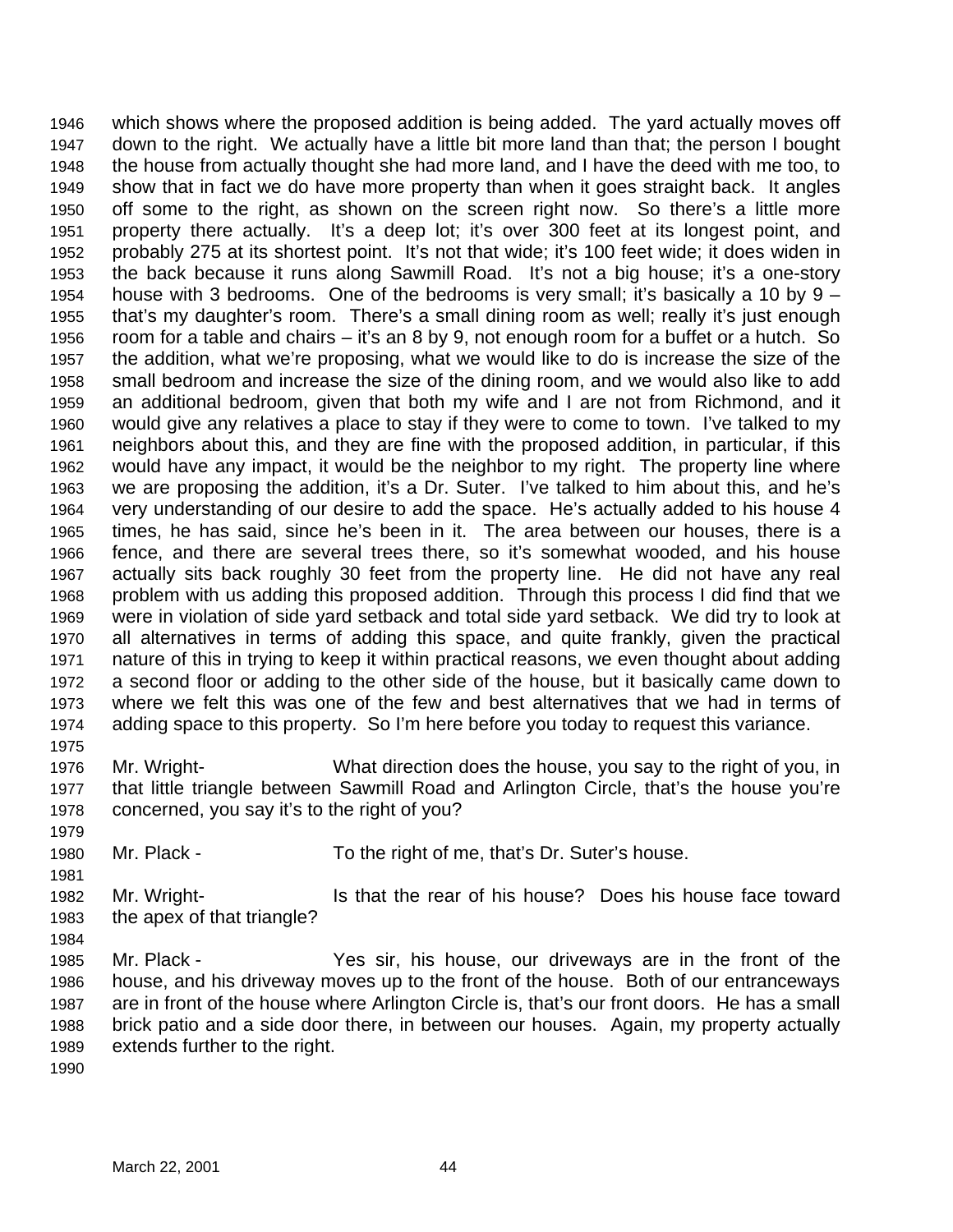which shows where the proposed addition is being added. The yard actually moves off down to the right. We actually have a little bit more land than that; the person I bought the house from actually thought she had more land, and I have the deed with me too, to show that in fact we do have more property than when it goes straight back. It angles off some to the right, as shown on the screen right now. So there's a little more property there actually. It's a deep lot; it's over 300 feet at its longest point, and probably 275 at its shortest point. It's not that wide; it's 100 feet wide; it does widen in the back because it runs along Sawmill Road. It's not a big house; it's a one-story house with 3 bedrooms. One of the bedrooms is very small; it's basically a 10 by 9 – that's my daughter's room. There's a small dining room as well; really it's just enough room for a table and chairs – it's an 8 by 9, not enough room for a buffet or a hutch. So the addition, what we're proposing, what we would like to do is increase the size of the small bedroom and increase the size of the dining room, and we would also like to add an additional bedroom, given that both my wife and I are not from Richmond, and it would give any relatives a place to stay if they were to come to town. I've talked to my neighbors about this, and they are fine with the proposed addition, in particular, if this would have any impact, it would be the neighbor to my right. The property line where we are proposing the addition, it's a Dr. Suter. I've talked to him about this, and he's very understanding of our desire to add the space. He's actually added to his house 4 times, he has said, since he's been in it. The area between our houses, there is a fence, and there are several trees there, so it's somewhat wooded, and his house actually sits back roughly 30 feet from the property line. He did not have any real problem with us adding this proposed addition. Through this process I did find that we were in violation of side yard setback and total side yard setback. We did try to look at all alternatives in terms of adding this space, and quite frankly, given the practical nature of this in trying to keep it within practical reasons, we even thought about adding a second floor or adding to the other side of the house, but it basically came down to where we felt this was one of the few and best alternatives that we had in terms of adding space to this property. So I'm here before you today to request this variance.

Mr. Wright- What direction does the house, you say to the right of you, in that little triangle between Sawmill Road and Arlington Circle, that's the house you're concerned, you say it's to the right of you?

Mr. Plack - To the right of me, that's Dr. Suter's house.

Mr. Wright- Is that the rear of his house? Does his house face toward the apex of that triangle?

Mr. Plack - Yes sir, his house, our driveways are in the front of the house, and his driveway moves up to the front of the house. Both of our entranceways are in front of the house where Arlington Circle is, that's our front doors. He has a small brick patio and a side door there, in between our houses. Again, my property actually extends further to the right.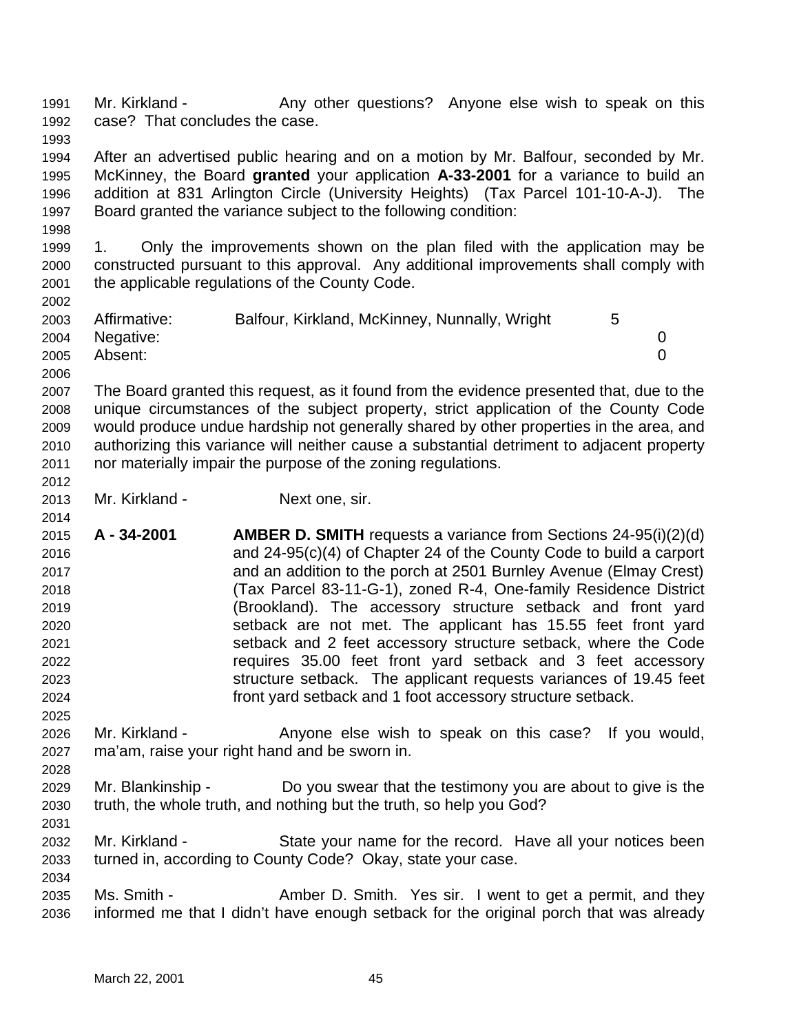Mr. Kirkland - Any other questions? Anyone else wish to speak on this case? That concludes the case.

After an advertised public hearing and on a motion by Mr. Balfour, seconded by Mr. McKinney, the Board **granted** your application **A-33-2001** for a variance to build an addition at 831 Arlington Circle (University Heights) (Tax Parcel 101-10-A-J). The Board granted the variance subject to the following condition:

1. Only the improvements shown on the plan filed with the application may be constructed pursuant to this approval. Any additional improvements shall comply with the applicable regulations of the County Code.

| | | |
|---|---|---|
| Affirmative: | Balfour, Kirkland, McKinney, Nunnally, Wright | 5 |
| Negative: | | 0 |
| Absent: | | 0 |

The Board granted this request, as it found from the evidence presented that, due to the unique circumstances of the subject property, strict application of the County Code would produce undue hardship not generally shared by other properties in the area, and authorizing this variance will neither cause a substantial detriment to adjacent property nor materially impair the purpose of the zoning regulations.

Mr. Kirkland - Next one, sir.

**A - 34-2001** **AMBER D. SMITH** requests a variance from Sections 24-95(i)(2)(d) and 24-95(c)(4) of Chapter 24 of the County Code to build a carport and an addition to the porch at 2501 Burnley Avenue (Elmay Crest) (Tax Parcel 83-11-G-1), zoned R-4, One-family Residence District (Brookland). The accessory structure setback and front yard setback are not met. The applicant has 15.55 feet front yard setback and 2 feet accessory structure setback, where the Code requires 35.00 feet front yard setback and 3 feet accessory structure setback. The applicant requests variances of 19.45 feet front yard setback and 1 foot accessory structure setback.

Mr. Kirkland - Anyone else wish to speak on this case? If you would, ma'am, raise your right hand and be sworn in.

Mr. Blankinship - Do you swear that the testimony you are about to give is the truth, the whole truth, and nothing but the truth, so help you God?

Mr. Kirkland - State your name for the record. Have all your notices been turned in, according to County Code? Okay, state your case.

Ms. Smith - Amber D. Smith. Yes sir. I went to get a permit, and they informed me that I didn't have enough setback for the original porch that was already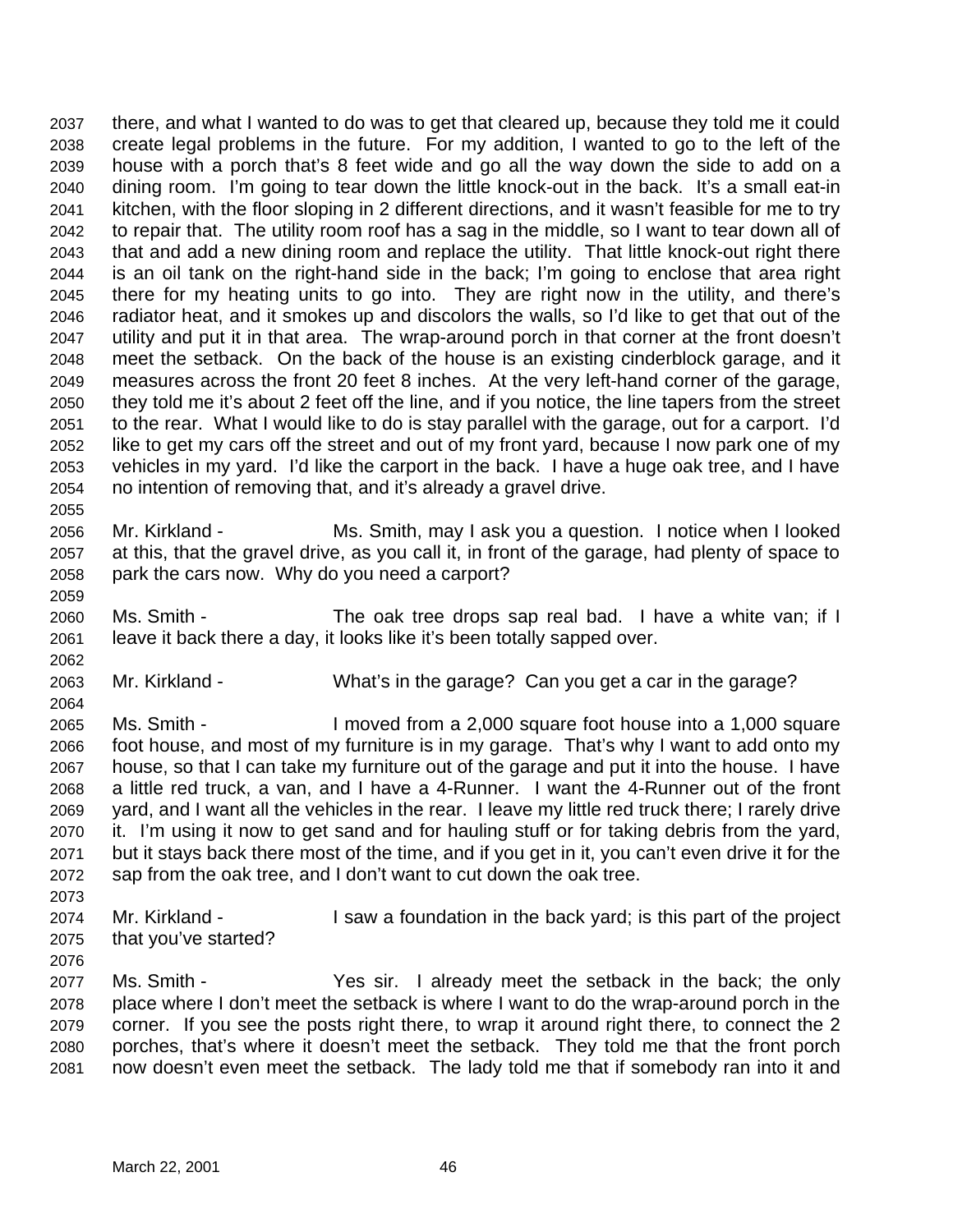there, and what I wanted to do was to get that cleared up, because they told me it could create legal problems in the future. For my addition, I wanted to go to the left of the house with a porch that's 8 feet wide and go all the way down the side to add on a dining room. I'm going to tear down the little knock-out in the back. It's a small eat-in kitchen, with the floor sloping in 2 different directions, and it wasn't feasible for me to try to repair that. The utility room roof has a sag in the middle, so I want to tear down all of that and add a new dining room and replace the utility. That little knock-out right there is an oil tank on the right-hand side in the back; I'm going to enclose that area right there for my heating units to go into. They are right now in the utility, and there's radiator heat, and it smokes up and discolors the walls, so I'd like to get that out of the utility and put it in that area. The wrap-around porch in that corner at the front doesn't meet the setback. On the back of the house is an existing cinderblock garage, and it measures across the front 20 feet 8 inches. At the very left-hand corner of the garage, they told me it's about 2 feet off the line, and if you notice, the line tapers from the street to the rear. What I would like to do is stay parallel with the garage, out for a carport. I'd like to get my cars off the street and out of my front yard, because I now park one of my vehicles in my yard. I'd like the carport in the back. I have a huge oak tree, and I have no intention of removing that, and it's already a gravel drive.

Mr. Kirkland - Ms. Smith, may I ask you a question. I notice when I looked at this, that the gravel drive, as you call it, in front of the garage, had plenty of space to park the cars now. Why do you need a carport?

Ms. Smith - The oak tree drops sap real bad. I have a white van; if I leave it back there a day, it looks like it's been totally sapped over.

Mr. Kirkland - What's in the garage? Can you get a car in the garage?

Ms. Smith - I moved from a 2,000 square foot house into a 1,000 square foot house, and most of my furniture is in my garage. That's why I want to add onto my house, so that I can take my furniture out of the garage and put it into the house. I have a little red truck, a van, and I have a 4-Runner. I want the 4-Runner out of the front yard, and I want all the vehicles in the rear. I leave my little red truck there; I rarely drive it. I'm using it now to get sand and for hauling stuff or for taking debris from the yard, but it stays back there most of the time, and if you get in it, you can't even drive it for the sap from the oak tree, and I don't want to cut down the oak tree.

Mr. Kirkland - I saw a foundation in the back yard; is this part of the project that you've started?

Ms. Smith - Yes sir. I already meet the setback in the back; the only place where I don't meet the setback is where I want to do the wrap-around porch in the corner. If you see the posts right there, to wrap it around right there, to connect the 2 porches, that's where it doesn't meet the setback. They told me that the front porch now doesn't even meet the setback. The lady told me that if somebody ran into it and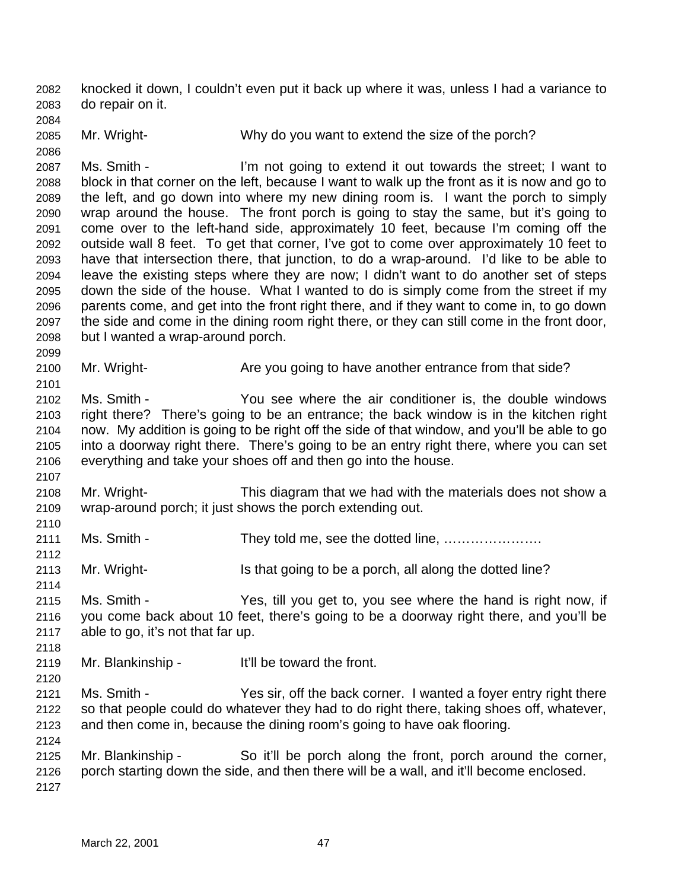knocked it down, I couldn't even put it back up where it was, unless I had a variance to do repair on it.

Mr. Wright- Why do you want to extend the size of the porch?

Ms. Smith - I'm not going to extend it out towards the street; I want to block in that corner on the left, because I want to walk up the front as it is now and go to the left, and go down into where my new dining room is. I want the porch to simply wrap around the house. The front porch is going to stay the same, but it's going to come over to the left-hand side, approximately 10 feet, because I'm coming off the outside wall 8 feet. To get that corner, I've got to come over approximately 10 feet to have that intersection there, that junction, to do a wrap-around. I'd like to be able to leave the existing steps where they are now; I didn't want to do another set of steps down the side of the house. What I wanted to do is simply come from the street if my parents come, and get into the front right there, and if they want to come in, to go down the side and come in the dining room right there, or they can still come in the front door, but I wanted a wrap-around porch.

Mr. Wright- Are you going to have another entrance from that side?

Ms. Smith - You see where the air conditioner is, the double windows right there? There's going to be an entrance; the back window is in the kitchen right now. My addition is going to be right off the side of that window, and you'll be able to go into a doorway right there. There's going to be an entry right there, where you can set everything and take your shoes off and then go into the house.

Mr. Wright- This diagram that we had with the materials does not show a wrap-around porch; it just shows the porch extending out.

Ms. Smith - They told me, see the dotted line, ………………….

Mr. Wright- Is that going to be a porch, all along the dotted line?

Ms. Smith - Yes, till you get to, you see where the hand is right now, if you come back about 10 feet, there's going to be a doorway right there, and you'll be able to go, it's not that far up.

Mr. Blankinship - It'll be toward the front.

Ms. Smith - Yes sir, off the back corner. I wanted a foyer entry right there so that people could do whatever they had to do right there, taking shoes off, whatever, and then come in, because the dining room's going to have oak flooring.

Mr. Blankinship - So it'll be porch along the front, porch around the corner, porch starting down the side, and then there will be a wall, and it'll become enclosed.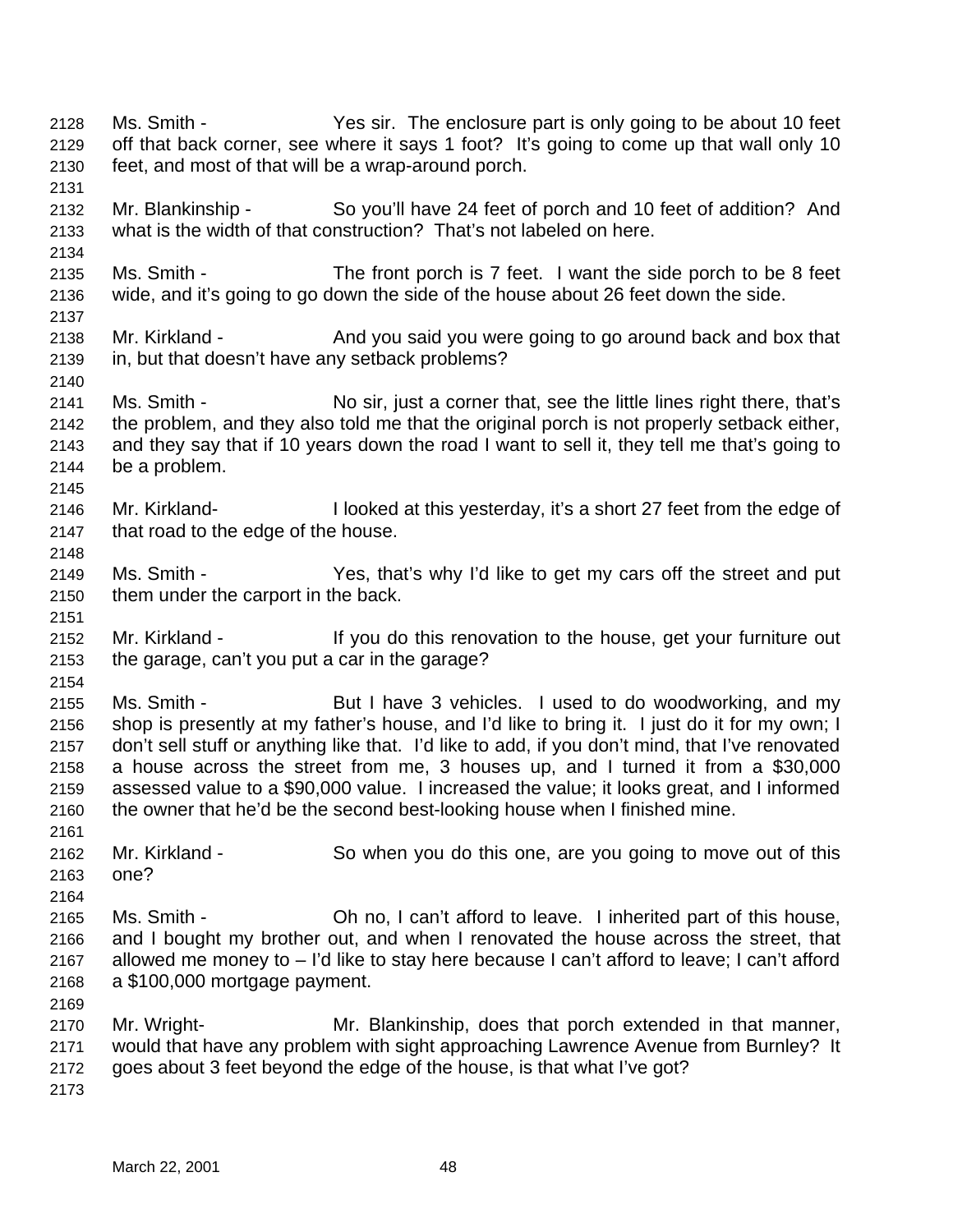Ms. Smith - Yes sir. The enclosure part is only going to be about 10 feet off that back corner, see where it says 1 foot? It's going to come up that wall only 10 feet, and most of that will be a wrap-around porch.

Mr. Blankinship - So you'll have 24 feet of porch and 10 feet of addition? And what is the width of that construction? That's not labeled on here.

Ms. Smith - The front porch is 7 feet. I want the side porch to be 8 feet wide, and it's going to go down the side of the house about 26 feet down the side.

Mr. Kirkland - And you said you were going to go around back and box that in, but that doesn't have any setback problems?

Ms. Smith - No sir, just a corner that, see the little lines right there, that's the problem, and they also told me that the original porch is not properly setback either, and they say that if 10 years down the road I want to sell it, they tell me that's going to be a problem.

Mr. Kirkland- I looked at this yesterday, it's a short 27 feet from the edge of that road to the edge of the house.

Ms. Smith - Yes, that's why I'd like to get my cars off the street and put them under the carport in the back.

Mr. Kirkland - If you do this renovation to the house, get your furniture out the garage, can't you put a car in the garage?

Ms. Smith - But I have 3 vehicles. I used to do woodworking, and my shop is presently at my father's house, and I'd like to bring it. I just do it for my own; I don't sell stuff or anything like that. I'd like to add, if you don't mind, that I've renovated a house across the street from me, 3 houses up, and I turned it from a $30,000 assessed value to a $90,000 value. I increased the value; it looks great, and I informed the owner that he'd be the second best-looking house when I finished mine.

Mr. Kirkland - So when you do this one, are you going to move out of this one?

Ms. Smith - Oh no, I can't afford to leave. I inherited part of this house, and I bought my brother out, and when I renovated the house across the street, that allowed me money to – I'd like to stay here because I can't afford to leave; I can't afford a $100,000 mortgage payment.

Mr. Wright- Mr. Blankinship, does that porch extended in that manner, would that have any problem with sight approaching Lawrence Avenue from Burnley? It goes about 3 feet beyond the edge of the house, is that what I've got?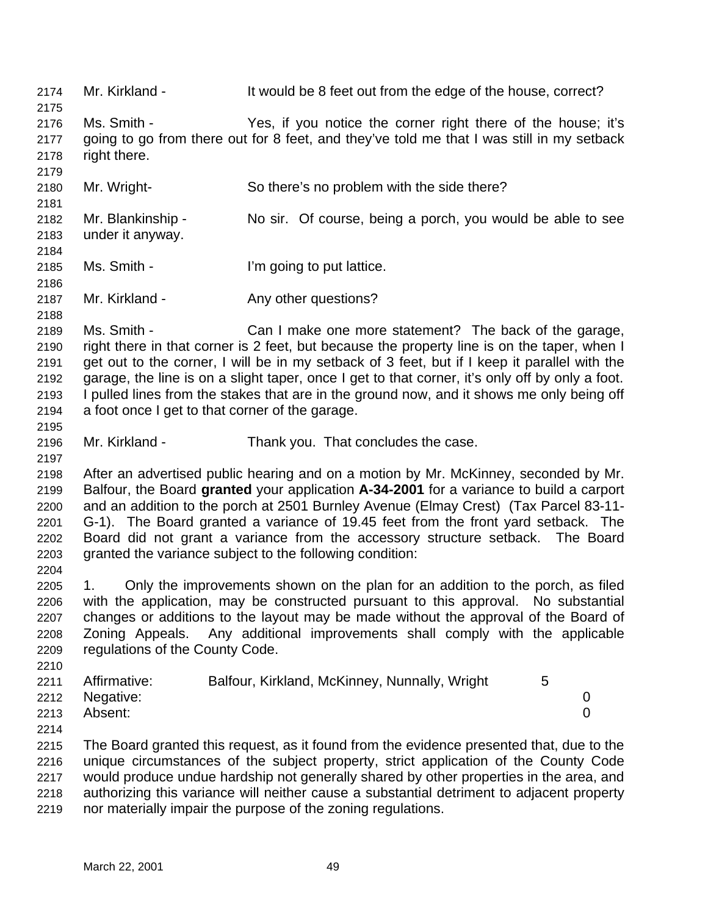Mr. Kirkland - It would be 8 feet out from the edge of the house, correct?

Ms. Smith - Yes, if you notice the corner right there of the house; it's going to go from there out for 8 feet, and they've told me that I was still in my setback right there.

Mr. Wright- So there's no problem with the side there?

Mr. Blankinship - No sir. Of course, being a porch, you would be able to see under it anyway.

Ms. Smith - I'm going to put lattice.

Mr. Kirkland - Any other questions?

Ms. Smith - Can I make one more statement? The back of the garage, right there in that corner is 2 feet, but because the property line is on the taper, when I get out to the corner, I will be in my setback of 3 feet, but if I keep it parallel with the garage, the line is on a slight taper, once I get to that corner, it's only off by only a foot. I pulled lines from the stakes that are in the ground now, and it shows me only being off a foot once I get to that corner of the garage.

Mr. Kirkland - Thank you. That concludes the case.

After an advertised public hearing and on a motion by Mr. McKinney, seconded by Mr. Balfour, the Board **granted** your application **A-34-2001** for a variance to build a carport and an addition to the porch at 2501 Burnley Avenue (Elmay Crest) (Tax Parcel 83-11-G-1). The Board granted a variance of 19.45 feet from the front yard setback. The Board did not grant a variance from the accessory structure setback. The Board granted the variance subject to the following condition:

1. Only the improvements shown on the plan for an addition to the porch, as filed with the application, may be constructed pursuant to this approval. No substantial changes or additions to the layout may be made without the approval of the Board of Zoning Appeals. Any additional improvements shall comply with the applicable regulations of the County Code.

| | | |
|---|---|---|
| Affirmative: | Balfour, Kirkland, McKinney, Nunnally, Wright | 5 |
| Negative: | | 0 |
| Absent: | | 0 |

The Board granted this request, as it found from the evidence presented that, due to the unique circumstances of the subject property, strict application of the County Code would produce undue hardship not generally shared by other properties in the area, and authorizing this variance will neither cause a substantial detriment to adjacent property nor materially impair the purpose of the zoning regulations.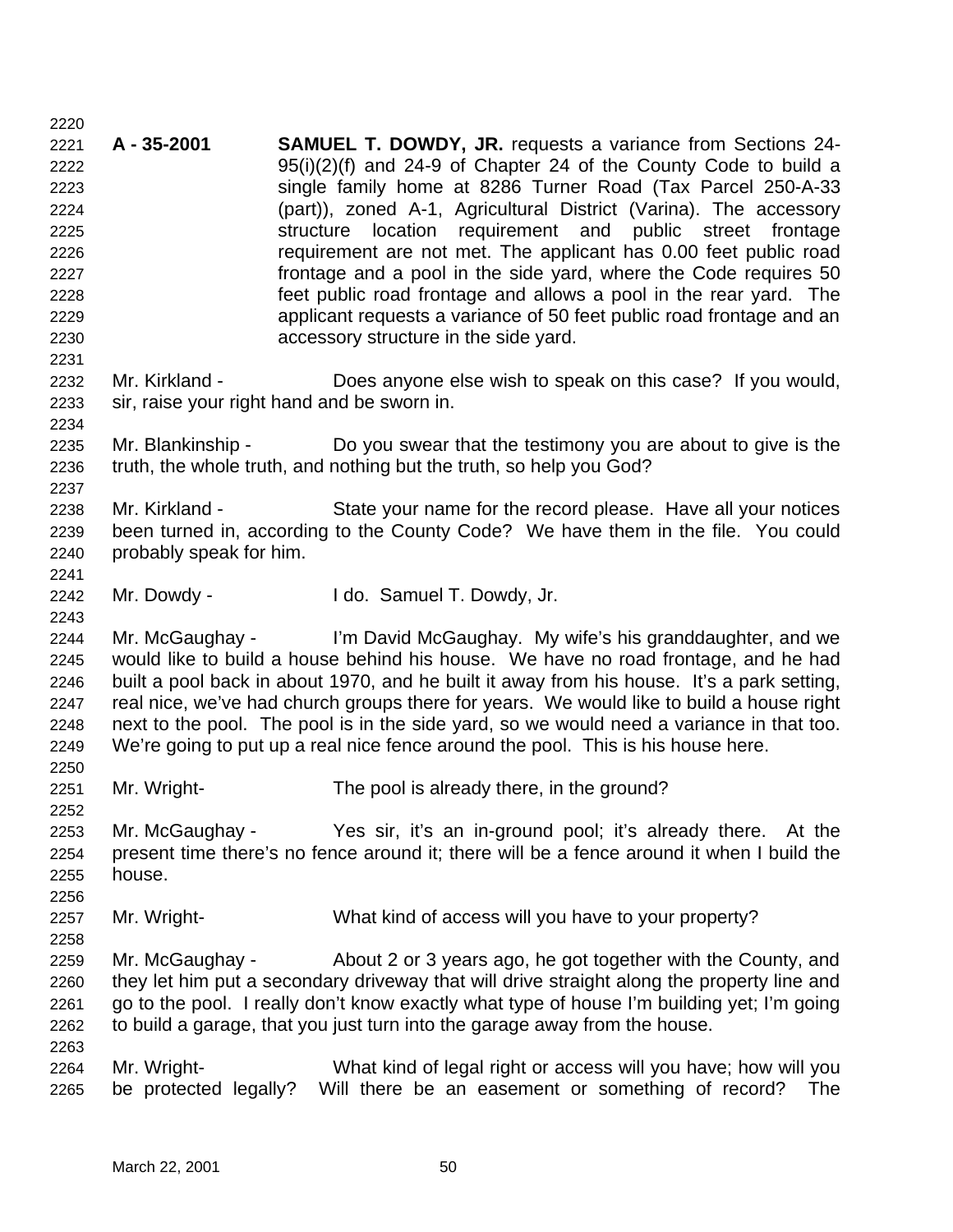**A - 35-2001** **SAMUEL T. DOWDY, JR.** requests a variance from Sections 24-95(i)(2)(f) and 24-9 of Chapter 24 of the County Code to build a single family home at 8286 Turner Road (Tax Parcel 250-A-33 (part)), zoned A-1, Agricultural District (Varina). The accessory structure location requirement and public street frontage requirement are not met. The applicant has 0.00 feet public road frontage and a pool in the side yard, where the Code requires 50 feet public road frontage and allows a pool in the rear yard. The applicant requests a variance of 50 feet public road frontage and an accessory structure in the side yard.

Mr. Kirkland - Does anyone else wish to speak on this case? If you would, sir, raise your right hand and be sworn in.

Mr. Blankinship - Do you swear that the testimony you are about to give is the truth, the whole truth, and nothing but the truth, so help you God?

Mr. Kirkland - State your name for the record please. Have all your notices been turned in, according to the County Code? We have them in the file. You could probably speak for him.

Mr. Dowdy - I do. Samuel T. Dowdy, Jr.

Mr. McGaughay - I'm David McGaughay. My wife's his granddaughter, and we would like to build a house behind his house. We have no road frontage, and he had built a pool back in about 1970, and he built it away from his house. It's a park setting, real nice, we've had church groups there for years. We would like to build a house right next to the pool. The pool is in the side yard, so we would need a variance in that too. We're going to put up a real nice fence around the pool. This is his house here.

Mr. Wright- The pool is already there, in the ground?

Mr. McGaughay - Yes sir, it's an in-ground pool; it's already there. At the present time there's no fence around it; there will be a fence around it when I build the house.

Mr. Wright- What kind of access will you have to your property?

Mr. McGaughay - About 2 or 3 years ago, he got together with the County, and they let him put a secondary driveway that will drive straight along the property line and go to the pool. I really don't know exactly what type of house I'm building yet; I'm going to build a garage, that you just turn into the garage away from the house.

Mr. Wright- What kind of legal right or access will you have; how will you be protected legally? Will there be an easement or something of record? The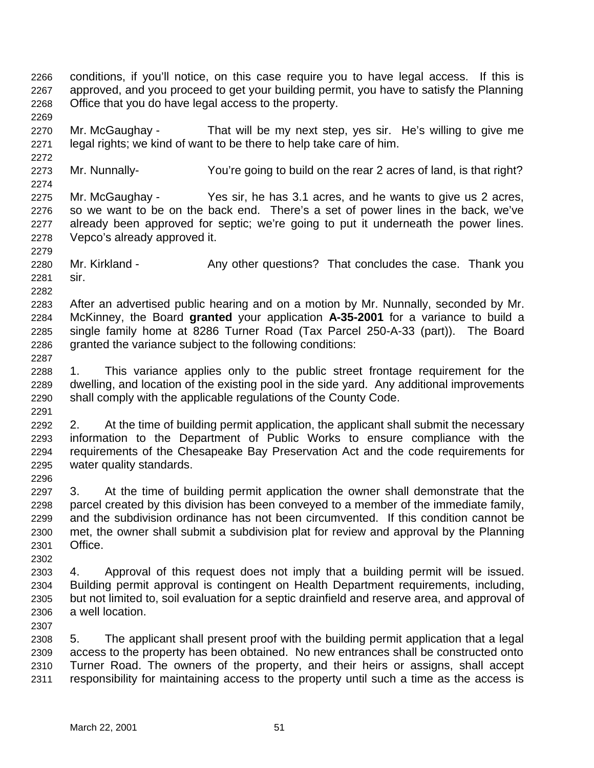conditions, if you'll notice, on this case require you to have legal access. If this is approved, and you proceed to get your building permit, you have to satisfy the Planning Office that you do have legal access to the property.

Mr. McGaughay - That will be my next step, yes sir. He's willing to give me legal rights; we kind of want to be there to help take care of him.

Mr. Nunnally- You're going to build on the rear 2 acres of land, is that right?

Mr. McGaughay - Yes sir, he has 3.1 acres, and he wants to give us 2 acres, so we want to be on the back end. There's a set of power lines in the back, we've already been approved for septic; we're going to put it underneath the power lines. Vepco's already approved it.

Mr. Kirkland - Any other questions? That concludes the case. Thank you sir.

After an advertised public hearing and on a motion by Mr. Nunnally, seconded by Mr. McKinney, the Board **granted** your application **A-35-2001** for a variance to build a single family home at 8286 Turner Road (Tax Parcel 250-A-33 (part)). The Board granted the variance subject to the following conditions:

1. This variance applies only to the public street frontage requirement for the dwelling, and location of the existing pool in the side yard. Any additional improvements shall comply with the applicable regulations of the County Code.

2. At the time of building permit application, the applicant shall submit the necessary information to the Department of Public Works to ensure compliance with the requirements of the Chesapeake Bay Preservation Act and the code requirements for water quality standards.

3. At the time of building permit application the owner shall demonstrate that the parcel created by this division has been conveyed to a member of the immediate family, and the subdivision ordinance has not been circumvented. If this condition cannot be met, the owner shall submit a subdivision plat for review and approval by the Planning Office.

4. Approval of this request does not imply that a building permit will be issued. Building permit approval is contingent on Health Department requirements, including, but not limited to, soil evaluation for a septic drainfield and reserve area, and approval of a well location.

5. The applicant shall present proof with the building permit application that a legal access to the property has been obtained. No new entrances shall be constructed onto Turner Road. The owners of the property, and their heirs or assigns, shall accept responsibility for maintaining access to the property until such a time as the access is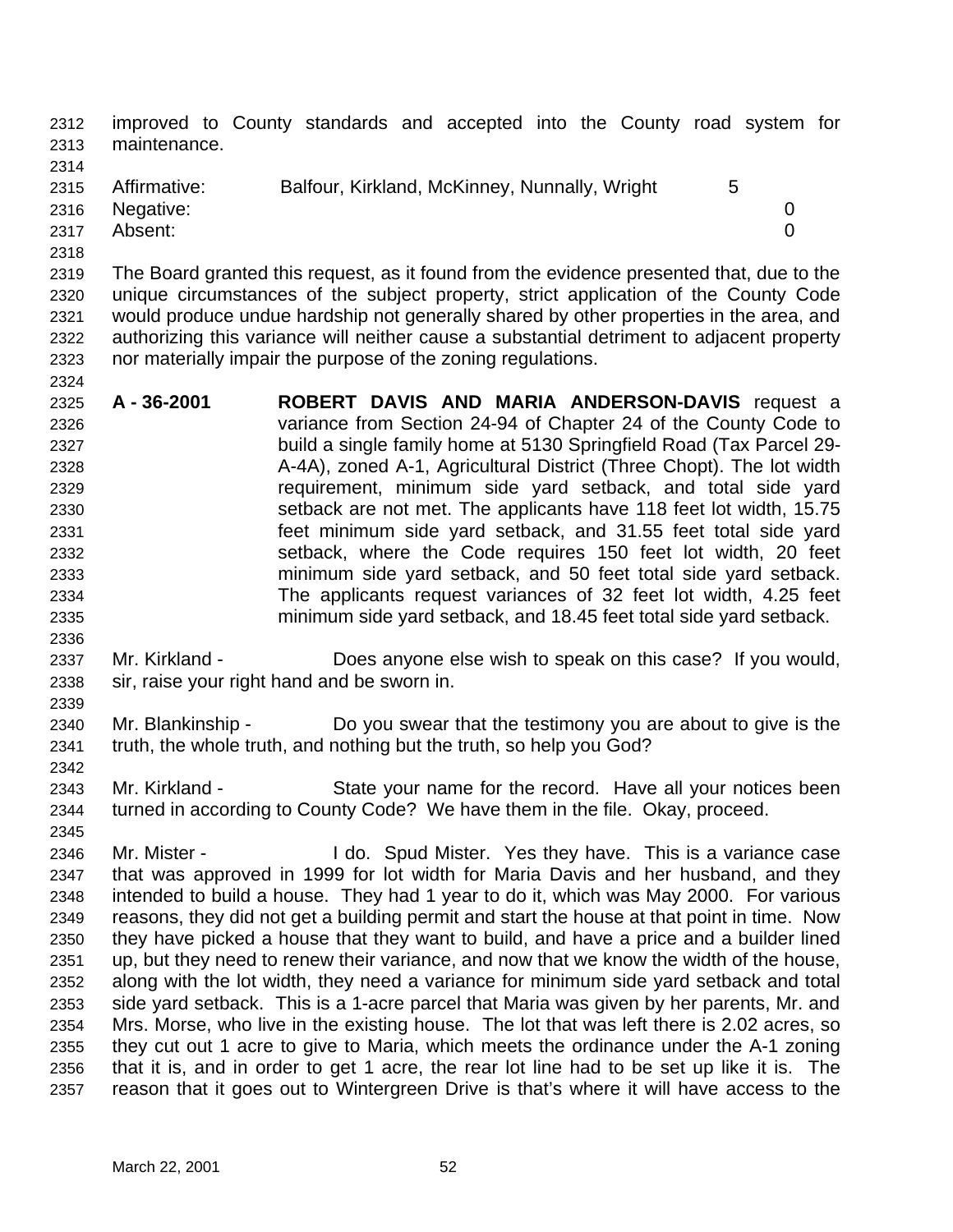improved to County standards and accepted into the County road system for maintenance.

| | | |
|---|---|---|
| Affirmative: | Balfour, Kirkland, McKinney, Nunnally, Wright | 5 |
| Negative: | | 0 |
| Absent: | | 0 |

The Board granted this request, as it found from the evidence presented that, due to the unique circumstances of the subject property, strict application of the County Code would produce undue hardship not generally shared by other properties in the area, and authorizing this variance will neither cause a substantial detriment to adjacent property nor materially impair the purpose of the zoning regulations.

**A - 36-2001** **ROBERT DAVIS AND MARIA ANDERSON-DAVIS** request a variance from Section 24-94 of Chapter 24 of the County Code to build a single family home at 5130 Springfield Road (Tax Parcel 29-A-4A), zoned A-1, Agricultural District (Three Chopt). The lot width requirement, minimum side yard setback, and total side yard setback are not met. The applicants have 118 feet lot width, 15.75 feet minimum side yard setback, and 31.55 feet total side yard setback, where the Code requires 150 feet lot width, 20 feet minimum side yard setback, and 50 feet total side yard setback. The applicants request variances of 32 feet lot width, 4.25 feet minimum side yard setback, and 18.45 feet total side yard setback.

Mr. Kirkland - Does anyone else wish to speak on this case? If you would, sir, raise your right hand and be sworn in.

Mr. Blankinship - Do you swear that the testimony you are about to give is the truth, the whole truth, and nothing but the truth, so help you God?

Mr. Kirkland - State your name for the record. Have all your notices been turned in according to County Code? We have them in the file. Okay, proceed.

Mr. Mister - I do. Spud Mister. Yes they have. This is a variance case that was approved in 1999 for lot width for Maria Davis and her husband, and they intended to build a house. They had 1 year to do it, which was May 2000. For various reasons, they did not get a building permit and start the house at that point in time. Now they have picked a house that they want to build, and have a price and a builder lined up, but they need to renew their variance, and now that we know the width of the house, along with the lot width, they need a variance for minimum side yard setback and total side yard setback. This is a 1-acre parcel that Maria was given by her parents, Mr. and Mrs. Morse, who live in the existing house. The lot that was left there is 2.02 acres, so they cut out 1 acre to give to Maria, which meets the ordinance under the A-1 zoning that it is, and in order to get 1 acre, the rear lot line had to be set up like it is. The reason that it goes out to Wintergreen Drive is that's where it will have access to the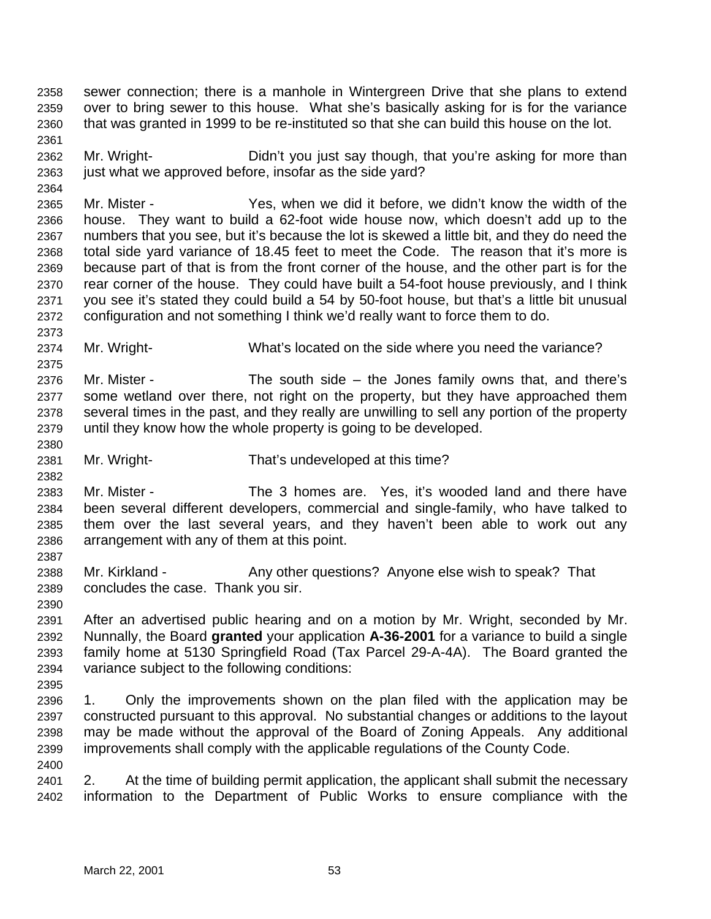sewer connection; there is a manhole in Wintergreen Drive that she plans to extend over to bring sewer to this house. What she's basically asking for is for the variance that was granted in 1999 to be re-instituted so that she can build this house on the lot.

Mr. Wright- Didn't you just say though, that you're asking for more than just what we approved before, insofar as the side yard?

Mr. Mister - Yes, when we did it before, we didn't know the width of the house. They want to build a 62-foot wide house now, which doesn't add up to the numbers that you see, but it's because the lot is skewed a little bit, and they do need the total side yard variance of 18.45 feet to meet the Code. The reason that it's more is because part of that is from the front corner of the house, and the other part is for the rear corner of the house. They could have built a 54-foot house previously, and I think you see it's stated they could build a 54 by 50-foot house, but that's a little bit unusual configuration and not something I think we'd really want to force them to do.

Mr. Wright- What's located on the side where you need the variance?

Mr. Mister - The south side – the Jones family owns that, and there's some wetland over there, not right on the property, but they have approached them several times in the past, and they really are unwilling to sell any portion of the property until they know how the whole property is going to be developed.

Mr. Wright- That's undeveloped at this time?

Mr. Mister - The 3 homes are. Yes, it's wooded land and there have been several different developers, commercial and single-family, who have talked to them over the last several years, and they haven't been able to work out any arrangement with any of them at this point.

Mr. Kirkland - Any other questions? Anyone else wish to speak? That concludes the case. Thank you sir.

After an advertised public hearing and on a motion by Mr. Wright, seconded by Mr. Nunnally, the Board **granted** your application **A-36-2001** for a variance to build a single family home at 5130 Springfield Road (Tax Parcel 29-A-4A). The Board granted the variance subject to the following conditions:

1. Only the improvements shown on the plan filed with the application may be constructed pursuant to this approval. No substantial changes or additions to the layout may be made without the approval of the Board of Zoning Appeals. Any additional improvements shall comply with the applicable regulations of the County Code.

2. At the time of building permit application, the applicant shall submit the necessary information to the Department of Public Works to ensure compliance with the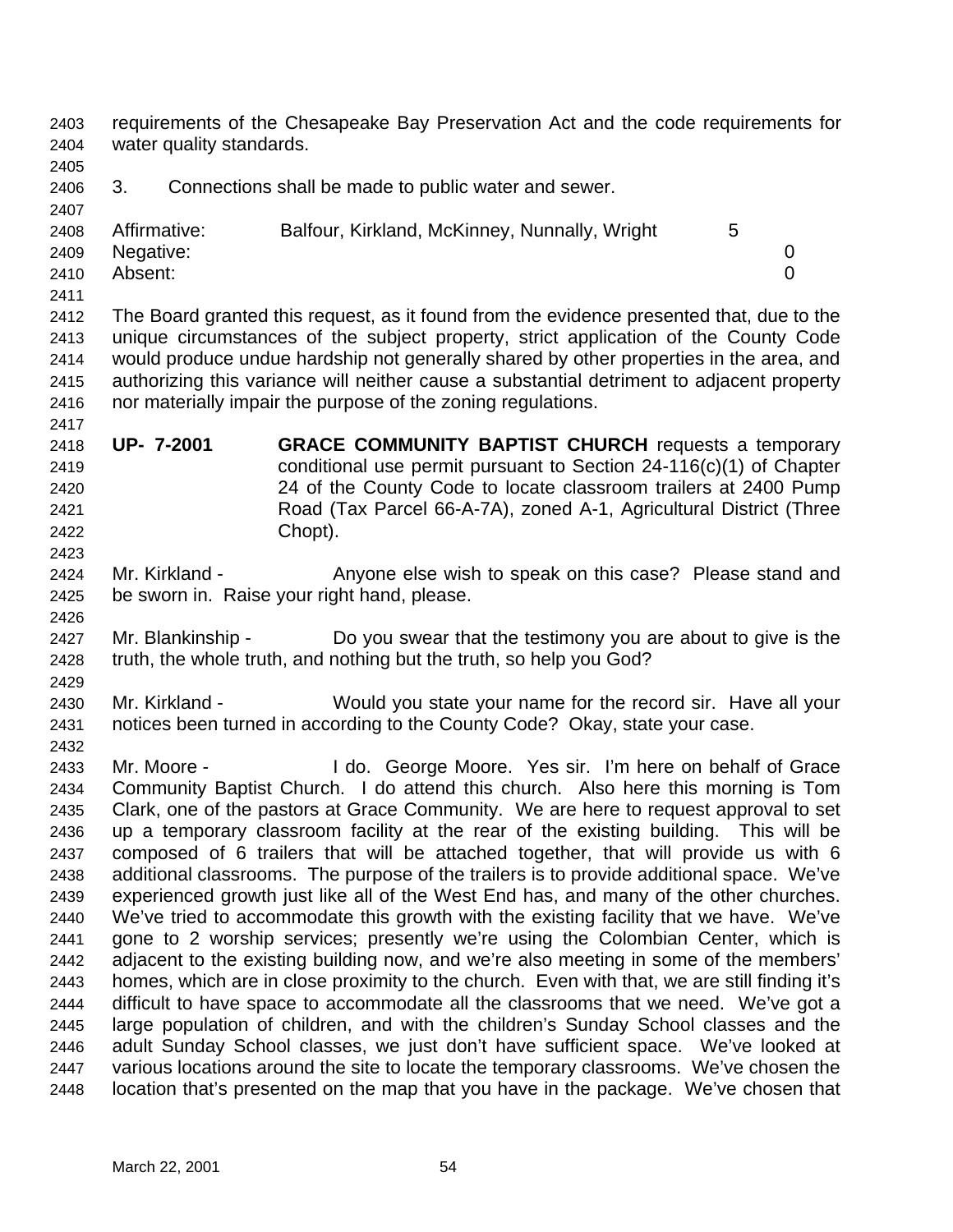requirements of the Chesapeake Bay Preservation Act and the code requirements for water quality standards.

3. Connections shall be made to public water and sewer.

| | | |
|---|---|---|
| Affirmative: | Balfour, Kirkland, McKinney, Nunnally, Wright | 5 |
| Negative: | | 0 |
| Absent: | | 0 |

The Board granted this request, as it found from the evidence presented that, due to the unique circumstances of the subject property, strict application of the County Code would produce undue hardship not generally shared by other properties in the area, and authorizing this variance will neither cause a substantial detriment to adjacent property nor materially impair the purpose of the zoning regulations.

**UP- 7-2001** **GRACE COMMUNITY BAPTIST CHURCH** requests a temporary conditional use permit pursuant to Section 24-116(c)(1) of Chapter 24 of the County Code to locate classroom trailers at 2400 Pump Road (Tax Parcel 66-A-7A), zoned A-1, Agricultural District (Three Chopt).

Mr. Kirkland - Anyone else wish to speak on this case? Please stand and be sworn in. Raise your right hand, please.

Mr. Blankinship - Do you swear that the testimony you are about to give is the truth, the whole truth, and nothing but the truth, so help you God?

Mr. Kirkland - Would you state your name for the record sir. Have all your notices been turned in according to the County Code? Okay, state your case.

Mr. Moore - I do. George Moore. Yes sir. I'm here on behalf of Grace Community Baptist Church. I do attend this church. Also here this morning is Tom Clark, one of the pastors at Grace Community. We are here to request approval to set up a temporary classroom facility at the rear of the existing building. This will be composed of 6 trailers that will be attached together, that will provide us with 6 additional classrooms. The purpose of the trailers is to provide additional space. We've experienced growth just like all of the West End has, and many of the other churches. We've tried to accommodate this growth with the existing facility that we have. We've gone to 2 worship services; presently we're using the Colombian Center, which is adjacent to the existing building now, and we're also meeting in some of the members' homes, which are in close proximity to the church. Even with that, we are still finding it's difficult to have space to accommodate all the classrooms that we need. We've got a large population of children, and with the children's Sunday School classes and the adult Sunday School classes, we just don't have sufficient space. We've looked at various locations around the site to locate the temporary classrooms. We've chosen the location that's presented on the map that you have in the package. We've chosen that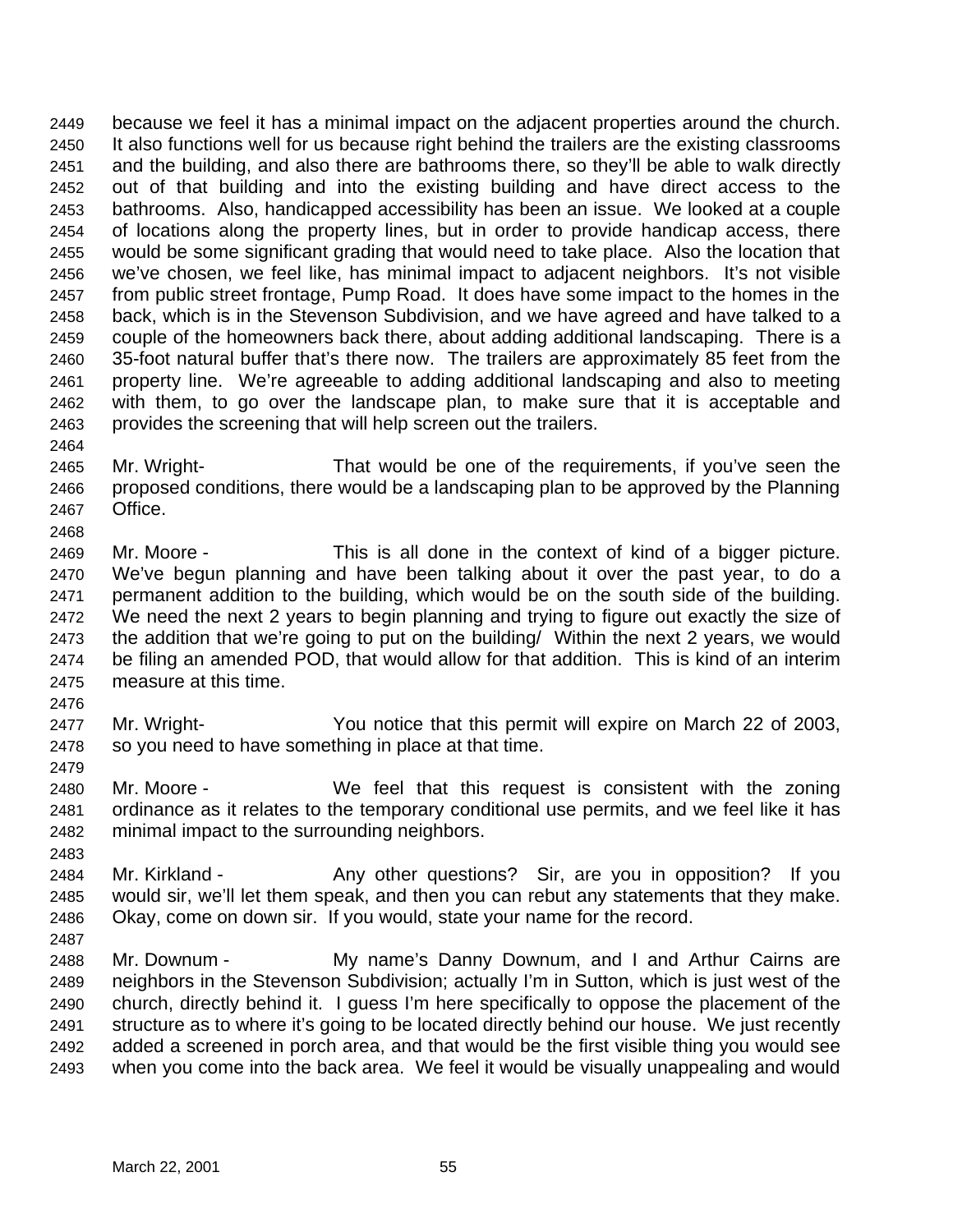because we feel it has a minimal impact on the adjacent properties around the church. It also functions well for us because right behind the trailers are the existing classrooms and the building, and also there are bathrooms there, so they'll be able to walk directly out of that building and into the existing building and have direct access to the bathrooms. Also, handicapped accessibility has been an issue. We looked at a couple of locations along the property lines, but in order to provide handicap access, there would be some significant grading that would need to take place. Also the location that we've chosen, we feel like, has minimal impact to adjacent neighbors. It's not visible from public street frontage, Pump Road. It does have some impact to the homes in the back, which is in the Stevenson Subdivision, and we have agreed and have talked to a couple of the homeowners back there, about adding additional landscaping. There is a 35-foot natural buffer that's there now. The trailers are approximately 85 feet from the property line. We're agreeable to adding additional landscaping and also to meeting with them, to go over the landscape plan, to make sure that it is acceptable and provides the screening that will help screen out the trailers.

Mr. Wright- That would be one of the requirements, if you've seen the proposed conditions, there would be a landscaping plan to be approved by the Planning Office.

Mr. Moore - This is all done in the context of kind of a bigger picture. We've begun planning and have been talking about it over the past year, to do a permanent addition to the building, which would be on the south side of the building. We need the next 2 years to begin planning and trying to figure out exactly the size of the addition that we're going to put on the building/ Within the next 2 years, we would be filing an amended POD, that would allow for that addition. This is kind of an interim measure at this time.

Mr. Wright- You notice that this permit will expire on March 22 of 2003, so you need to have something in place at that time.

Mr. Moore - We feel that this request is consistent with the zoning ordinance as it relates to the temporary conditional use permits, and we feel like it has minimal impact to the surrounding neighbors.

Mr. Kirkland - Any other questions? Sir, are you in opposition? If you would sir, we'll let them speak, and then you can rebut any statements that they make. Okay, come on down sir. If you would, state your name for the record.

Mr. Downum - My name's Danny Downum, and I and Arthur Cairns are neighbors in the Stevenson Subdivision; actually I'm in Sutton, which is just west of the church, directly behind it. I guess I'm here specifically to oppose the placement of the structure as to where it's going to be located directly behind our house. We just recently added a screened in porch area, and that would be the first visible thing you would see when you come into the back area. We feel it would be visually unappealing and would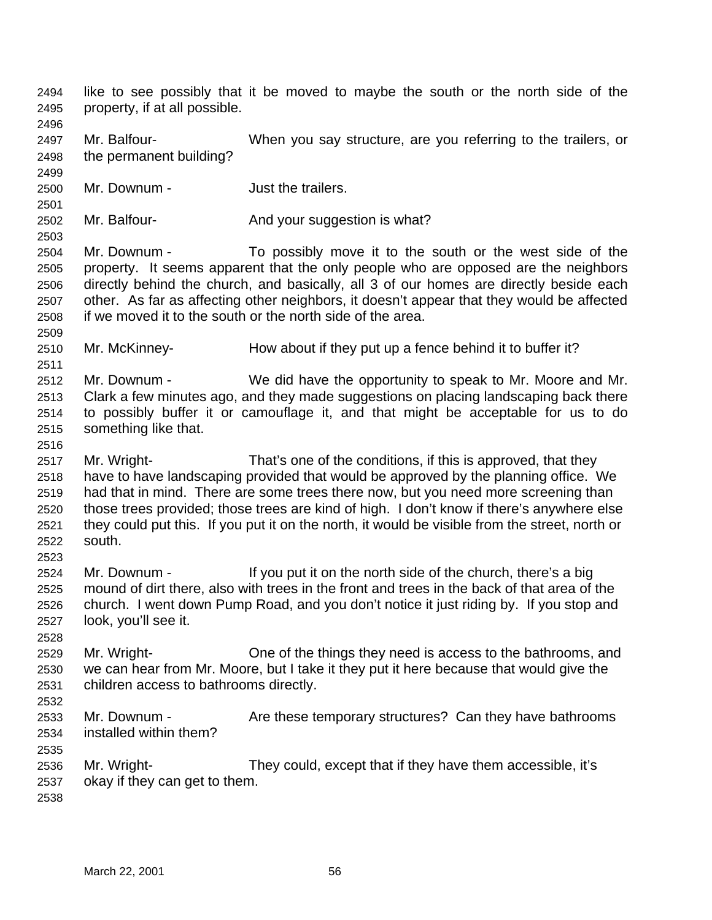like to see possibly that it be moved to maybe the south or the north side of the property, if at all possible.

Mr. Balfour- When you say structure, are you referring to the trailers, or the permanent building?

Mr. Downum - Just the trailers.

Mr. Balfour- And your suggestion is what?

Mr. Downum - To possibly move it to the south or the west side of the property. It seems apparent that the only people who are opposed are the neighbors directly behind the church, and basically, all 3 of our homes are directly beside each other. As far as affecting other neighbors, it doesn't appear that they would be affected if we moved it to the south or the north side of the area.

Mr. McKinney- How about if they put up a fence behind it to buffer it?

Mr. Downum - We did have the opportunity to speak to Mr. Moore and Mr. Clark a few minutes ago, and they made suggestions on placing landscaping back there to possibly buffer it or camouflage it, and that might be acceptable for us to do something like that.

Mr. Wright- That's one of the conditions, if this is approved, that they have to have landscaping provided that would be approved by the planning office. We had that in mind. There are some trees there now, but you need more screening than those trees provided; those trees are kind of high. I don't know if there's anywhere else they could put this. If you put it on the north, it would be visible from the street, north or south.

Mr. Downum - If you put it on the north side of the church, there's a big mound of dirt there, also with trees in the front and trees in the back of that area of the church. I went down Pump Road, and you don't notice it just riding by. If you stop and look, you'll see it.

Mr. Wright- One of the things they need is access to the bathrooms, and we can hear from Mr. Moore, but I take it they put it here because that would give the children access to bathrooms directly.

Mr. Downum - Are these temporary structures? Can they have bathrooms installed within them?

Mr. Wright- They could, except that if they have them accessible, it's okay if they can get to them.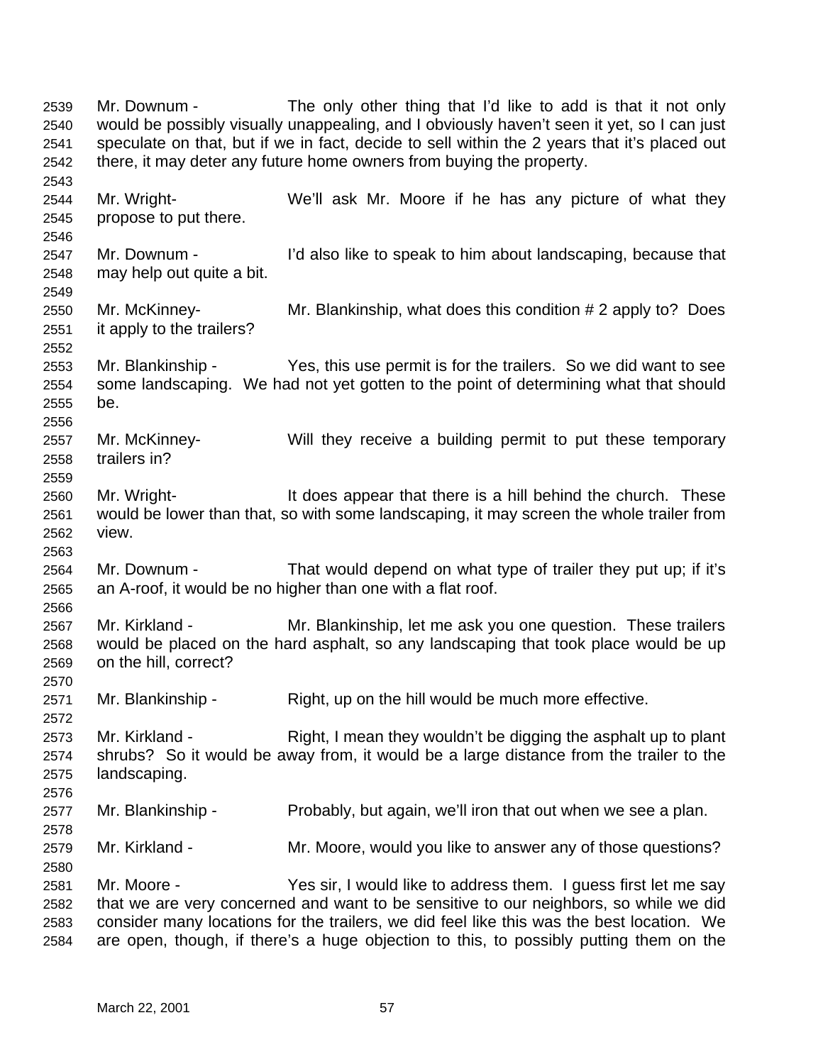Mr. Downum - The only other thing that I'd like to add is that it not only would be possibly visually unappealing, and I obviously haven't seen it yet, so I can just speculate on that, but if we in fact, decide to sell within the 2 years that it's placed out there, it may deter any future home owners from buying the property.

Mr. Wright- We'll ask Mr. Moore if he has any picture of what they propose to put there.

Mr. Downum - I'd also like to speak to him about landscaping, because that may help out quite a bit.

Mr. McKinney- Mr. Blankinship, what does this condition # 2 apply to? Does it apply to the trailers?

Mr. Blankinship - Yes, this use permit is for the trailers. So we did want to see some landscaping. We had not yet gotten to the point of determining what that should be.

Mr. McKinney- Will they receive a building permit to put these temporary trailers in?

Mr. Wright- It does appear that there is a hill behind the church. These would be lower than that, so with some landscaping, it may screen the whole trailer from view.

Mr. Downum - That would depend on what type of trailer they put up; if it's an A-roof, it would be no higher than one with a flat roof.

Mr. Kirkland - Mr. Blankinship, let me ask you one question. These trailers would be placed on the hard asphalt, so any landscaping that took place would be up on the hill, correct?

Mr. Blankinship - Right, up on the hill would be much more effective.

Mr. Kirkland - Right, I mean they wouldn't be digging the asphalt up to plant shrubs? So it would be away from, it would be a large distance from the trailer to the landscaping.

Mr. Blankinship - Probably, but again, we'll iron that out when we see a plan.

Mr. Kirkland - Mr. Moore, would you like to answer any of those questions?

Mr. Moore - Yes sir, I would like to address them. I guess first let me say that we are very concerned and want to be sensitive to our neighbors, so while we did consider many locations for the trailers, we did feel like this was the best location. We are open, though, if there's a huge objection to this, to possibly putting them on the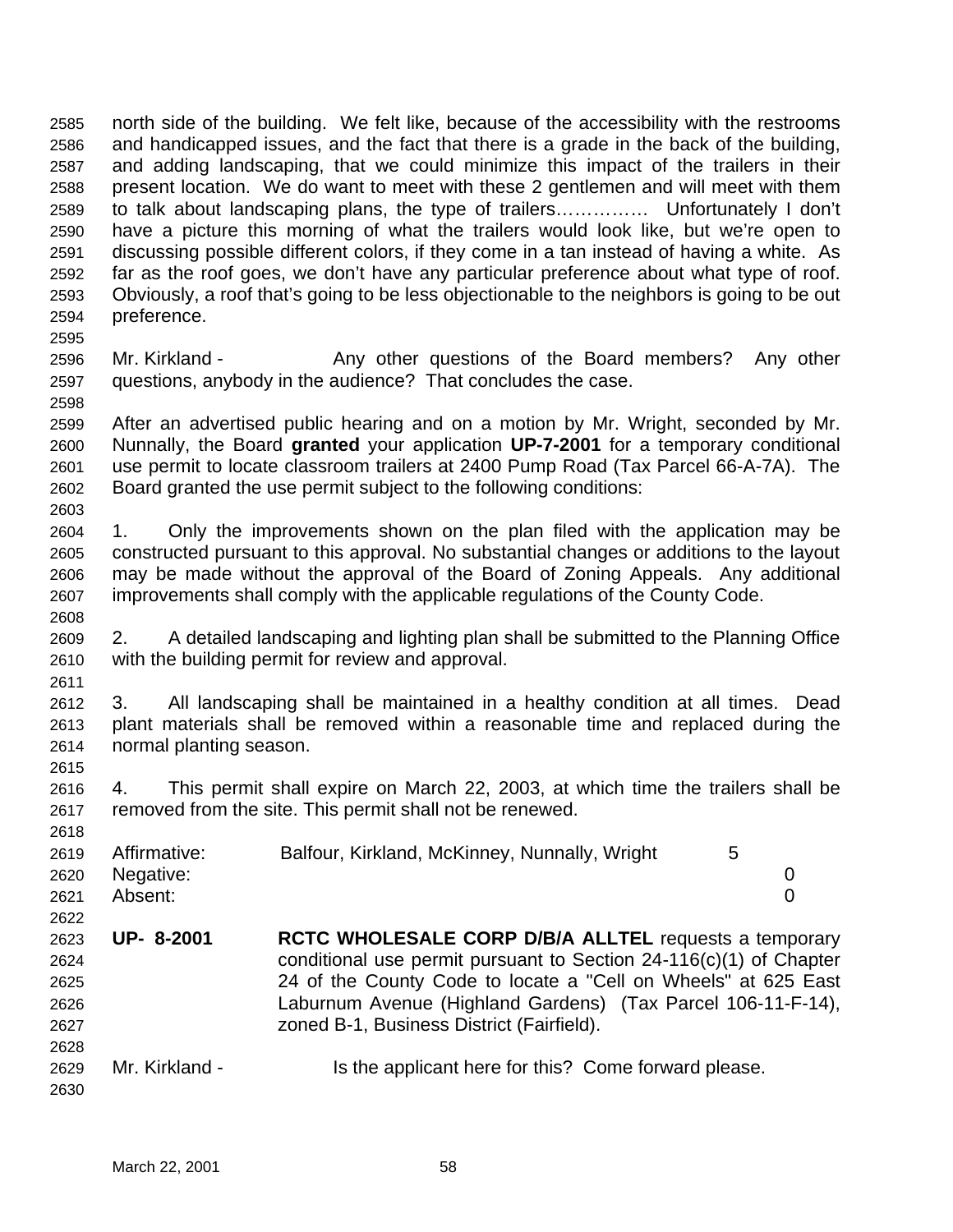north side of the building. We felt like, because of the accessibility with the restrooms and handicapped issues, and the fact that there is a grade in the back of the building, and adding landscaping, that we could minimize this impact of the trailers in their present location. We do want to meet with these 2 gentlemen and will meet with them to talk about landscaping plans, the type of trailers…………… Unfortunately I don't have a picture this morning of what the trailers would look like, but we're open to discussing possible different colors, if they come in a tan instead of having a white. As far as the roof goes, we don't have any particular preference about what type of roof. Obviously, a roof that's going to be less objectionable to the neighbors is going to be out preference.

Mr. Kirkland - Any other questions of the Board members? Any other questions, anybody in the audience? That concludes the case.

After an advertised public hearing and on a motion by Mr. Wright, seconded by Mr. Nunnally, the Board **granted** your application **UP-7-2001** for a temporary conditional use permit to locate classroom trailers at 2400 Pump Road (Tax Parcel 66-A-7A). The Board granted the use permit subject to the following conditions:

1. Only the improvements shown on the plan filed with the application may be constructed pursuant to this approval. No substantial changes or additions to the layout may be made without the approval of the Board of Zoning Appeals. Any additional improvements shall comply with the applicable regulations of the County Code.

2. A detailed landscaping and lighting plan shall be submitted to the Planning Office with the building permit for review and approval.

3. All landscaping shall be maintained in a healthy condition at all times. Dead plant materials shall be removed within a reasonable time and replaced during the normal planting season.

4. This permit shall expire on March 22, 2003, at which time the trailers shall be removed from the site. This permit shall not be renewed.

| | | |
|---|---|---|
| Affirmative: | Balfour, Kirkland, McKinney, Nunnally, Wright | 5 |
| Negative: | | 0 |
| Absent: | | 0 |

**UP- 8-2001** **RCTC WHOLESALE CORP D/B/A ALLTEL** requests a temporary conditional use permit pursuant to Section 24-116(c)(1) of Chapter 24 of the County Code to locate a "Cell on Wheels" at 625 East Laburnum Avenue (Highland Gardens) (Tax Parcel 106-11-F-14), zoned B-1, Business District (Fairfield).

Mr. Kirkland - Is the applicant here for this? Come forward please.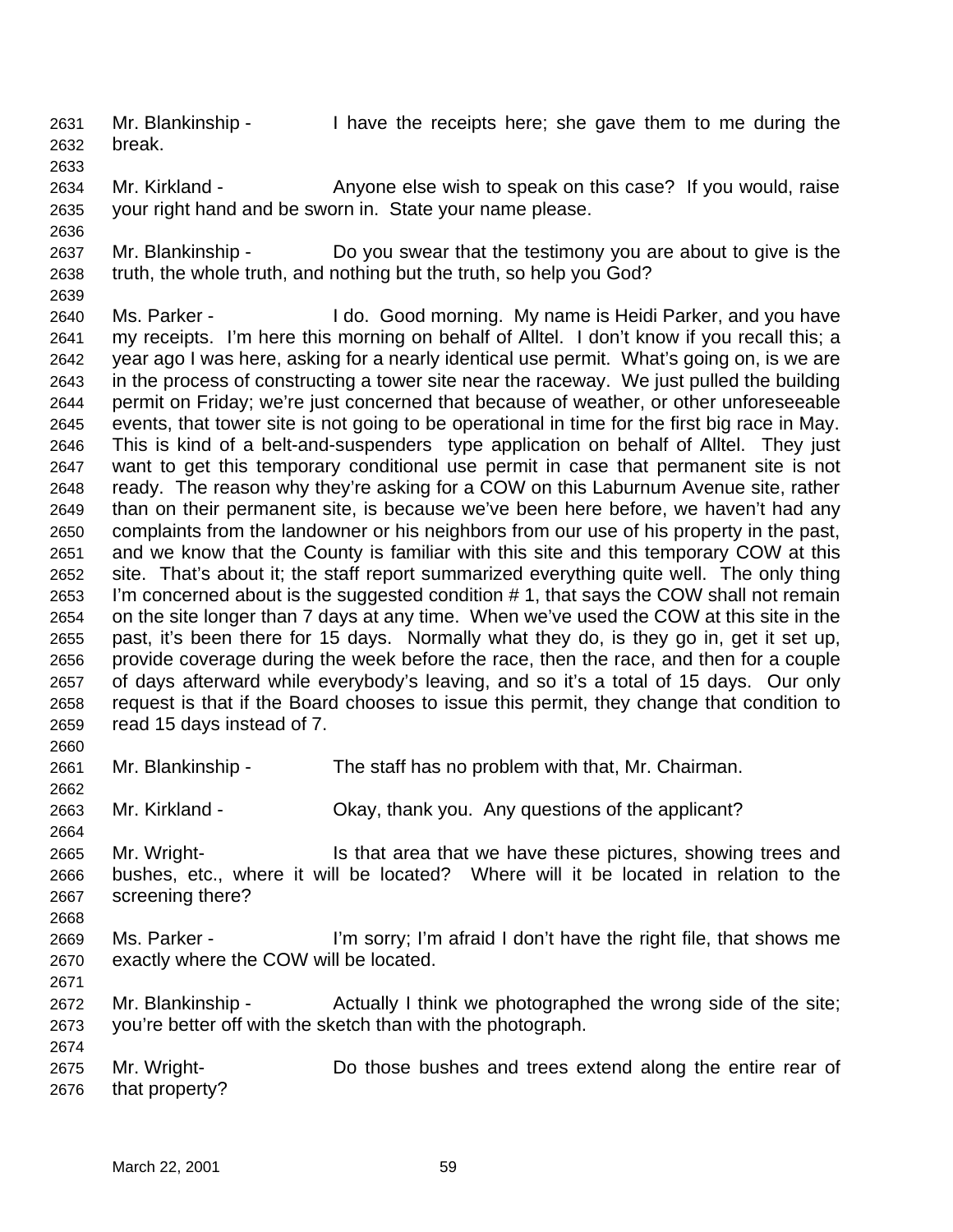2631 Mr. Blankinship - I have the receipts here; she gave them to me during the
2632 break.
2633
2634 Mr. Kirkland - Anyone else wish to speak on this case? If you would, raise
2635 your right hand and be sworn in. State your name please.
2636
2637 Mr. Blankinship - Do you swear that the testimony you are about to give is the
2638 truth, the whole truth, and nothing but the truth, so help you God?
2639
2640 Ms. Parker - I do. Good morning. My name is Heidi Parker, and you have
2641 my receipts. I'm here this morning on behalf of Alltel. I don't know if you recall this; a
2642 year ago I was here, asking for a nearly identical use permit. What's going on, is we are
2643 in the process of constructing a tower site near the raceway. We just pulled the building
2644 permit on Friday; we're just concerned that because of weather, or other unforeseeable
2645 events, that tower site is not going to be operational in time for the first big race in May.
2646 This is kind of a belt-and-suspenders type application on behalf of Alltel. They just
2647 want to get this temporary conditional use permit in case that permanent site is not
2648 ready. The reason why they're asking for a COW on this Laburnum Avenue site, rather
2649 than on their permanent site, is because we've been here before, we haven't had any
2650 complaints from the landowner or his neighbors from our use of his property in the past,
2651 and we know that the County is familiar with this site and this temporary COW at this
2652 site. That's about it; the staff report summarized everything quite well. The only thing
2653 I'm concerned about is the suggested condition # 1, that says the COW shall not remain
2654 on the site longer than 7 days at any time. When we've used the COW at this site in the
2655 past, it's been there for 15 days. Normally what they do, is they go in, get it set up,
2656 provide coverage during the week before the race, then the race, and then for a couple
2657 of days afterward while everybody's leaving, and so it's a total of 15 days. Our only
2658 request is that if the Board chooses to issue this permit, they change that condition to
2659 read 15 days instead of 7.
2660
2661 Mr. Blankinship - The staff has no problem with that, Mr. Chairman.
2662
2663 Mr. Kirkland - Okay, thank you. Any questions of the applicant?
2664
2665 Mr. Wright- Is that area that we have these pictures, showing trees and
2666 bushes, etc., where it will be located? Where will it be located in relation to the
2667 screening there?
2668
2669 Ms. Parker - I'm sorry; I'm afraid I don't have the right file, that shows me
2670 exactly where the COW will be located.
2671
2672 Mr. Blankinship - Actually I think we photographed the wrong side of the site;
2673 you're better off with the sketch than with the photograph.
2674
2675 Mr. Wright- Do those bushes and trees extend along the entire rear of
2676 that property?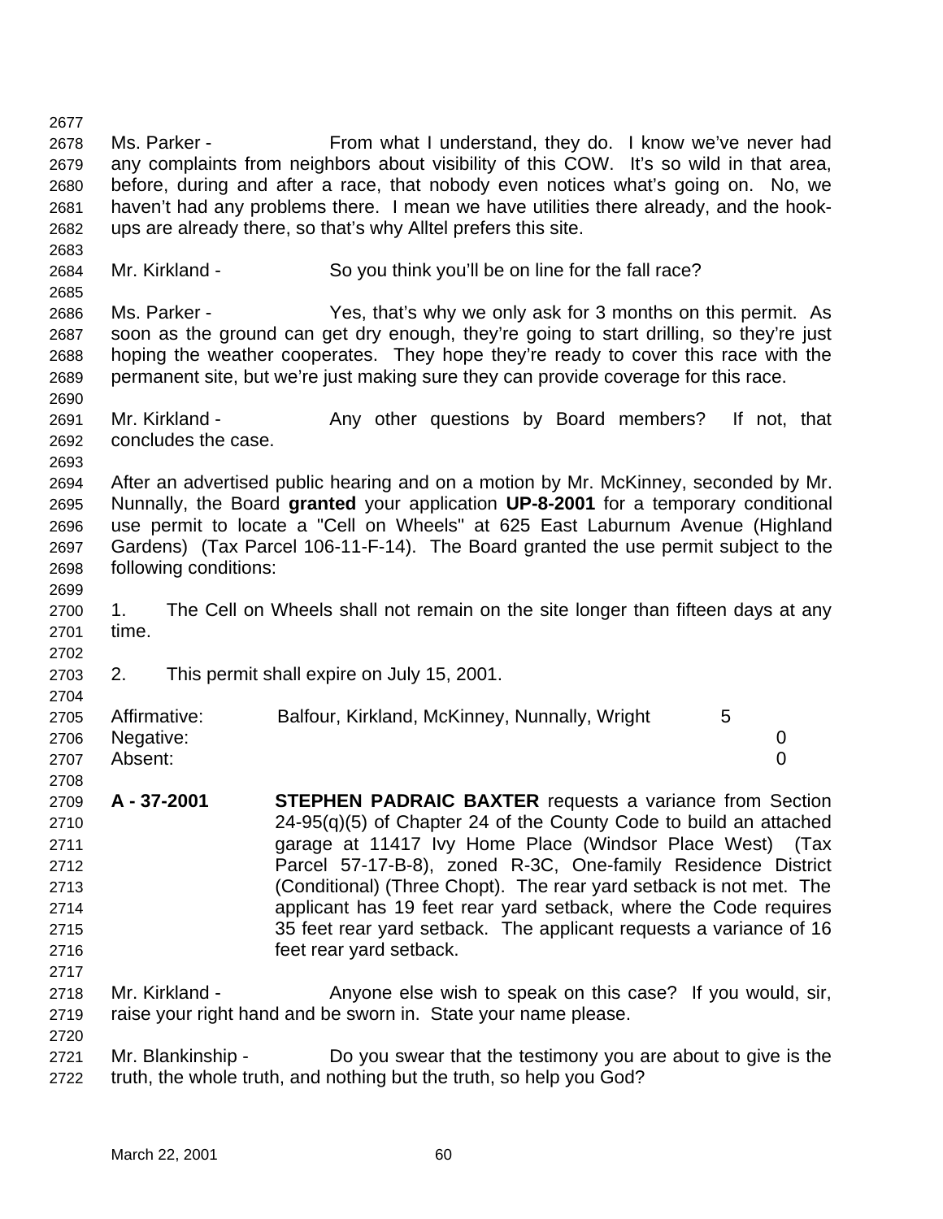Ms. Parker - From what I understand, they do. I know we've never had any complaints from neighbors about visibility of this COW. It's so wild in that area, before, during and after a race, that nobody even notices what's going on. No, we haven't had any problems there. I mean we have utilities there already, and the hook-ups are already there, so that's why Alltel prefers this site.

Mr. Kirkland - So you think you'll be on line for the fall race?

Ms. Parker - Yes, that's why we only ask for 3 months on this permit. As soon as the ground can get dry enough, they're going to start drilling, so they're just hoping the weather cooperates. They hope they're ready to cover this race with the permanent site, but we're just making sure they can provide coverage for this race.

Mr. Kirkland - Any other questions by Board members? If not, that concludes the case.

After an advertised public hearing and on a motion by Mr. McKinney, seconded by Mr. Nunnally, the Board **granted** your application **UP-8-2001** for a temporary conditional use permit to locate a "Cell on Wheels" at 625 East Laburnum Avenue (Highland Gardens) (Tax Parcel 106-11-F-14). The Board granted the use permit subject to the following conditions:

1. The Cell on Wheels shall not remain on the site longer than fifteen days at any time.

2. This permit shall expire on July 15, 2001.

| | | |
|---|---|---|
| Affirmative: | Balfour, Kirkland, McKinney, Nunnally, Wright | 5 |
| Negative: | | 0 |
| Absent: | | 0 |

**A - 37-2001** **STEPHEN PADRAIC BAXTER** requests a variance from Section 24-95(q)(5) of Chapter 24 of the County Code to build an attached garage at 11417 Ivy Home Place (Windsor Place West) (Tax Parcel 57-17-B-8), zoned R-3C, One-family Residence District (Conditional) (Three Chopt). The rear yard setback is not met. The applicant has 19 feet rear yard setback, where the Code requires 35 feet rear yard setback. The applicant requests a variance of 16 feet rear yard setback.

Mr. Kirkland - Anyone else wish to speak on this case? If you would, sir, raise your right hand and be sworn in. State your name please.

Mr. Blankinship - Do you swear that the testimony you are about to give is the truth, the whole truth, and nothing but the truth, so help you God?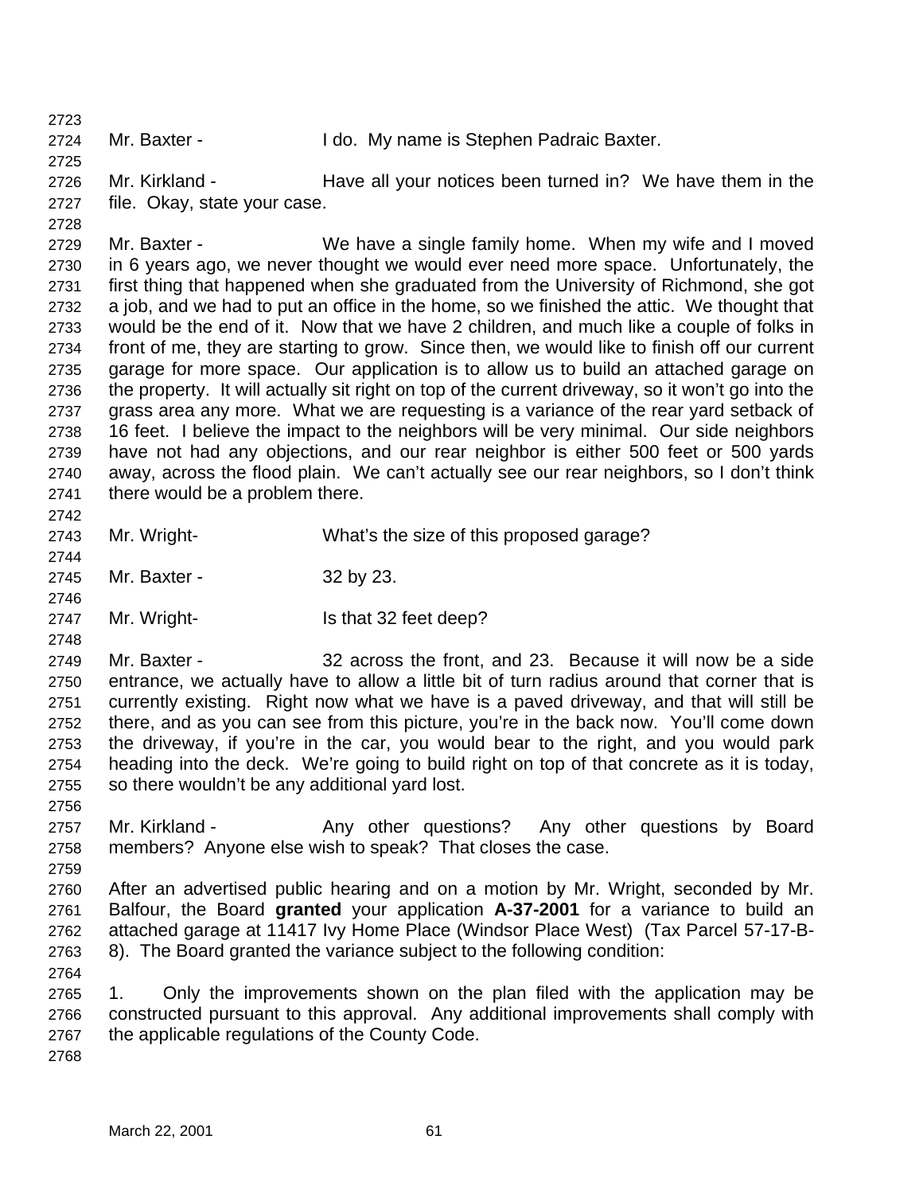Mr. Baxter - I do. My name is Stephen Padraic Baxter.

Mr. Kirkland - Have all your notices been turned in? We have them in the file. Okay, state your case.

Mr. Baxter - We have a single family home. When my wife and I moved in 6 years ago, we never thought we would ever need more space. Unfortunately, the first thing that happened when she graduated from the University of Richmond, she got a job, and we had to put an office in the home, so we finished the attic. We thought that would be the end of it. Now that we have 2 children, and much like a couple of folks in front of me, they are starting to grow. Since then, we would like to finish off our current garage for more space. Our application is to allow us to build an attached garage on the property. It will actually sit right on top of the current driveway, so it won't go into the grass area any more. What we are requesting is a variance of the rear yard setback of 16 feet. I believe the impact to the neighbors will be very minimal. Our side neighbors have not had any objections, and our rear neighbor is either 500 feet or 500 yards away, across the flood plain. We can't actually see our rear neighbors, so I don't think there would be a problem there.

Mr. Wright- What's the size of this proposed garage?

Mr. Baxter - 32 by 23.

Mr. Wright- Is that 32 feet deep?

Mr. Baxter - 32 across the front, and 23. Because it will now be a side entrance, we actually have to allow a little bit of turn radius around that corner that is currently existing. Right now what we have is a paved driveway, and that will still be there, and as you can see from this picture, you're in the back now. You'll come down the driveway, if you're in the car, you would bear to the right, and you would park heading into the deck. We're going to build right on top of that concrete as it is today, so there wouldn't be any additional yard lost.

Mr. Kirkland - Any other questions? Any other questions by Board members? Anyone else wish to speak? That closes the case.

After an advertised public hearing and on a motion by Mr. Wright, seconded by Mr. Balfour, the Board **granted** your application **A-37-2001** for a variance to build an attached garage at 11417 Ivy Home Place (Windsor Place West) (Tax Parcel 57-17-B-8). The Board granted the variance subject to the following condition:

1. Only the improvements shown on the plan filed with the application may be constructed pursuant to this approval. Any additional improvements shall comply with the applicable regulations of the County Code.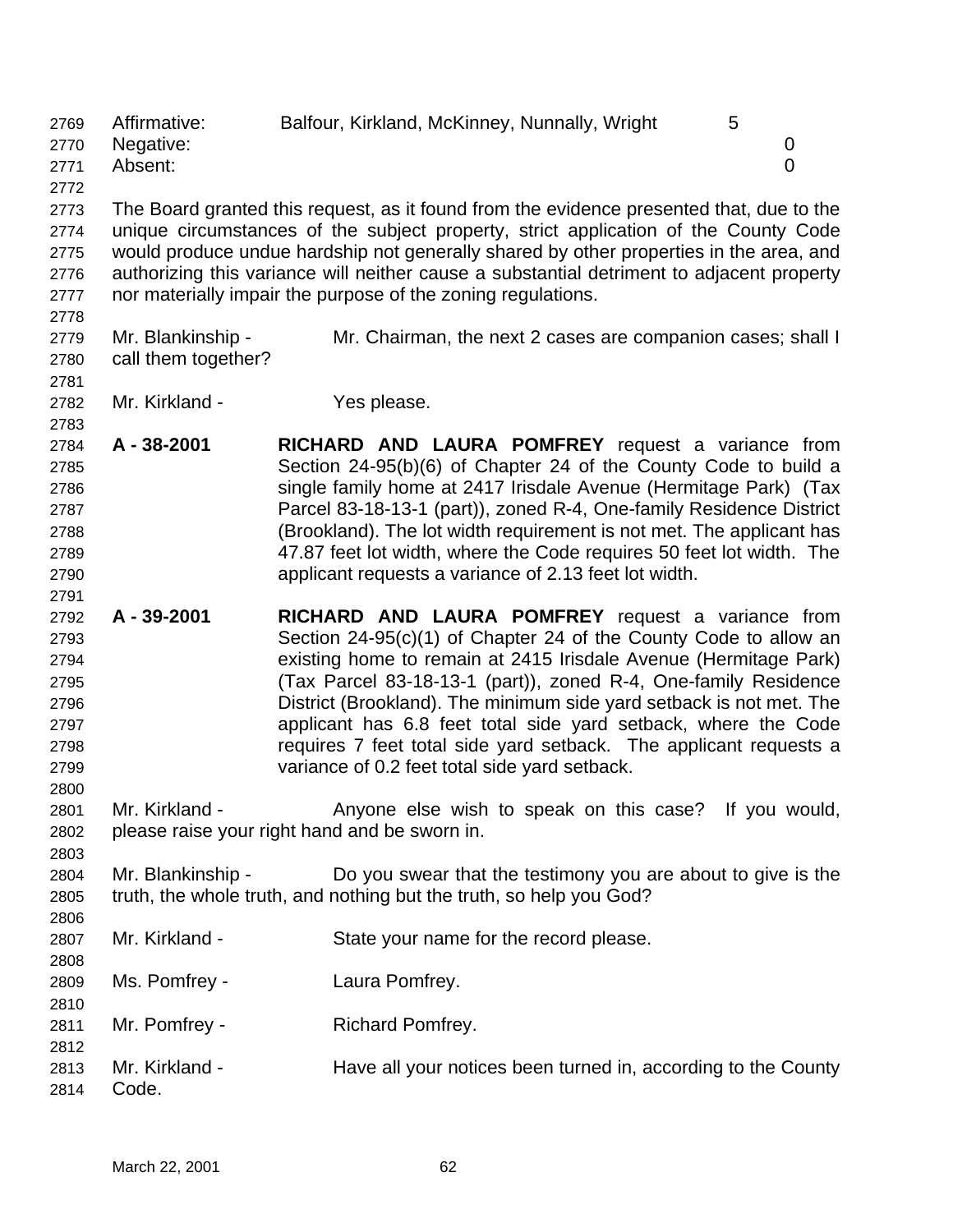Affirmative: Balfour, Kirkland, McKinney, Nunnally, Wright 5
Negative: 0
Absent: 0

The Board granted this request, as it found from the evidence presented that, due to the unique circumstances of the subject property, strict application of the County Code would produce undue hardship not generally shared by other properties in the area, and authorizing this variance will neither cause a substantial detriment to adjacent property nor materially impair the purpose of the zoning regulations.

Mr. Blankinship - Mr. Chairman, the next 2 cases are companion cases; shall I call them together?

Mr. Kirkland - Yes please.

**A - 38-2001** **RICHARD AND LAURA POMFREY** request a variance from Section 24-95(b)(6) of Chapter 24 of the County Code to build a single family home at 2417 Irisdale Avenue (Hermitage Park) (Tax Parcel 83-18-13-1 (part)), zoned R-4, One-family Residence District (Brookland). The lot width requirement is not met. The applicant has 47.87 feet lot width, where the Code requires 50 feet lot width. The applicant requests a variance of 2.13 feet lot width.

**A - 39-2001** **RICHARD AND LAURA POMFREY** request a variance from Section 24-95(c)(1) of Chapter 24 of the County Code to allow an existing home to remain at 2415 Irisdale Avenue (Hermitage Park) (Tax Parcel 83-18-13-1 (part)), zoned R-4, One-family Residence District (Brookland). The minimum side yard setback is not met. The applicant has 6.8 feet total side yard setback, where the Code requires 7 feet total side yard setback. The applicant requests a variance of 0.2 feet total side yard setback.

Mr. Kirkland - Anyone else wish to speak on this case? If you would, please raise your right hand and be sworn in.

Mr. Blankinship - Do you swear that the testimony you are about to give is the truth, the whole truth, and nothing but the truth, so help you God?

Mr. Kirkland - State your name for the record please.

Ms. Pomfrey - Laura Pomfrey.

Mr. Pomfrey - Richard Pomfrey.

Mr. Kirkland - Have all your notices been turned in, according to the County Code.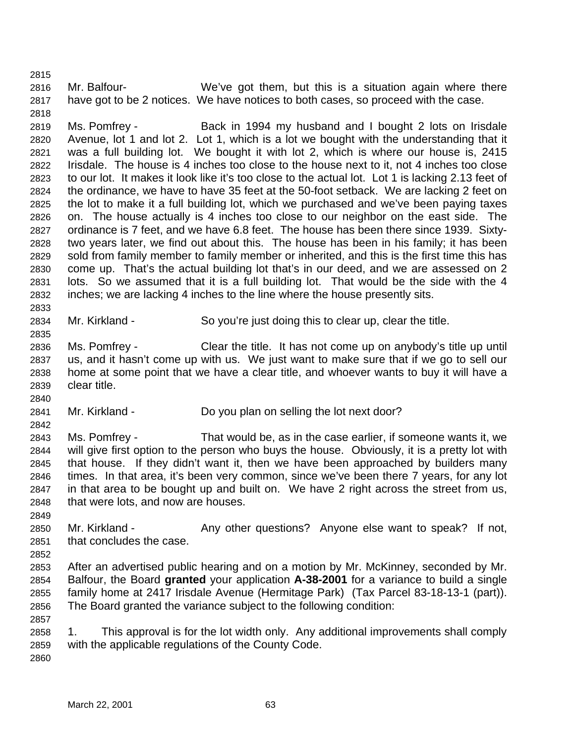Mr. Balfour- We've got them, but this is a situation again where there have got to be 2 notices. We have notices to both cases, so proceed with the case.

Ms. Pomfrey - Back in 1994 my husband and I bought 2 lots on Irisdale Avenue, lot 1 and lot 2. Lot 1, which is a lot we bought with the understanding that it was a full building lot. We bought it with lot 2, which is where our house is, 2415 Irisdale. The house is 4 inches too close to the house next to it, not 4 inches too close to our lot. It makes it look like it's too close to the actual lot. Lot 1 is lacking 2.13 feet of the ordinance, we have to have 35 feet at the 50-foot setback. We are lacking 2 feet on the lot to make it a full building lot, which we purchased and we've been paying taxes on. The house actually is 4 inches too close to our neighbor on the east side. The ordinance is 7 feet, and we have 6.8 feet. The house has been there since 1939. Sixty-two years later, we find out about this. The house has been in his family; it has been sold from family member to family member or inherited, and this is the first time this has come up. That's the actual building lot that's in our deed, and we are assessed on 2 lots. So we assumed that it is a full building lot. That would be the side with the 4 inches; we are lacking 4 inches to the line where the house presently sits.

Mr. Kirkland - So you're just doing this to clear up, clear the title.

Ms. Pomfrey - Clear the title. It has not come up on anybody's title up until us, and it hasn't come up with us. We just want to make sure that if we go to sell our home at some point that we have a clear title, and whoever wants to buy it will have a clear title.

Mr. Kirkland - Do you plan on selling the lot next door?

Ms. Pomfrey - That would be, as in the case earlier, if someone wants it, we will give first option to the person who buys the house. Obviously, it is a pretty lot with that house. If they didn't want it, then we have been approached by builders many times. In that area, it's been very common, since we've been there 7 years, for any lot in that area to be bought up and built on. We have 2 right across the street from us, that were lots, and now are houses.

Mr. Kirkland - Any other questions? Anyone else want to speak? If not, that concludes the case.

After an advertised public hearing and on a motion by Mr. McKinney, seconded by Mr. Balfour, the Board **granted** your application **A-38-2001** for a variance to build a single family home at 2417 Irisdale Avenue (Hermitage Park) (Tax Parcel 83-18-13-1 (part)). The Board granted the variance subject to the following condition:

1. This approval is for the lot width only. Any additional improvements shall comply with the applicable regulations of the County Code.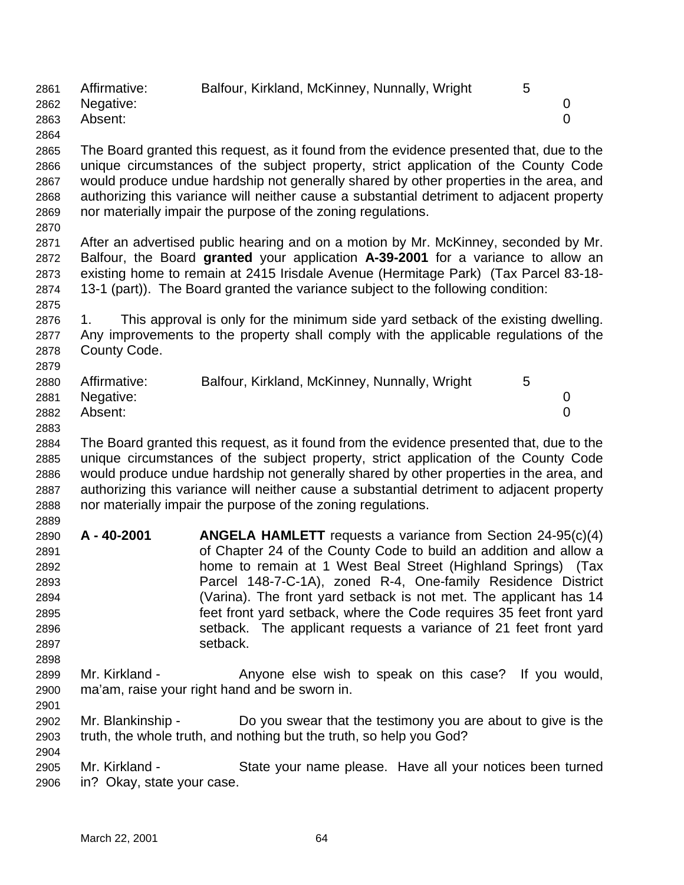| | | |
|---|---|---|
| Affirmative: | Balfour, Kirkland, McKinney, Nunnally, Wright | 5 |
| Negative: | | 0 |
| Absent: | | 0 |

The Board granted this request, as it found from the evidence presented that, due to the unique circumstances of the subject property, strict application of the County Code would produce undue hardship not generally shared by other properties in the area, and authorizing this variance will neither cause a substantial detriment to adjacent property nor materially impair the purpose of the zoning regulations.

After an advertised public hearing and on a motion by Mr. McKinney, seconded by Mr. Balfour, the Board **granted** your application **A-39-2001** for a variance to allow an existing home to remain at 2415 Irisdale Avenue (Hermitage Park) (Tax Parcel 83-18-13-1 (part)). The Board granted the variance subject to the following condition:

1. This approval is only for the minimum side yard setback of the existing dwelling. Any improvements to the property shall comply with the applicable regulations of the County Code.

| | | |
|---|---|---|
| Affirmative: | Balfour, Kirkland, McKinney, Nunnally, Wright | 5 |
| Negative: | | 0 |
| Absent: | | 0 |

The Board granted this request, as it found from the evidence presented that, due to the unique circumstances of the subject property, strict application of the County Code would produce undue hardship not generally shared by other properties in the area, and authorizing this variance will neither cause a substantial detriment to adjacent property nor materially impair the purpose of the zoning regulations.

**A - 40-2001** **ANGELA HAMLETT** requests a variance from Section 24-95(c)(4) of Chapter 24 of the County Code to build an addition and allow a home to remain at 1 West Beal Street (Highland Springs) (Tax Parcel 148-7-C-1A), zoned R-4, One-family Residence District (Varina). The front yard setback is not met. The applicant has 14 feet front yard setback, where the Code requires 35 feet front yard setback. The applicant requests a variance of 21 feet front yard setback.

Mr. Kirkland - Anyone else wish to speak on this case? If you would, ma'am, raise your right hand and be sworn in.

Mr. Blankinship - Do you swear that the testimony you are about to give is the truth, the whole truth, and nothing but the truth, so help you God?

Mr. Kirkland - State your name please. Have all your notices been turned in? Okay, state your case.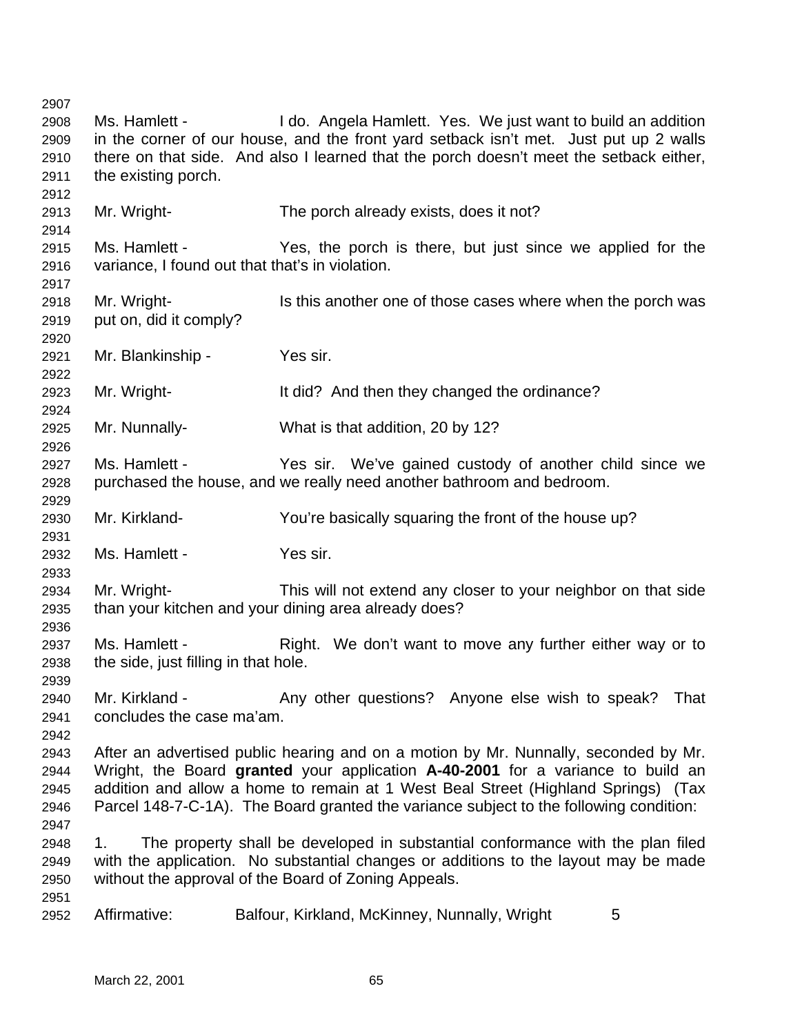Ms. Hamlett - I do. Angela Hamlett. Yes. We just want to build an addition in the corner of our house, and the front yard setback isn't met. Just put up 2 walls there on that side. And also I learned that the porch doesn't meet the setback either, the existing porch.

Mr. Wright- The porch already exists, does it not?

Ms. Hamlett - Yes, the porch is there, but just since we applied for the variance, I found out that that's in violation.

Mr. Wright- Is this another one of those cases where when the porch was put on, did it comply?

Mr. Blankinship - Yes sir.

Mr. Wright- It did? And then they changed the ordinance?

Mr. Nunnally- What is that addition, 20 by 12?

Ms. Hamlett - Yes sir. We've gained custody of another child since we purchased the house, and we really need another bathroom and bedroom.

Mr. Kirkland- You're basically squaring the front of the house up?

Ms. Hamlett - Yes sir.

Mr. Wright- This will not extend any closer to your neighbor on that side than your kitchen and your dining area already does?

Ms. Hamlett - Right. We don't want to move any further either way or to the side, just filling in that hole.

Mr. Kirkland - Any other questions? Anyone else wish to speak? That concludes the case ma'am.

After an advertised public hearing and on a motion by Mr. Nunnally, seconded by Mr. Wright, the Board **granted** your application **A-40-2001** for a variance to build an addition and allow a home to remain at 1 West Beal Street (Highland Springs) (Tax Parcel 148-7-C-1A). The Board granted the variance subject to the following condition:

1. The property shall be developed in substantial conformance with the plan filed with the application. No substantial changes or additions to the layout may be made without the approval of the Board of Zoning Appeals.

Affirmative: Balfour, Kirkland, McKinney, Nunnally, Wright 5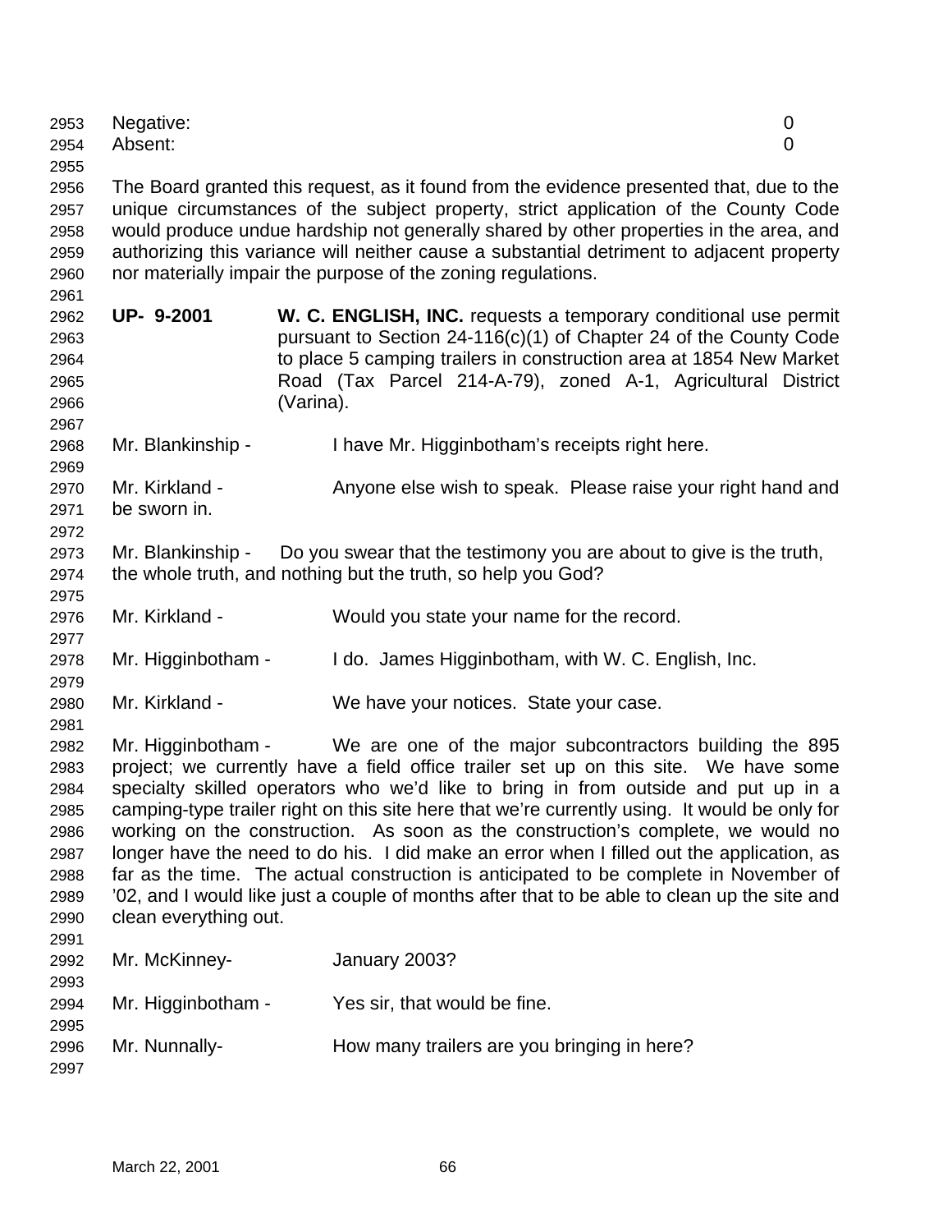Negative: 0
Absent: 0

The Board granted this request, as it found from the evidence presented that, due to the unique circumstances of the subject property, strict application of the County Code would produce undue hardship not generally shared by other properties in the area, and authorizing this variance will neither cause a substantial detriment to adjacent property nor materially impair the purpose of the zoning regulations.

**UP- 9-2001** **W. C. ENGLISH, INC.** requests a temporary conditional use permit pursuant to Section 24-116(c)(1) of Chapter 24 of the County Code to place 5 camping trailers in construction area at 1854 New Market Road (Tax Parcel 214-A-79), zoned A-1, Agricultural District (Varina).

Mr. Blankinship - I have Mr. Higginbotham's receipts right here.

Mr. Kirkland - Anyone else wish to speak. Please raise your right hand and be sworn in.

Mr. Blankinship - Do you swear that the testimony you are about to give is the truth, the whole truth, and nothing but the truth, so help you God?

Mr. Kirkland - Would you state your name for the record.

Mr. Higginbotham - I do. James Higginbotham, with W. C. English, Inc.

Mr. Kirkland - We have your notices. State your case.

Mr. Higginbotham - We are one of the major subcontractors building the 895 project; we currently have a field office trailer set up on this site. We have some specialty skilled operators who we'd like to bring in from outside and put up in a camping-type trailer right on this site here that we're currently using. It would be only for working on the construction. As soon as the construction's complete, we would no longer have the need to do his. I did make an error when I filled out the application, as far as the time. The actual construction is anticipated to be complete in November of '02, and I would like just a couple of months after that to be able to clean up the site and clean everything out.

Mr. McKinney- January 2003?

Mr. Higginbotham - Yes sir, that would be fine.

Mr. Nunnally- How many trailers are you bringing in here?

March 22, 2001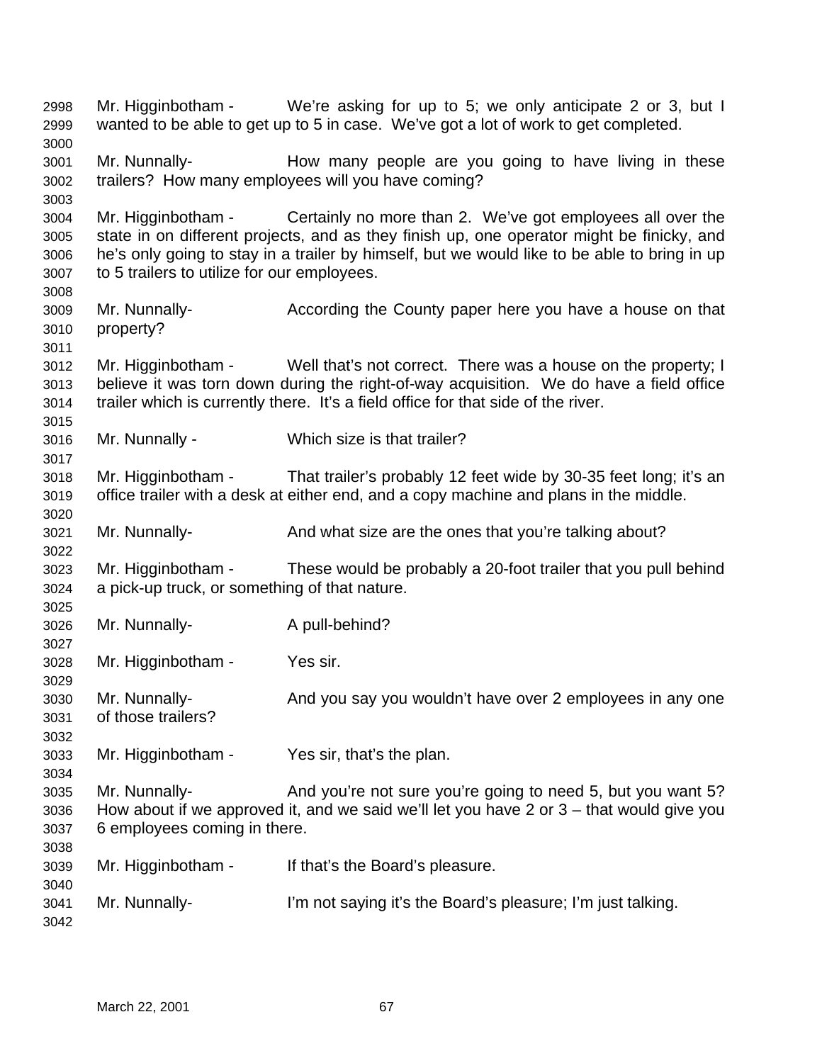Mr. Higginbotham - We're asking for up to 5; we only anticipate 2 or 3, but I wanted to be able to get up to 5 in case. We've got a lot of work to get completed.

Mr. Nunnally- How many people are you going to have living in these trailers? How many employees will you have coming?

Mr. Higginbotham - Certainly no more than 2. We've got employees all over the state in on different projects, and as they finish up, one operator might be finicky, and he's only going to stay in a trailer by himself, but we would like to be able to bring in up to 5 trailers to utilize for our employees.

Mr. Nunnally- According the County paper here you have a house on that property?

Mr. Higginbotham - Well that's not correct. There was a house on the property; I believe it was torn down during the right-of-way acquisition. We do have a field office trailer which is currently there. It's a field office for that side of the river.

Mr. Nunnally - Which size is that trailer?

Mr. Higginbotham - That trailer's probably 12 feet wide by 30-35 feet long; it's an office trailer with a desk at either end, and a copy machine and plans in the middle.

Mr. Nunnally- And what size are the ones that you're talking about?

Mr. Higginbotham - These would be probably a 20-foot trailer that you pull behind a pick-up truck, or something of that nature.

Mr. Nunnally- A pull-behind?

Mr. Higginbotham - Yes sir.

Mr. Nunnally- And you say you wouldn't have over 2 employees in any one of those trailers?

Mr. Higginbotham - Yes sir, that's the plan.

Mr. Nunnally- And you're not sure you're going to need 5, but you want 5? How about if we approved it, and we said we'll let you have 2 or 3 – that would give you 6 employees coming in there.

Mr. Higginbotham - If that's the Board's pleasure.

Mr. Nunnally- I'm not saying it's the Board's pleasure; I'm just talking.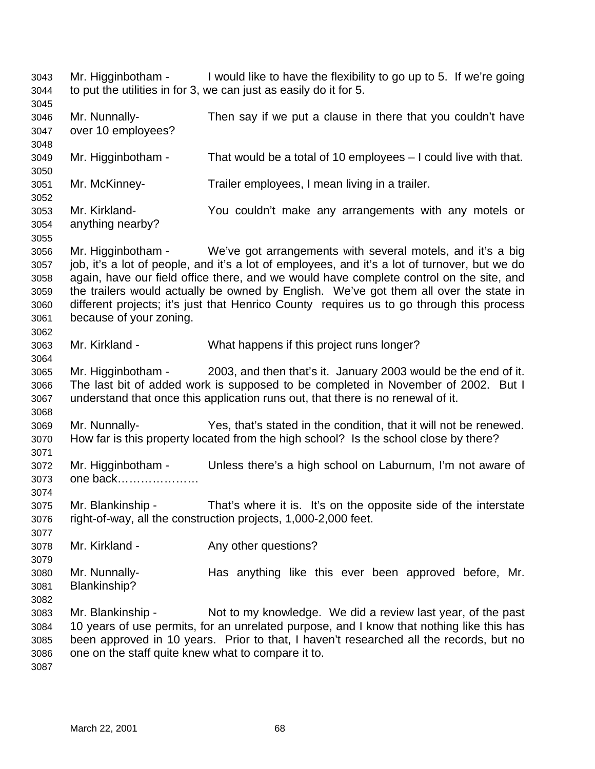Mr. Higginbotham - I would like to have the flexibility to go up to 5. If we're going to put the utilities in for 3, we can just as easily do it for 5.

Mr. Nunnally- Then say if we put a clause in there that you couldn't have over 10 employees?

Mr. Higginbotham - That would be a total of 10 employees – I could live with that.

Mr. McKinney- Trailer employees, I mean living in a trailer.

Mr. Kirkland- You couldn't make any arrangements with any motels or anything nearby?

Mr. Higginbotham - We've got arrangements with several motels, and it's a big job, it's a lot of people, and it's a lot of employees, and it's a lot of turnover, but we do again, have our field office there, and we would have complete control on the site, and the trailers would actually be owned by English. We've got them all over the state in different projects; it's just that Henrico County requires us to go through this process because of your zoning.

Mr. Kirkland - What happens if this project runs longer?

Mr. Higginbotham - 2003, and then that's it. January 2003 would be the end of it. The last bit of added work is supposed to be completed in November of 2002. But I understand that once this application runs out, that there is no renewal of it.

Mr. Nunnally- Yes, that's stated in the condition, that it will not be renewed. How far is this property located from the high school? Is the school close by there?

Mr. Higginbotham - Unless there's a high school on Laburnum, I'm not aware of one back…………………

Mr. Blankinship - That's where it is. It's on the opposite side of the interstate right-of-way, all the construction projects, 1,000-2,000 feet.

Mr. Kirkland - Any other questions?

Mr. Nunnally- Has anything like this ever been approved before, Mr. Blankinship?

Mr. Blankinship - Not to my knowledge. We did a review last year, of the past 10 years of use permits, for an unrelated purpose, and I know that nothing like this has been approved in 10 years. Prior to that, I haven't researched all the records, but no one on the staff quite knew what to compare it to.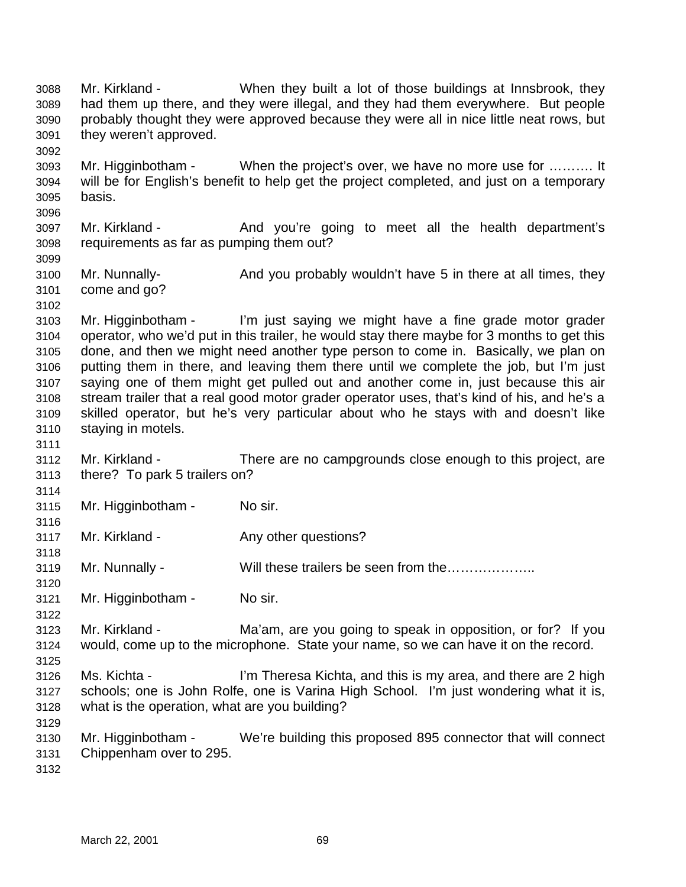Mr. Kirkland - When they built a lot of those buildings at Innsbrook, they had them up there, and they were illegal, and they had them everywhere. But people probably thought they were approved because they were all in nice little neat rows, but they weren't approved.

Mr. Higginbotham - When the project's over, we have no more use for ………. It will be for English's benefit to help get the project completed, and just on a temporary basis.

Mr. Kirkland - And you're going to meet all the health department's requirements as far as pumping them out?

Mr. Nunnally- And you probably wouldn't have 5 in there at all times, they come and go?

Mr. Higginbotham - I'm just saying we might have a fine grade motor grader operator, who we'd put in this trailer, he would stay there maybe for 3 months to get this done, and then we might need another type person to come in. Basically, we plan on putting them in there, and leaving them there until we complete the job, but I'm just saying one of them might get pulled out and another come in, just because this air stream trailer that a real good motor grader operator uses, that's kind of his, and he's a skilled operator, but he's very particular about who he stays with and doesn't like staying in motels.

Mr. Kirkland - There are no campgrounds close enough to this project, are there? To park 5 trailers on?

Mr. Higginbotham - No sir.

Mr. Kirkland - Any other questions?

Mr. Nunnally - Will these trailers be seen from the………………..

Mr. Higginbotham - No sir.

Mr. Kirkland - Ma'am, are you going to speak in opposition, or for? If you would, come up to the microphone. State your name, so we can have it on the record.

Ms. Kichta - I'm Theresa Kichta, and this is my area, and there are 2 high schools; one is John Rolfe, one is Varina High School. I'm just wondering what it is, what is the operation, what are you building?

Mr. Higginbotham - We're building this proposed 895 connector that will connect Chippenham over to 295.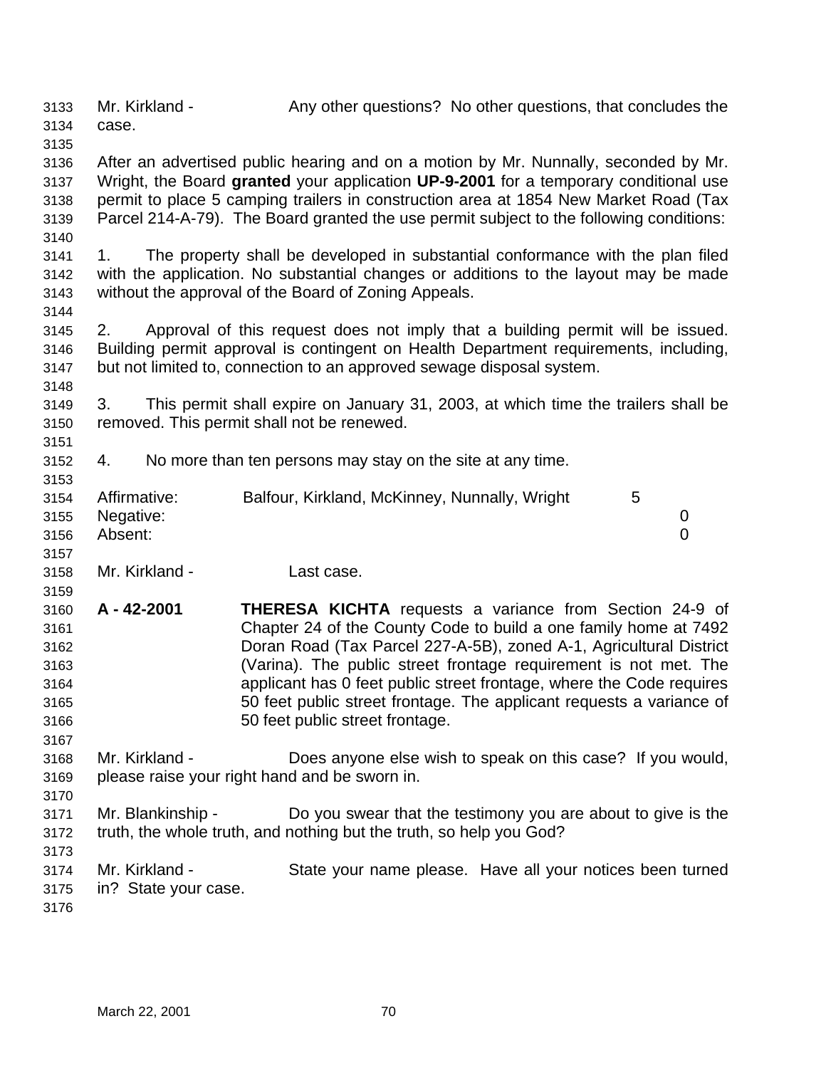Mr. Kirkland - Any other questions? No other questions, that concludes the case.

After an advertised public hearing and on a motion by Mr. Nunnally, seconded by Mr. Wright, the Board **granted** your application **UP-9-2001** for a temporary conditional use permit to place 5 camping trailers in construction area at 1854 New Market Road (Tax Parcel 214-A-79). The Board granted the use permit subject to the following conditions:

1. The property shall be developed in substantial conformance with the plan filed with the application. No substantial changes or additions to the layout may be made without the approval of the Board of Zoning Appeals.

2. Approval of this request does not imply that a building permit will be issued. Building permit approval is contingent on Health Department requirements, including, but not limited to, connection to an approved sewage disposal system.

3. This permit shall expire on January 31, 2003, at which time the trailers shall be removed. This permit shall not be renewed.

4. No more than ten persons may stay on the site at any time.

| | | |
|---|---|---|
| Affirmative: | Balfour, Kirkland, McKinney, Nunnally, Wright | 5 |
| Negative: | | 0 |
| Absent: | | 0 |

Mr. Kirkland - Last case.

**A - 42-2001** **THERESA KICHTA** requests a variance from Section 24-9 of Chapter 24 of the County Code to build a one family home at 7492 Doran Road (Tax Parcel 227-A-5B), zoned A-1, Agricultural District (Varina). The public street frontage requirement is not met. The applicant has 0 feet public street frontage, where the Code requires 50 feet public street frontage. The applicant requests a variance of 50 feet public street frontage.

Mr. Kirkland - Does anyone else wish to speak on this case? If you would, please raise your right hand and be sworn in.

Mr. Blankinship - Do you swear that the testimony you are about to give is the truth, the whole truth, and nothing but the truth, so help you God?

Mr. Kirkland - State your name please. Have all your notices been turned in? State your case.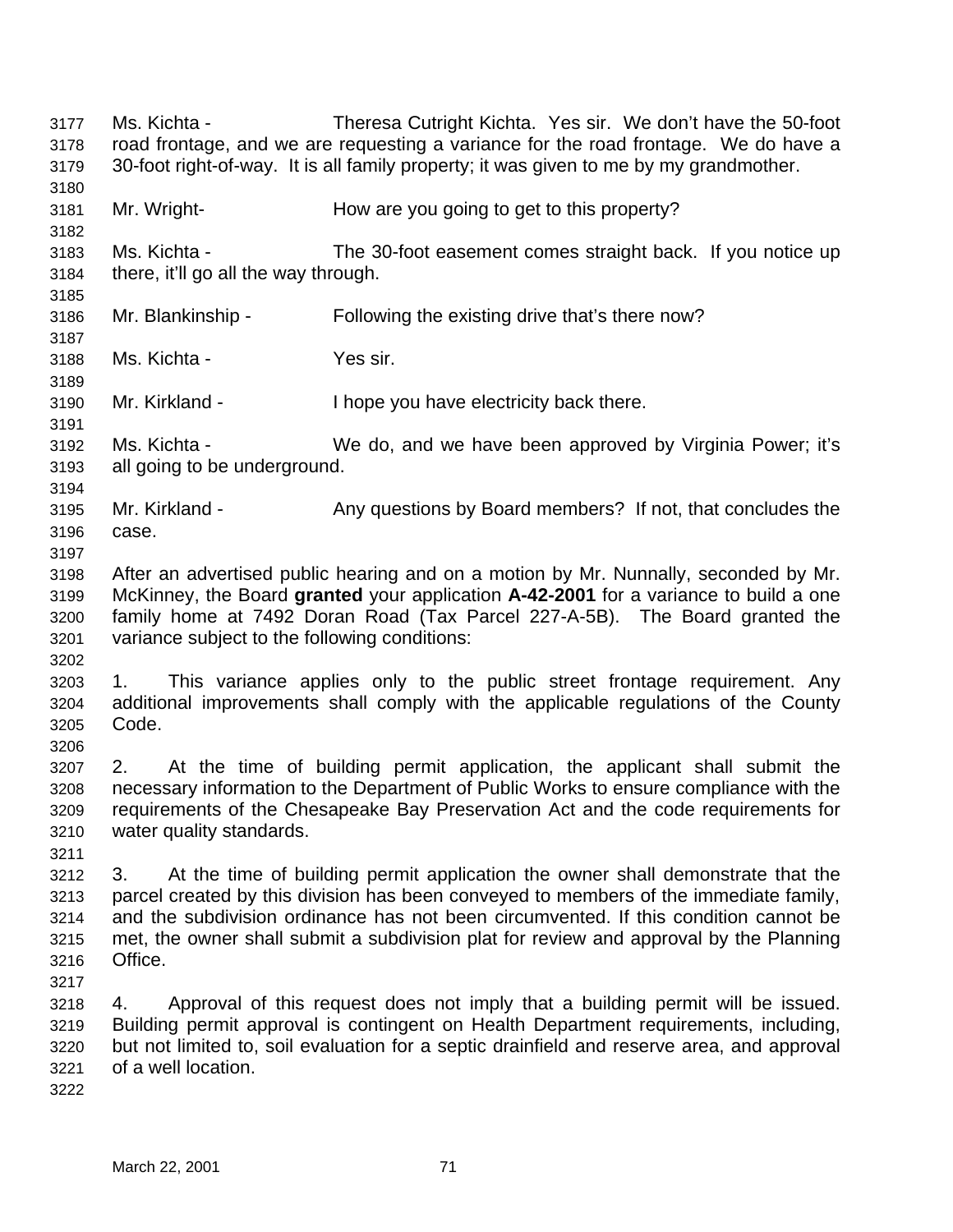Ms. Kichta - Theresa Cutright Kichta. Yes sir. We don't have the 50-foot road frontage, and we are requesting a variance for the road frontage. We do have a 30-foot right-of-way. It is all family property; it was given to me by my grandmother.

Mr. Wright- How are you going to get to this property?

Ms. Kichta - The 30-foot easement comes straight back. If you notice up there, it'll go all the way through.

Mr. Blankinship - Following the existing drive that's there now?

Ms. Kichta - Yes sir.

Mr. Kirkland - I hope you have electricity back there.

Ms. Kichta - We do, and we have been approved by Virginia Power; it's all going to be underground.

Mr. Kirkland - Any questions by Board members? If not, that concludes the case.

After an advertised public hearing and on a motion by Mr. Nunnally, seconded by Mr. McKinney, the Board **granted** your application **A-42-2001** for a variance to build a one family home at 7492 Doran Road (Tax Parcel 227-A-5B). The Board granted the variance subject to the following conditions:

1. This variance applies only to the public street frontage requirement. Any additional improvements shall comply with the applicable regulations of the County Code.

2. At the time of building permit application, the applicant shall submit the necessary information to the Department of Public Works to ensure compliance with the requirements of the Chesapeake Bay Preservation Act and the code requirements for water quality standards.

3. At the time of building permit application the owner shall demonstrate that the parcel created by this division has been conveyed to members of the immediate family, and the subdivision ordinance has not been circumvented. If this condition cannot be met, the owner shall submit a subdivision plat for review and approval by the Planning Office.

4. Approval of this request does not imply that a building permit will be issued. Building permit approval is contingent on Health Department requirements, including, but not limited to, soil evaluation for a septic drainfield and reserve area, and approval of a well location.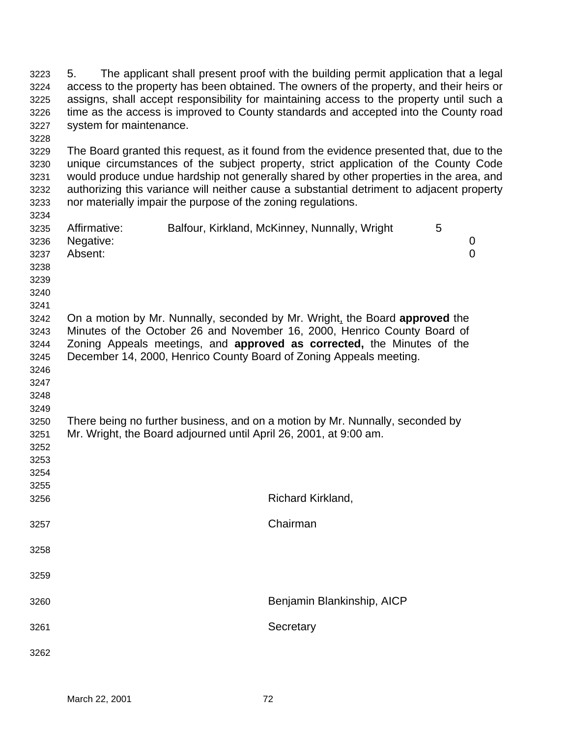5. The applicant shall present proof with the building permit application that a legal access to the property has been obtained. The owners of the property, and their heirs or assigns, shall accept responsibility for maintaining access to the property until such a time as the access is improved to County standards and accepted into the County road system for maintenance.

The Board granted this request, as it found from the evidence presented that, due to the unique circumstances of the subject property, strict application of the County Code would produce undue hardship not generally shared by other properties in the area, and authorizing this variance will neither cause a substantial detriment to adjacent property nor materially impair the purpose of the zoning regulations.

| | | |
|---|---|---|
| Affirmative: | Balfour, Kirkland, McKinney, Nunnally, Wright | 5 |
| Negative: | | 0 |
| Absent: | | 0 |

On a motion by Mr. Nunnally, seconded by Mr. Wright, the Board **approved** the Minutes of the October 26 and November 16, 2000, Henrico County Board of Zoning Appeals meetings, and **approved as corrected,** the Minutes of the December 14, 2000, Henrico County Board of Zoning Appeals meeting.

There being no further business, and on a motion by Mr. Nunnally, seconded by Mr. Wright, the Board adjourned until April 26, 2001, at 9:00 am.

Richard Kirkland,

Chairman

Benjamin Blankinship, AICP

Secretary